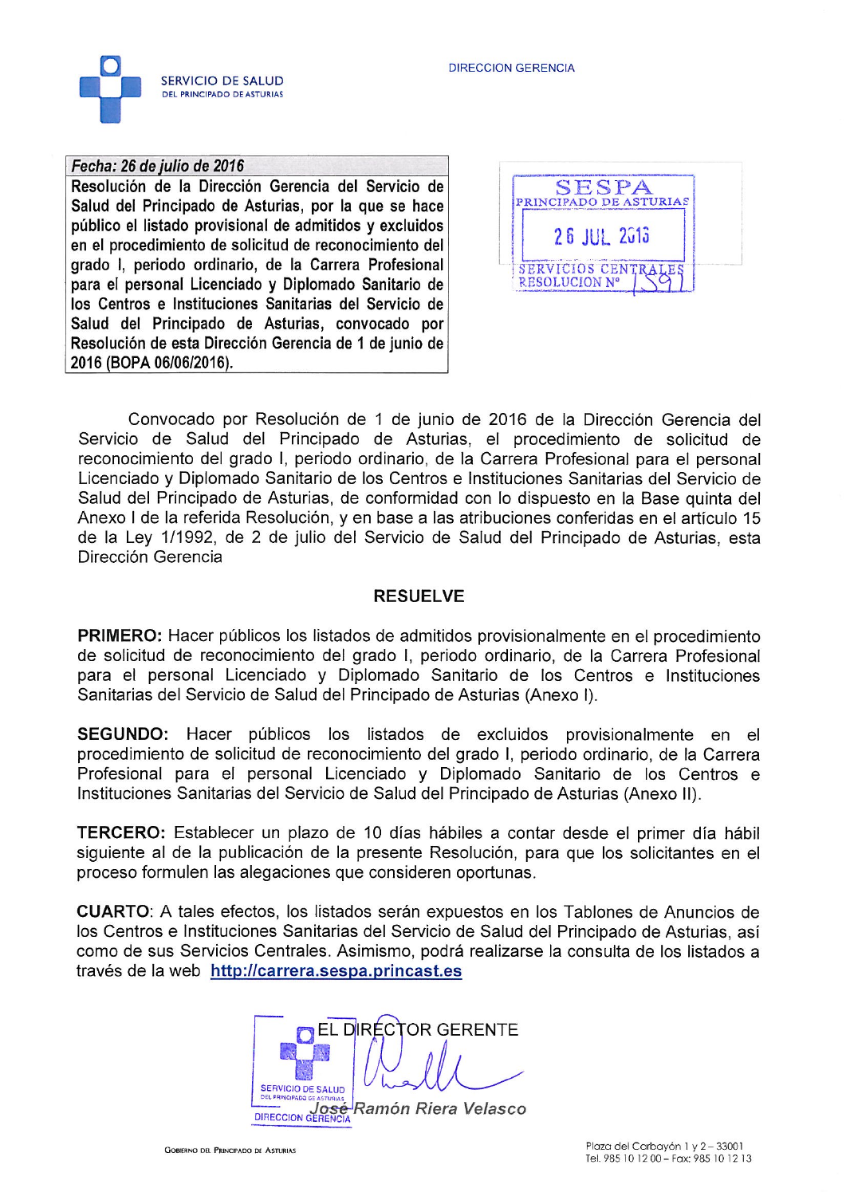SERVICIO DE SALUD
DEL PRINCIPADO DE ASTURIAS

DIRECCION GERENCIA

***Fecha: 26 de julio de 2016***

**Resolución de la Dirección Gerencia del Servicio de Salud del Principado de Asturias, por la que se hace público el listado provisional de admitidos y excluidos en el procedimiento de solicitud de reconocimiento del grado I, periodo ordinario, de la Carrera Profesional para el personal Licenciado y Diplomado Sanitario de los Centros e Instituciones Sanitarias del Servicio de Salud del Principado de Asturias, convocado por Resolución de esta Dirección Gerencia de 1 de junio de 2016 (BOPA 06/06/2016).**

SESPA
PRINCIPADO DE ASTURIAS
26 JUL 2016
SERVICIOS CENTRALES
RESOLUCION Nº 1591

Convocado por Resolución de 1 de junio de 2016 de la Dirección Gerencia del Servicio de Salud del Principado de Asturias, el procedimiento de solicitud de reconocimiento del grado I, periodo ordinario, de la Carrera Profesional para el personal Licenciado y Diplomado Sanitario de los Centros e Instituciones Sanitarias del Servicio de Salud del Principado de Asturias, de conformidad con lo dispuesto en la Base quinta del Anexo I de la referida Resolución, y en base a las atribuciones conferidas en el artículo 15 de la Ley 1/1992, de 2 de julio del Servicio de Salud del Principado de Asturias, esta Dirección Gerencia

**RESUELVE**

**PRIMERO:** Hacer públicos los listados de admitidos provisionalmente en el procedimiento de solicitud de reconocimiento del grado I, periodo ordinario, de la Carrera Profesional para el personal Licenciado y Diplomado Sanitario de los Centros e Instituciones Sanitarias del Servicio de Salud del Principado de Asturias (Anexo I).

**SEGUNDO:** Hacer públicos los listados de excluidos provisionalmente en el procedimiento de solicitud de reconocimiento del grado I, periodo ordinario, de la Carrera Profesional para el personal Licenciado y Diplomado Sanitario de los Centros e Instituciones Sanitarias del Servicio de Salud del Principado de Asturias (Anexo II).

**TERCERO:** Establecer un plazo de 10 días hábiles a contar desde el primer día hábil siguiente al de la publicación de la presente Resolución, para que los solicitantes en el proceso formulen las alegaciones que consideren oportunas.

**CUARTO**: A tales efectos, los listados serán expuestos en los Tablones de Anuncios de los Centros e Instituciones Sanitarias del Servicio de Salud del Principado de Asturias, así como de sus Servicios Centrales. Asimismo, podrá realizarse la consulta de los listados a través de la web **http://carrera.sespa.princast.es**

EL DIRECTOR GERENTE

*José Ramón Riera Velasco*

SERVICIO DE SALUD DEL PRINCIPADO DE ASTURIAS
DIRECCION GERENCIA

GOBIERNO DEL PRINCIPADO DE ASTURIAS

Plaza del Carbayón 1 y 2 – 33001
Tel. 985 10 12 00 – Fax: 985 10 12 13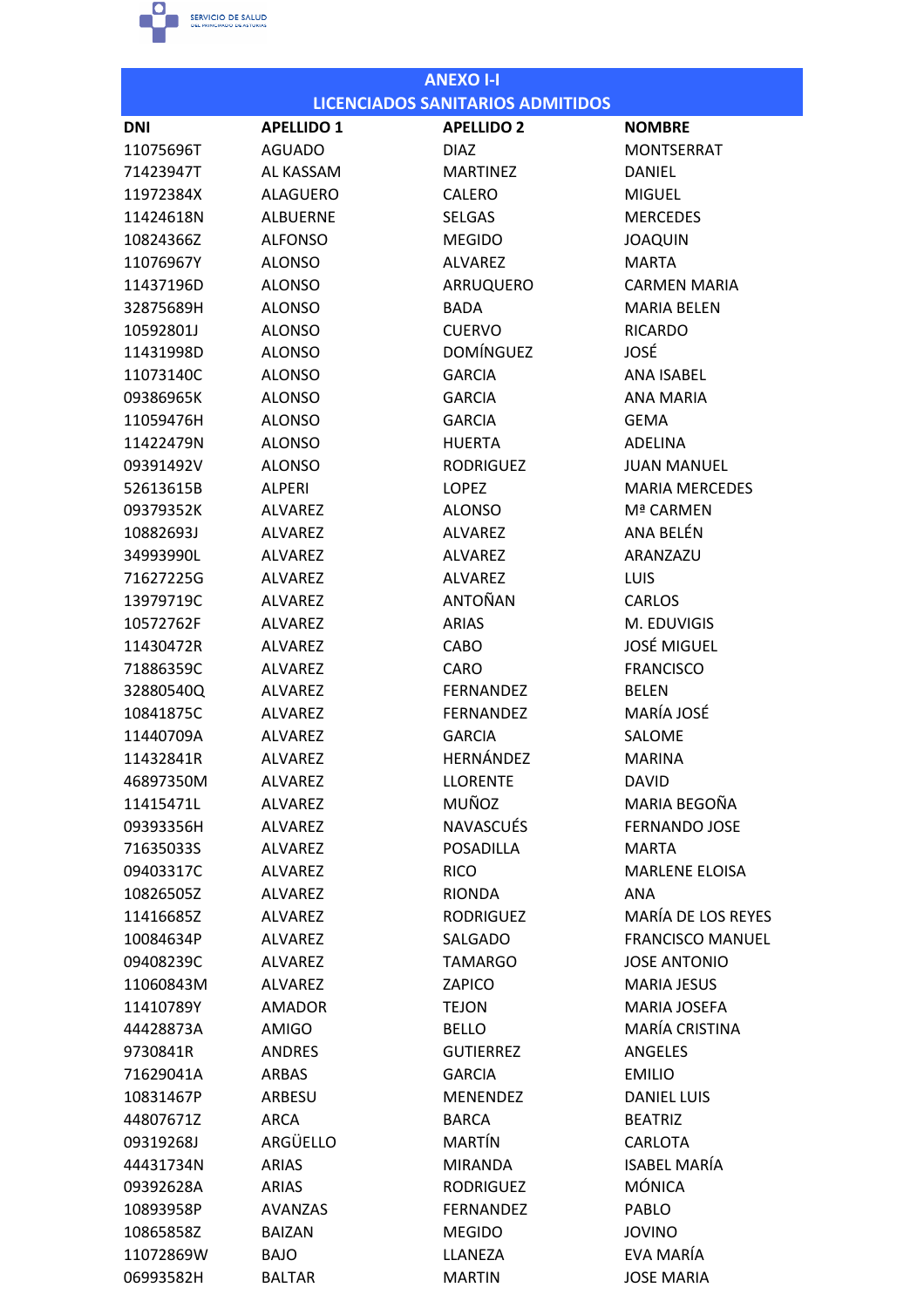# ANEXO I-I
## LICENCIADOS SANITARIOS ADMITIDOS

| DNI | APELLIDO 1 | APELLIDO 2 | NOMBRE |
|---|---|---|---|
| 11075696T | AGUADO | DIAZ | MONTSERRAT |
| 71423947T | AL KASSAM | MARTINEZ | DANIEL |
| 11972384X | ALAGUERO | CALERO | MIGUEL |
| 11424618N | ALBUERNE | SELGAS | MERCEDES |
| 10824366Z | ALFONSO | MEGIDO | JOAQUIN |
| 11076967Y | ALONSO | ALVAREZ | MARTA |
| 11437196D | ALONSO | ARRUQUERO | CARMEN MARIA |
| 32875689H | ALONSO | BADA | MARIA BELEN |
| 10592801J | ALONSO | CUERVO | RICARDO |
| 11431998D | ALONSO | DOMÍNGUEZ | JOSÉ |
| 11073140C | ALONSO | GARCIA | ANA ISABEL |
| 09386965K | ALONSO | GARCIA | ANA MARIA |
| 11059476H | ALONSO | GARCIA | GEMA |
| 11422479N | ALONSO | HUERTA | ADELINA |
| 09391492V | ALONSO | RODRIGUEZ | JUAN MANUEL |
| 52613615B | ALPERI | LOPEZ | MARIA MERCEDES |
| 09379352K | ALVAREZ | ALONSO | Mª CARMEN |
| 10882693J | ALVAREZ | ALVAREZ | ANA BELÉN |
| 34993990L | ALVAREZ | ALVAREZ | ARANZAZU |
| 71627225G | ALVAREZ | ALVAREZ | LUIS |
| 13979719C | ALVAREZ | ANTOÑAN | CARLOS |
| 10572762F | ALVAREZ | ARIAS | M. EDUVIGIS |
| 11430472R | ALVAREZ | CABO | JOSÉ MIGUEL |
| 71886359C | ALVAREZ | CARO | FRANCISCO |
| 32880540Q | ALVAREZ | FERNANDEZ | BELEN |
| 10841875C | ALVAREZ | FERNANDEZ | MARÍA JOSÉ |
| 11440709A | ALVAREZ | GARCIA | SALOME |
| 11432841R | ALVAREZ | HERNÁNDEZ | MARINA |
| 46897350M | ALVAREZ | LLORENTE | DAVID |
| 11415471L | ALVAREZ | MUÑOZ | MARIA BEGOÑA |
| 09393356H | ALVAREZ | NAVASCUÉS | FERNANDO JOSE |
| 71635033S | ALVAREZ | POSADILLA | MARTA |
| 09403317C | ALVAREZ | RICO | MARLENE ELOISA |
| 10826505Z | ALVAREZ | RIONDA | ANA |
| 11416685Z | ALVAREZ | RODRIGUEZ | MARÍA DE LOS REYES |
| 10084634P | ALVAREZ | SALGADO | FRANCISCO MANUEL |
| 09408239C | ALVAREZ | TAMARGO | JOSE ANTONIO |
| 11060843M | ALVAREZ | ZAPICO | MARIA JESUS |
| 11410789Y | AMADOR | TEJON | MARIA JOSEFA |
| 44428873A | AMIGO | BELLO | MARÍA CRISTINA |
| 9730841R | ANDRES | GUTIERREZ | ANGELES |
| 71629041A | ARBAS | GARCIA | EMILIO |
| 10831467P | ARBESU | MENENDEZ | DANIEL LUIS |
| 44807671Z | ARCA | BARCA | BEATRIZ |
| 09319268J | ARGÜELLO | MARTÍN | CARLOTA |
| 44431734N | ARIAS | MIRANDA | ISABEL MARÍA |
| 09392628A | ARIAS | RODRIGUEZ | MÓNICA |
| 10893958P | AVANZAS | FERNANDEZ | PABLO |
| 10865858Z | BAIZAN | MEGIDO | JOVINO |
| 11072869W | BAJO | LLANEZA | EVA MARÍA |
| 06993582H | BALTAR | MARTIN | JOSE MARIA |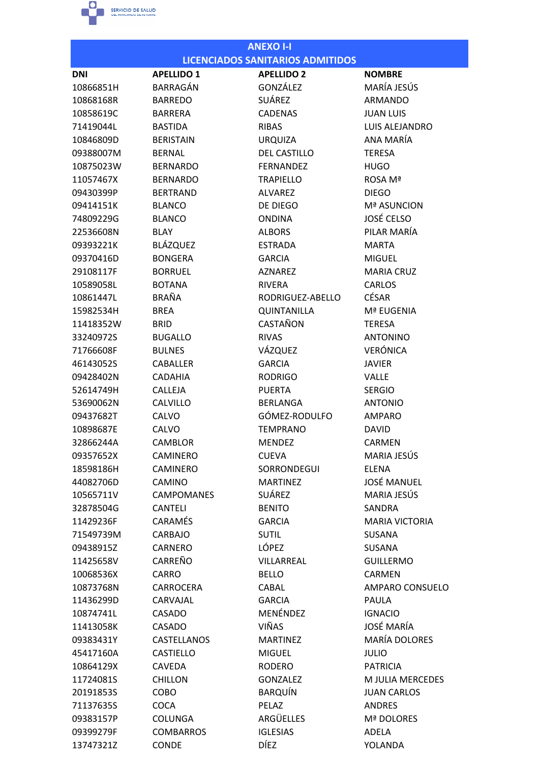## ANEXO I-I
## LICENCIADOS SANITARIOS ADMITIDOS

| DNI | APELLIDO 1 | APELLIDO 2 | NOMBRE |
|---|---|---|---|
| 10866851H | BARRAGÁN | GONZÁLEZ | MARÍA JESÚS |
| 10868168R | BARREDO | SUÁREZ | ARMANDO |
| 10858619C | BARRERA | CADENAS | JUAN LUIS |
| 71419044L | BASTIDA | RIBAS | LUIS ALEJANDRO |
| 10846809D | BERISTAIN | URQUIZA | ANA MARÍA |
| 09388007M | BERNAL | DEL CASTILLO | TERESA |
| 10875023W | BERNARDO | FERNANDEZ | HUGO |
| 11057467X | BERNARDO | TRAPIELLO | ROSA Mª |
| 09430399P | BERTRAND | ALVAREZ | DIEGO |
| 09414151K | BLANCO | DE DIEGO | Mª ASUNCION |
| 74809229G | BLANCO | ONDINA | JOSÉ CELSO |
| 22536608N | BLAY | ALBORS | PILAR MARÍA |
| 09393221K | BLÁZQUEZ | ESTRADA | MARTA |
| 09370416D | BONGERA | GARCIA | MIGUEL |
| 29108117F | BORRUEL | AZNAREZ | MARIA CRUZ |
| 10589058L | BOTANA | RIVERA | CARLOS |
| 10861447L | BRAÑA | RODRIGUEZ-ABELLO | CÉSAR |
| 15982534H | BREA | QUINTANILLA | Mª EUGENIA |
| 11418352W | BRID | CASTAÑON | TERESA |
| 33240972S | BUGALLO | RIVAS | ANTONINO |
| 71766608F | BULNES | VÁZQUEZ | VERÓNICA |
| 46143052S | CABALLER | GARCIA | JAVIER |
| 09428402N | CADAHIA | RODRIGO | VALLE |
| 52614749H | CALLEJA | PUERTA | SERGIO |
| 53690062N | CALVILLO | BERLANGA | ANTONIO |
| 09437682T | CALVO | GÓMEZ-RODULFO | AMPARO |
| 10898687E | CALVO | TEMPRANO | DAVID |
| 32866244A | CAMBLOR | MENDEZ | CARMEN |
| 09357652X | CAMINERO | CUEVA | MARIA JESÚS |
| 18598186H | CAMINERO | SORRONDEGUI | ELENA |
| 44082706D | CAMINO | MARTINEZ | JOSÉ MANUEL |
| 10565711V | CAMPOMANES | SUÁREZ | MARIA JESÚS |
| 32878504G | CANTELI | BENITO | SANDRA |
| 11429236F | CARAMÉS | GARCIA | MARIA VICTORIA |
| 71549739M | CARBAJO | SUTIL | SUSANA |
| 09438915Z | CARNERO | LÓPEZ | SUSANA |
| 11425658V | CARREÑO | VILLARREAL | GUILLERMO |
| 10068536X | CARRO | BELLO | CARMEN |
| 10873768N | CARROCERA | CABAL | AMPARO CONSUELO |
| 11436299D | CARVAJAL | GARCIA | PAULA |
| 10874741L | CASADO | MENÉNDEZ | IGNACIO |
| 11413058K | CASADO | VIÑAS | JOSÉ MARÍA |
| 09383431Y | CASTELLANOS | MARTINEZ | MARÍA DOLORES |
| 45417160A | CASTIELLO | MIGUEL | JULIO |
| 10864129X | CAVEDA | RODERO | PATRICIA |
| 11724081S | CHILLON | GONZALEZ | M JULIA MERCEDES |
| 20191853S | COBO | BARQUÍN | JUAN CARLOS |
| 71137635S | COCA | PELAZ | ANDRES |
| 09383157P | COLUNGA | ARGÜELLES | Mª DOLORES |
| 09399279F | COMBARROS | IGLESIAS | ADELA |
| 13747321Z | CONDE | DÍEZ | YOLANDA |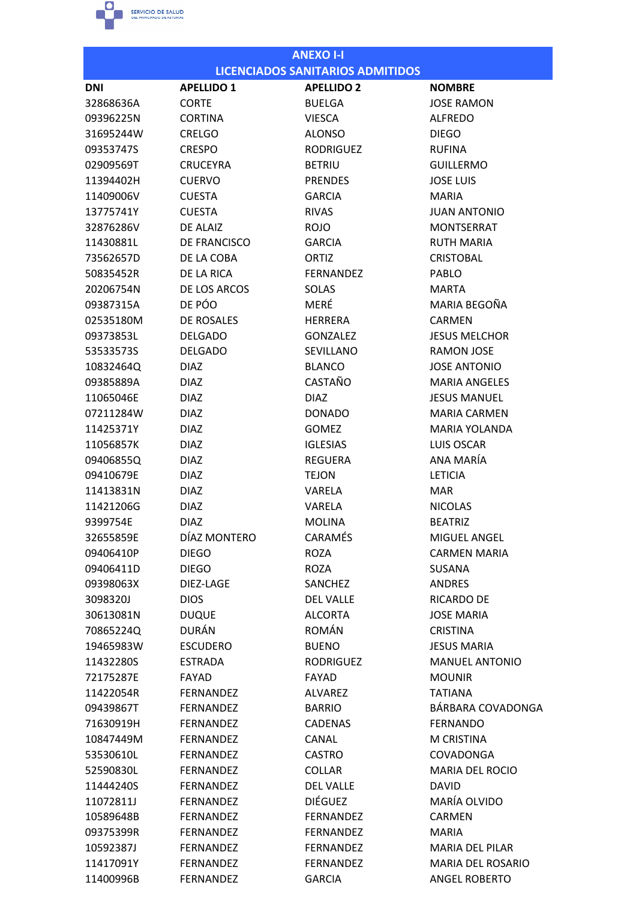## ANEXO I-I
## LICENCIADOS SANITARIOS ADMITIDOS

| DNI | APELLIDO 1 | APELLIDO 2 | NOMBRE |
|---|---|---|---|
| 32868636A | CORTE | BUELGA | JOSE RAMON |
| 09396225N | CORTINA | VIESCA | ALFREDO |
| 31695244W | CRELGO | ALONSO | DIEGO |
| 09353747S | CRESPO | RODRIGUEZ | RUFINA |
| 02909569T | CRUCEYRA | BETRIU | GUILLERMO |
| 11394402H | CUERVO | PRENDES | JOSE LUIS |
| 11409006V | CUESTA | GARCIA | MARIA |
| 13775741Y | CUESTA | RIVAS | JUAN ANTONIO |
| 32876286V | DE ALAIZ | ROJO | MONTSERRAT |
| 11430881L | DE FRANCISCO | GARCIA | RUTH MARIA |
| 73562657D | DE LA COBA | ORTIZ | CRISTOBAL |
| 50835452R | DE LA RICA | FERNANDEZ | PABLO |
| 20206754N | DE LOS ARCOS | SOLAS | MARTA |
| 09387315A | DE PÓO | MERÉ | MARIA BEGOÑA |
| 02535180M | DE ROSALES | HERRERA | CARMEN |
| 09373853L | DELGADO | GONZALEZ | JESUS MELCHOR |
| 53533573S | DELGADO | SEVILLANO | RAMON JOSE |
| 10832464Q | DIAZ | BLANCO | JOSE ANTONIO |
| 09385889A | DIAZ | CASTAÑO | MARIA ANGELES |
| 11065046E | DIAZ | DIAZ | JESUS MANUEL |
| 07211284W | DIAZ | DONADO | MARIA CARMEN |
| 11425371Y | DIAZ | GOMEZ | MARIA YOLANDA |
| 11056857K | DIAZ | IGLESIAS | LUIS OSCAR |
| 09406855Q | DIAZ | REGUERA | ANA MARÍA |
| 09410679E | DIAZ | TEJON | LETICIA |
| 11413831N | DIAZ | VARELA | MAR |
| 11421206G | DIAZ | VARELA | NICOLAS |
| 9399754E | DIAZ | MOLINA | BEATRIZ |
| 32655859E | DÍAZ MONTERO | CARAMÉS | MIGUEL ANGEL |
| 09406410P | DIEGO | ROZA | CARMEN MARIA |
| 09406411D | DIEGO | ROZA | SUSANA |
| 09398063X | DIEZ-LAGE | SANCHEZ | ANDRES |
| 3098320J | DIOS | DEL VALLE | RICARDO DE |
| 30613081N | DUQUE | ALCORTA | JOSE MARIA |
| 70865224Q | DURÁN | ROMÁN | CRISTINA |
| 19465983W | ESCUDERO | BUENO | JESUS MARIA |
| 11432280S | ESTRADA | RODRIGUEZ | MANUEL ANTONIO |
| 72175287E | FAYAD | FAYAD | MOUNIR |
| 11422054R | FERNANDEZ | ALVAREZ | TATIANA |
| 09439867T | FERNANDEZ | BARRIO | BÁRBARA COVADONGA |
| 71630919H | FERNANDEZ | CADENAS | FERNANDO |
| 10847449M | FERNANDEZ | CANAL | M CRISTINA |
| 53530610L | FERNANDEZ | CASTRO | COVADONGA |
| 52590830L | FERNANDEZ | COLLAR | MARIA DEL ROCIO |
| 11444240S | FERNANDEZ | DEL VALLE | DAVID |
| 11072811J | FERNANDEZ | DIÉGUEZ | MARÍA OLVIDO |
| 10589648B | FERNANDEZ | FERNANDEZ | CARMEN |
| 09375399R | FERNANDEZ | FERNANDEZ | MARIA |
| 10592387J | FERNANDEZ | FERNANDEZ | MARIA DEL PILAR |
| 11417091Y | FERNANDEZ | FERNANDEZ | MARIA DEL ROSARIO |
| 11400996B | FERNANDEZ | GARCIA | ANGEL ROBERTO |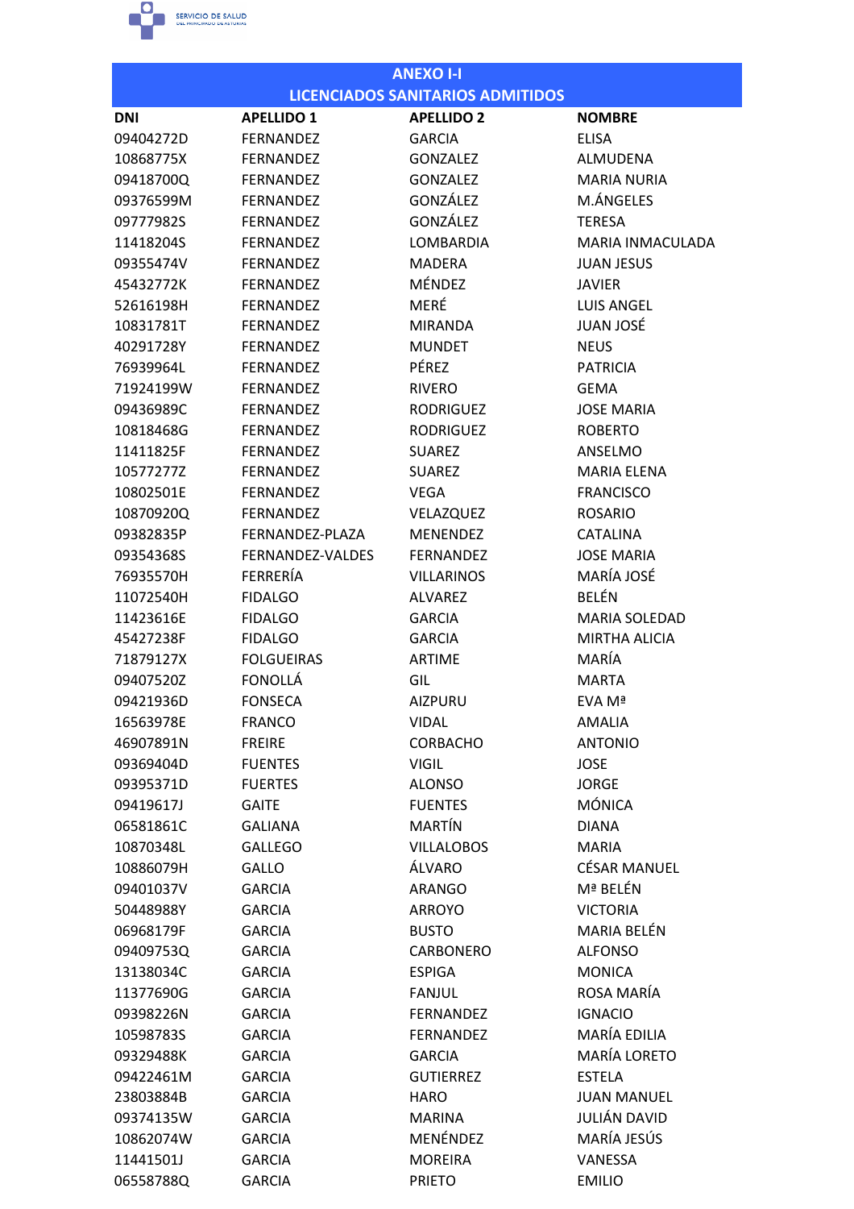| ANEXO I-I<br>LICENCIADOS SANITARIOS ADMITIDOS | | | |
|---|---|---|---|
| **DNI** | **APELLIDO 1** | **APELLIDO 2** | **NOMBRE** |
| 09404272D | FERNANDEZ | GARCIA | ELISA |
| 10868775X | FERNANDEZ | GONZALEZ | ALMUDENA |
| 09418700Q | FERNANDEZ | GONZALEZ | MARIA NURIA |
| 09376599M | FERNANDEZ | GONZÁLEZ | M.ÁNGELES |
| 09777982S | FERNANDEZ | GONZÁLEZ | TERESA |
| 11418204S | FERNANDEZ | LOMBARDIA | MARIA INMACULADA |
| 09355474V | FERNANDEZ | MADERA | JUAN JESUS |
| 45432772K | FERNANDEZ | MÉNDEZ | JAVIER |
| 52616198H | FERNANDEZ | MERÉ | LUIS ANGEL |
| 10831781T | FERNANDEZ | MIRANDA | JUAN JOSÉ |
| 40291728Y | FERNANDEZ | MUNDET | NEUS |
| 76939964L | FERNANDEZ | PÉREZ | PATRICIA |
| 71924199W | FERNANDEZ | RIVERO | GEMA |
| 09436989C | FERNANDEZ | RODRIGUEZ | JOSE MARIA |
| 10818468G | FERNANDEZ | RODRIGUEZ | ROBERTO |
| 11411825F | FERNANDEZ | SUAREZ | ANSELMO |
| 10577277Z | FERNANDEZ | SUAREZ | MARIA ELENA |
| 10802501E | FERNANDEZ | VEGA | FRANCISCO |
| 10870920Q | FERNANDEZ | VELAZQUEZ | ROSARIO |
| 09382835P | FERNANDEZ-PLAZA | MENENDEZ | CATALINA |
| 09354368S | FERNANDEZ-VALDES | FERNANDEZ | JOSE MARIA |
| 76935570H | FERRERÍA | VILLARINOS | MARÍA JOSÉ |
| 11072540H | FIDALGO | ALVAREZ | BELÉN |
| 11423616E | FIDALGO | GARCIA | MARIA SOLEDAD |
| 45427238F | FIDALGO | GARCIA | MIRTHA ALICIA |
| 71879127X | FOLGUEIRAS | ARTIME | MARÍA |
| 09407520Z | FONOLLÁ | GIL | MARTA |
| 09421936D | FONSECA | AIZPURU | EVA Mª |
| 16563978E | FRANCO | VIDAL | AMALIA |
| 46907891N | FREIRE | CORBACHO | ANTONIO |
| 09369404D | FUENTES | VIGIL | JOSE |
| 09395371D | FUERTES | ALONSO | JORGE |
| 09419617J | GAITE | FUENTES | MÓNICA |
| 06581861C | GALIANA | MARTÍN | DIANA |
| 10870348L | GALLEGO | VILLALOBOS | MARIA |
| 10886079H | GALLO | ÁLVARO | CÉSAR MANUEL |
| 09401037V | GARCIA | ARANGO | Mª BELÉN |
| 50448988Y | GARCIA | ARROYO | VICTORIA |
| 06968179F | GARCIA | BUSTO | MARIA BELÉN |
| 09409753Q | GARCIA | CARBONERO | ALFONSO |
| 13138034C | GARCIA | ESPIGA | MONICA |
| 11377690G | GARCIA | FANJUL | ROSA MARÍA |
| 09398226N | GARCIA | FERNANDEZ | IGNACIO |
| 10598783S | GARCIA | FERNANDEZ | MARÍA EDILIA |
| 09329488K | GARCIA | GARCIA | MARÍA LORETO |
| 09422461M | GARCIA | GUTIERREZ | ESTELA |
| 23803884B | GARCIA | HARO | JUAN MANUEL |
| 09374135W | GARCIA | MARINA | JULIÁN DAVID |
| 10862074W | GARCIA | MENÉNDEZ | MARÍA JESÚS |
| 11441501J | GARCIA | MOREIRA | VANESSA |
| 06558788Q | GARCIA | PRIETO | EMILIO |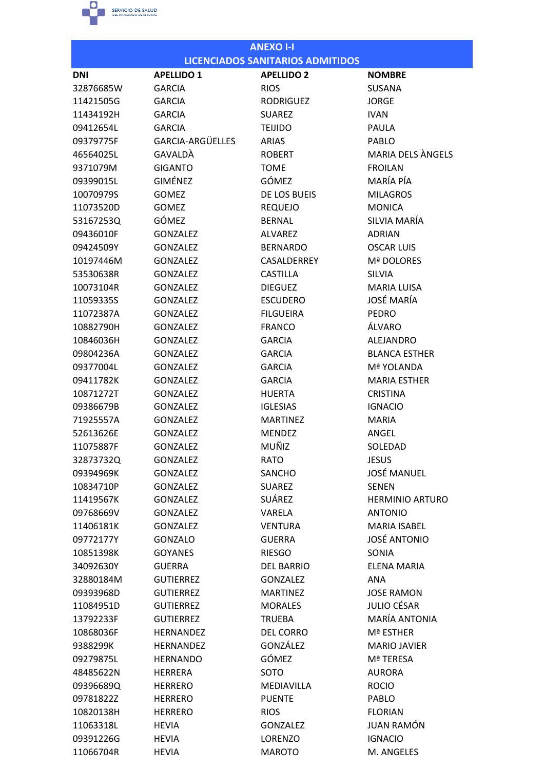## ANEXO I-I
## LICENCIADOS SANITARIOS ADMITIDOS

| DNI | APELLIDO 1 | APELLIDO 2 | NOMBRE |
|---|---|---|---|
| 32876685W | GARCIA | RIOS | SUSANA |
| 11421505G | GARCIA | RODRIGUEZ | JORGE |
| 11434192H | GARCIA | SUAREZ | IVAN |
| 09412654L | GARCIA | TEIJIDO | PAULA |
| 09379775F | GARCIA-ARGÜELLES | ARIAS | PABLO |
| 46564025L | GAVALDÀ | ROBERT | MARIA DELS ÀNGELS |
| 9371079M | GIGANTO | TOME | FROILAN |
| 09399015L | GIMÉNEZ | GÓMEZ | MARÍA PÍA |
| 10070979S | GOMEZ | DE LOS BUEIS | MILAGROS |
| 11073520D | GOMEZ | REQUEJO | MONICA |
| 53167253Q | GÓMEZ | BERNAL | SILVIA MARÍA |
| 09436010F | GONZALEZ | ALVAREZ | ADRIAN |
| 09424509Y | GONZALEZ | BERNARDO | OSCAR LUIS |
| 10197446M | GONZALEZ | CASALDERREY | Mª DOLORES |
| 53530638R | GONZALEZ | CASTILLA | SILVIA |
| 10073104R | GONZALEZ | DIEGUEZ | MARIA LUISA |
| 11059335S | GONZALEZ | ESCUDERO | JOSÉ MARÍA |
| 11072387A | GONZALEZ | FILGUEIRA | PEDRO |
| 10882790H | GONZALEZ | FRANCO | ÁLVARO |
| 10846036H | GONZALEZ | GARCIA | ALEJANDRO |
| 09804236A | GONZALEZ | GARCIA | BLANCA ESTHER |
| 09377004L | GONZALEZ | GARCIA | Mª YOLANDA |
| 09411782K | GONZALEZ | GARCIA | MARIA ESTHER |
| 10871272T | GONZALEZ | HUERTA | CRISTINA |
| 09386679B | GONZALEZ | IGLESIAS | IGNACIO |
| 71925557A | GONZALEZ | MARTINEZ | MARIA |
| 52613626E | GONZALEZ | MENDEZ | ANGEL |
| 11075887F | GONZALEZ | MUÑIZ | SOLEDAD |
| 32873732Q | GONZALEZ | RATO | JESUS |
| 09394969K | GONZALEZ | SANCHO | JOSÉ MANUEL |
| 10834710P | GONZALEZ | SUAREZ | SENEN |
| 11419567K | GONZALEZ | SUÁREZ | HERMINIO ARTURO |
| 09768669V | GONZALEZ | VARELA | ANTONIO |
| 11406181K | GONZALEZ | VENTURA | MARIA ISABEL |
| 09772177Y | GONZALO | GUERRA | JOSÉ ANTONIO |
| 10851398K | GOYANES | RIESGO | SONIA |
| 34092630Y | GUERRA | DEL BARRIO | ELENA MARIA |
| 32880184M | GUTIERREZ | GONZALEZ | ANA |
| 09393968D | GUTIERREZ | MARTINEZ | JOSE RAMON |
| 11084951D | GUTIERREZ | MORALES | JULIO CÉSAR |
| 13792233F | GUTIERREZ | TRUEBA | MARÍA ANTONIA |
| 10868036F | HERNANDEZ | DEL CORRO | Mª ESTHER |
| 9388299K | HERNANDEZ | GONZÁLEZ | MARIO JAVIER |
| 09279875L | HERNANDO | GÓMEZ | Mª TERESA |
| 48485622N | HERRERA | SOTO | AURORA |
| 09396689Q | HERRERO | MEDIAVILLA | ROCIO |
| 09781822Z | HERRERO | PUENTE | PABLO |
| 10820138H | HERRERO | RIOS | FLORIAN |
| 11063318L | HEVIA | GONZALEZ | JUAN RAMÓN |
| 09391226G | HEVIA | LORENZO | IGNACIO |
| 11066704R | HEVIA | MAROTO | M. ANGELES |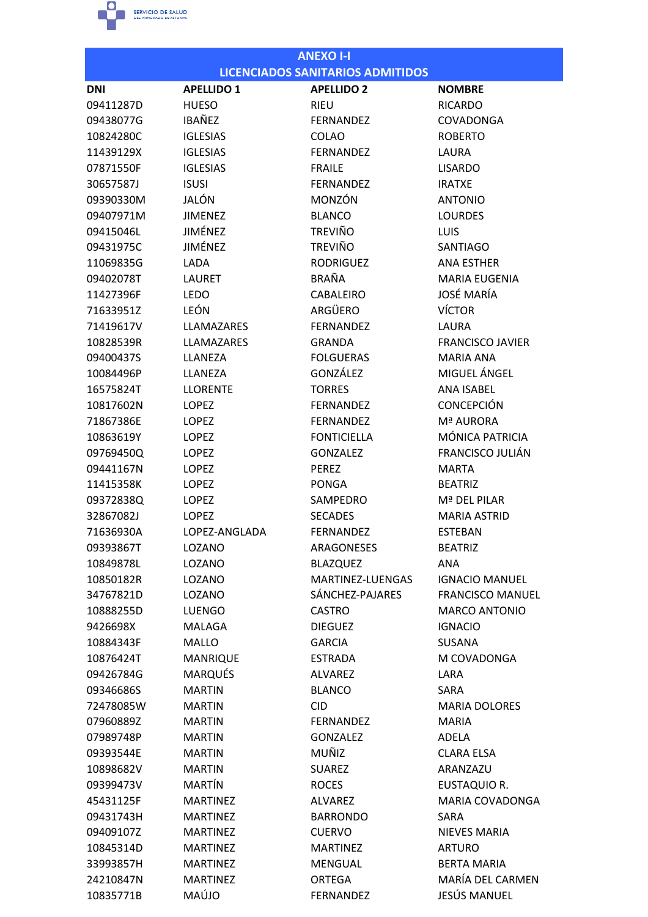## ANEXO I-I
## LICENCIADOS SANITARIOS ADMITIDOS

| DNI | APELLIDO 1 | APELLIDO 2 | NOMBRE |
|---|---|---|---|
| 09411287D | HUESO | RIEU | RICARDO |
| 09438077G | IBAÑEZ | FERNANDEZ | COVADONGA |
| 10824280C | IGLESIAS | COLAO | ROBERTO |
| 11439129X | IGLESIAS | FERNANDEZ | LAURA |
| 07871550F | IGLESIAS | FRAILE | LISARDO |
| 30657587J | ISUSI | FERNANDEZ | IRATXE |
| 09390330M | JALÓN | MONZÓN | ANTONIO |
| 09407971M | JIMENEZ | BLANCO | LOURDES |
| 09415046L | JIMÉNEZ | TREVIÑO | LUIS |
| 09431975C | JIMÉNEZ | TREVIÑO | SANTIAGO |
| 11069835G | LADA | RODRIGUEZ | ANA ESTHER |
| 09402078T | LAURET | BRAÑA | MARIA EUGENIA |
| 11427396F | LEDO | CABALEIRO | JOSÉ MARÍA |
| 71633951Z | LEÓN | ARGÜERO | VÍCTOR |
| 71419617V | LLAMAZARES | FERNANDEZ | LAURA |
| 10828539R | LLAMAZARES | GRANDA | FRANCISCO JAVIER |
| 09400437S | LLANEZA | FOLGUERAS | MARIA ANA |
| 10084496P | LLANEZA | GONZÁLEZ | MIGUEL ÁNGEL |
| 16575824T | LLORENTE | TORRES | ANA ISABEL |
| 10817602N | LOPEZ | FERNANDEZ | CONCEPCIÓN |
| 71867386E | LOPEZ | FERNANDEZ | Mª AURORA |
| 10863619Y | LOPEZ | FONTICIELLA | MÓNICA PATRICIA |
| 09769450Q | LOPEZ | GONZALEZ | FRANCISCO JULIÁN |
| 09441167N | LOPEZ | PEREZ | MARTA |
| 11415358K | LOPEZ | PONGA | BEATRIZ |
| 09372838Q | LOPEZ | SAMPEDRO | Mª DEL PILAR |
| 32867082J | LOPEZ | SECADES | MARIA ASTRID |
| 71636930A | LOPEZ-ANGLADA | FERNANDEZ | ESTEBAN |
| 09393867T | LOZANO | ARAGONESES | BEATRIZ |
| 10849878L | LOZANO | BLAZQUEZ | ANA |
| 10850182R | LOZANO | MARTINEZ-LUENGAS | IGNACIO MANUEL |
| 34767821D | LOZANO | SÁNCHEZ-PAJARES | FRANCISCO MANUEL |
| 10888255D | LUENGO | CASTRO | MARCO ANTONIO |
| 9426698X | MALAGA | DIEGUEZ | IGNACIO |
| 10884343F | MALLO | GARCIA | SUSANA |
| 10876424T | MANRIQUE | ESTRADA | M COVADONGA |
| 09426784G | MARQUÉS | ALVAREZ | LARA |
| 09346686S | MARTIN | BLANCO | SARA |
| 72478085W | MARTIN | CID | MARIA DOLORES |
| 07960889Z | MARTIN | FERNANDEZ | MARIA |
| 07989748P | MARTIN | GONZALEZ | ADELA |
| 09393544E | MARTIN | MUÑIZ | CLARA ELSA |
| 10898682V | MARTIN | SUAREZ | ARANZAZU |
| 09399473V | MARTÍN | ROCES | EUSTAQUIO R. |
| 45431125F | MARTINEZ | ALVAREZ | MARIA COVADONGA |
| 09431743H | MARTINEZ | BARRONDO | SARA |
| 09409107Z | MARTINEZ | CUERVO | NIEVES MARIA |
| 10845314D | MARTINEZ | MARTINEZ | ARTURO |
| 33993857H | MARTINEZ | MENGUAL | BERTA MARIA |
| 24210847N | MARTINEZ | ORTEGA | MARÍA DEL CARMEN |
| 10835771B | MAÚJO | FERNANDEZ | JESÚS MANUEL |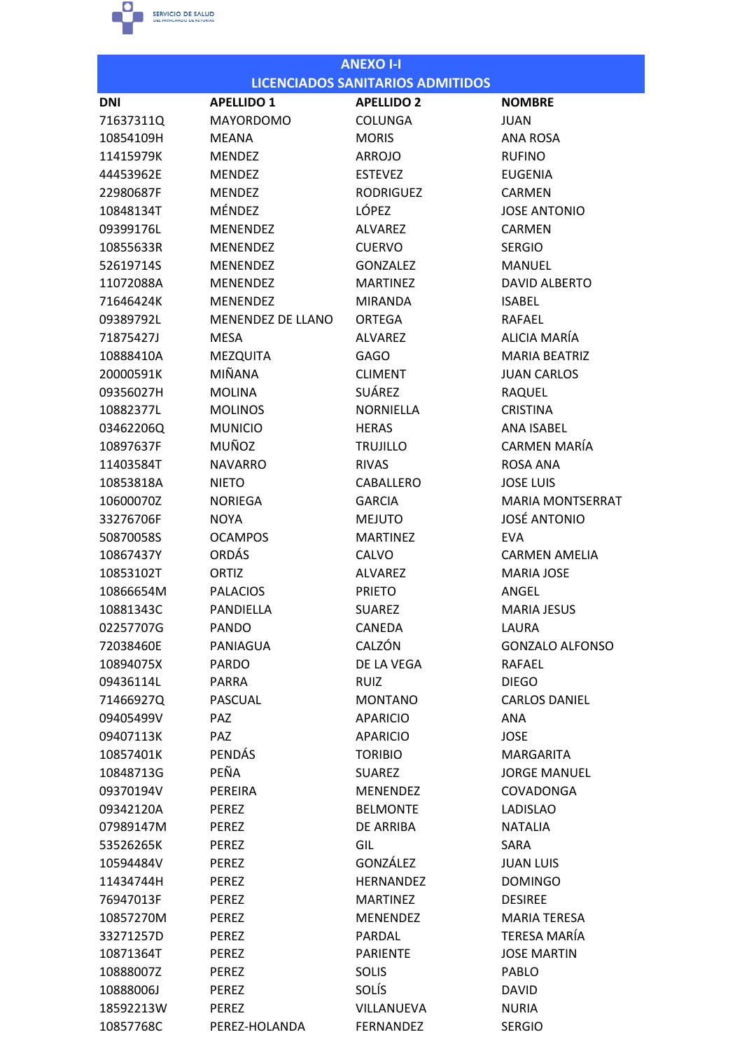## ANEXO I-I
## LICENCIADOS SANITARIOS ADMITIDOS

| DNI | APELLIDO 1 | APELLIDO 2 | NOMBRE |
|---|---|---|---|
| 71637311Q | MAYORDOMO | COLUNGA | JUAN |
| 10854109H | MEANA | MORIS | ANA ROSA |
| 11415979K | MENDEZ | ARROJO | RUFINO |
| 44453962E | MENDEZ | ESTEVEZ | EUGENIA |
| 22980687F | MENDEZ | RODRIGUEZ | CARMEN |
| 10848134T | MÉNDEZ | LÓPEZ | JOSE ANTONIO |
| 09399176L | MENENDEZ | ALVAREZ | CARMEN |
| 10855633R | MENENDEZ | CUERVO | SERGIO |
| 52619714S | MENENDEZ | GONZALEZ | MANUEL |
| 11072088A | MENENDEZ | MARTINEZ | DAVID ALBERTO |
| 71646424K | MENENDEZ | MIRANDA | ISABEL |
| 09389792L | MENENDEZ DE LLANO | ORTEGA | RAFAEL |
| 71875427J | MESA | ALVAREZ | ALICIA MARÍA |
| 10888410A | MEZQUITA | GAGO | MARIA BEATRIZ |
| 20000591K | MIÑANA | CLIMENT | JUAN CARLOS |
| 09356027H | MOLINA | SUÁREZ | RAQUEL |
| 10882377L | MOLINOS | NORNIELLA | CRISTINA |
| 03462206Q | MUNICIO | HERAS | ANA ISABEL |
| 10897637F | MUÑOZ | TRUJILLO | CARMEN MARÍA |
| 11403584T | NAVARRO | RIVAS | ROSA ANA |
| 10853818A | NIETO | CABALLERO | JOSE LUIS |
| 10600070Z | NORIEGA | GARCIA | MARIA MONTSERRAT |
| 33276706F | NOYA | MEJUTO | JOSÉ ANTONIO |
| 50870058S | OCAMPOS | MARTINEZ | EVA |
| 10867437Y | ORDÁS | CALVO | CARMEN AMELIA |
| 10853102T | ORTIZ | ALVAREZ | MARIA JOSE |
| 10866654M | PALACIOS | PRIETO | ANGEL |
| 10881343C | PANDIELLA | SUAREZ | MARIA JESUS |
| 02257707G | PANDO | CANEDA | LAURA |
| 72038460E | PANIAGUA | CALZÓN | GONZALO ALFONSO |
| 10894075X | PARDO | DE LA VEGA | RAFAEL |
| 09436114L | PARRA | RUIZ | DIEGO |
| 71466927Q | PASCUAL | MONTANO | CARLOS DANIEL |
| 09405499V | PAZ | APARICIO | ANA |
| 09407113K | PAZ | APARICIO | JOSE |
| 10857401K | PENDÁS | TORIBIO | MARGARITA |
| 10848713G | PEÑA | SUAREZ | JORGE MANUEL |
| 09370194V | PEREIRA | MENENDEZ | COVADONGA |
| 09342120A | PEREZ | BELMONTE | LADISLAO |
| 07989147M | PEREZ | DE ARRIBA | NATALIA |
| 53526265K | PEREZ | GIL | SARA |
| 10594484V | PEREZ | GONZÁLEZ | JUAN LUIS |
| 11434744H | PEREZ | HERNANDEZ | DOMINGO |
| 76947013F | PEREZ | MARTINEZ | DESIREE |
| 10857270M | PEREZ | MENENDEZ | MARIA TERESA |
| 33271257D | PEREZ | PARDAL | TERESA MARÍA |
| 10871364T | PEREZ | PARIENTE | JOSE MARTIN |
| 10888007Z | PEREZ | SOLIS | PABLO |
| 10888006J | PEREZ | SOLÍS | DAVID |
| 18592213W | PEREZ | VILLANUEVA | NURIA |
| 10857768C | PEREZ-HOLANDA | FERNANDEZ | SERGIO |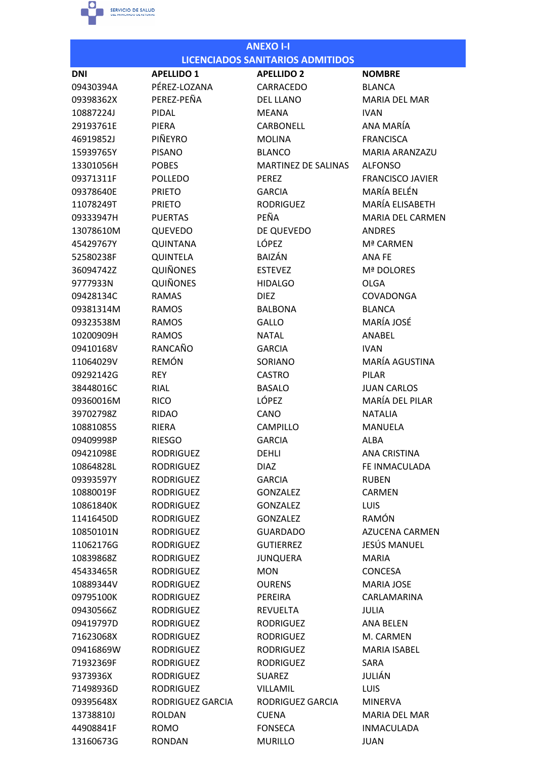## ANEXO I-I
## LICENCIADOS SANITARIOS ADMITIDOS

| DNI | APELLIDO 1 | APELLIDO 2 | NOMBRE |
|---|---|---|---|
| 09430394A | PÉREZ-LOZANA | CARRACEDO | BLANCA |
| 09398362X | PEREZ-PEÑA | DEL LLANO | MARIA DEL MAR |
| 10887224J | PIDAL | MEANA | IVAN |
| 29193761E | PIERA | CARBONELL | ANA MARÍA |
| 46919852J | PIÑEYRO | MOLINA | FRANCISCA |
| 15939765Y | PISANO | BLANCO | MARIA ARANZAZU |
| 13301056H | POBES | MARTINEZ DE SALINAS | ALFONSO |
| 09371311F | POLLEDO | PEREZ | FRANCISCO JAVIER |
| 09378640E | PRIETO | GARCIA | MARÍA BELÉN |
| 11078249T | PRIETO | RODRIGUEZ | MARÍA ELISABETH |
| 09333947H | PUERTAS | PEÑA | MARIA DEL CARMEN |
| 13078610M | QUEVEDO | DE QUEVEDO | ANDRES |
| 45429767Y | QUINTANA | LÓPEZ | Mª CARMEN |
| 52580238F | QUINTELA | BAIZÁN | ANA FE |
| 36094742Z | QUIÑONES | ESTEVEZ | Mª DOLORES |
| 9777933N | QUIÑONES | HIDALGO | OLGA |
| 09428134C | RAMAS | DIEZ | COVADONGA |
| 09381314M | RAMOS | BALBONA | BLANCA |
| 09323538M | RAMOS | GALLO | MARÍA JOSÉ |
| 10200909H | RAMOS | NATAL | ANABEL |
| 09410168V | RANCAÑO | GARCIA | IVAN |
| 11064029V | REMÓN | SORIANO | MARÍA AGUSTINA |
| 09292142G | REY | CASTRO | PILAR |
| 38448016C | RIAL | BASALO | JUAN CARLOS |
| 09360016M | RICO | LÓPEZ | MARÍA DEL PILAR |
| 39702798Z | RIDAO | CANO | NATALIA |
| 10881085S | RIERA | CAMPILLO | MANUELA |
| 09409998P | RIESGO | GARCIA | ALBA |
| 09421098E | RODRIGUEZ | DEHLI | ANA CRISTINA |
| 10864828L | RODRIGUEZ | DIAZ | FE INMACULADA |
| 09393597Y | RODRIGUEZ | GARCIA | RUBEN |
| 10880019F | RODRIGUEZ | GONZALEZ | CARMEN |
| 10861840K | RODRIGUEZ | GONZALEZ | LUIS |
| 11416450D | RODRIGUEZ | GONZALEZ | RAMÓN |
| 10850101N | RODRIGUEZ | GUARDADO | AZUCENA CARMEN |
| 11062176G | RODRIGUEZ | GUTIERREZ | JESÚS MANUEL |
| 10839868Z | RODRIGUEZ | JUNQUERA | MARIA |
| 45433465R | RODRIGUEZ | MON | CONCESA |
| 10889344V | RODRIGUEZ | OURENS | MARIA JOSE |
| 09795100K | RODRIGUEZ | PEREIRA | CARLAMARINA |
| 09430566Z | RODRIGUEZ | REVUELTA | JULIA |
| 09419797D | RODRIGUEZ | RODRIGUEZ | ANA BELEN |
| 71623068X | RODRIGUEZ | RODRIGUEZ | M. CARMEN |
| 09416869W | RODRIGUEZ | RODRIGUEZ | MARIA ISABEL |
| 71932369F | RODRIGUEZ | RODRIGUEZ | SARA |
| 9373936X | RODRIGUEZ | SUAREZ | JULIÁN |
| 71498936D | RODRIGUEZ | VILLAMIL | LUIS |
| 09395648X | RODRIGUEZ GARCIA | RODRIGUEZ GARCIA | MINERVA |
| 13738810J | ROLDAN | CUENA | MARIA DEL MAR |
| 44908841F | ROMO | FONSECA | INMACULADA |
| 13160673G | RONDAN | MURILLO | JUAN |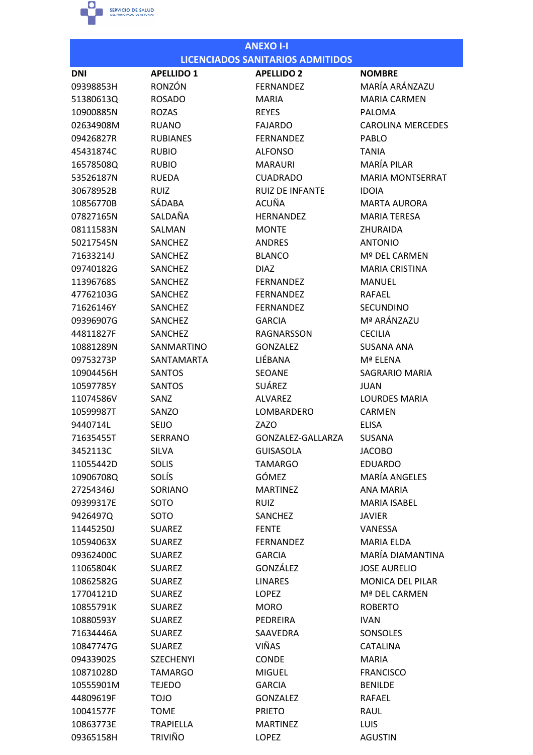## ANEXO I-I
## LICENCIADOS SANITARIOS ADMITIDOS

| DNI | APELLIDO 1 | APELLIDO 2 | NOMBRE |
|---|---|---|---|
| 09398853H | RONZÓN | FERNANDEZ | MARÍA ARÁNZAZU |
| 51380613Q | ROSADO | MARIA | MARIA CARMEN |
| 10900885N | ROZAS | REYES | PALOMA |
| 02634908M | RUANO | FAJARDO | CAROLINA MERCEDES |
| 09426827R | RUBIANES | FERNANDEZ | PABLO |
| 45431874C | RUBIO | ALFONSO | TANIA |
| 16578508Q | RUBIO | MARAURI | MARÍA PILAR |
| 53526187N | RUEDA | CUADRADO | MARIA MONTSERRAT |
| 30678952B | RUIZ | RUIZ DE INFANTE | IDOIA |
| 10856770B | SÁDABA | ACUÑA | MARTA AURORA |
| 07827165N | SALDAÑA | HERNANDEZ | MARIA TERESA |
| 08111583N | SALMAN | MONTE | ZHURAIDA |
| 50217545N | SANCHEZ | ANDRES | ANTONIO |
| 71633214J | SANCHEZ | BLANCO | Mº DEL CARMEN |
| 09740182G | SANCHEZ | DIAZ | MARIA CRISTINA |
| 11396768S | SANCHEZ | FERNANDEZ | MANUEL |
| 47762103G | SANCHEZ | FERNANDEZ | RAFAEL |
| 71626146Y | SANCHEZ | FERNANDEZ | SECUNDINO |
| 09396907G | SANCHEZ | GARCIA | Mª ARÁNZAZU |
| 44811827F | SANCHEZ | RAGNARSSON | CECILIA |
| 10881289N | SANMARTINO | GONZALEZ | SUSANA ANA |
| 09753273P | SANTAMARTA | LIÉBANA | Mª ELENA |
| 10904456H | SANTOS | SEOANE | SAGRARIO MARIA |
| 10597785Y | SANTOS | SUÁREZ | JUAN |
| 11074586V | SANZ | ALVAREZ | LOURDES MARIA |
| 10599987T | SANZO | LOMBARDERO | CARMEN |
| 9440714L | SEIJO | ZAZO | ELISA |
| 71635455T | SERRANO | GONZALEZ-GALLARZA | SUSANA |
| 3452113C | SILVA | GUISASOLA | JACOBO |
| 11055442D | SOLIS | TAMARGO | EDUARDO |
| 10906708Q | SOLÍS | GÓMEZ | MARÍA ANGELES |
| 27254346J | SORIANO | MARTINEZ | ANA MARIA |
| 09399317E | SOTO | RUIZ | MARIA ISABEL |
| 9426497Q | SOTO | SANCHEZ | JAVIER |
| 11445250J | SUAREZ | FENTE | VANESSA |
| 10594063X | SUAREZ | FERNANDEZ | MARIA ELDA |
| 09362400C | SUAREZ | GARCIA | MARÍA DIAMANTINA |
| 11065804K | SUAREZ | GONZÁLEZ | JOSE AURELIO |
| 10862582G | SUAREZ | LINARES | MONICA DEL PILAR |
| 17704121D | SUAREZ | LOPEZ | Mª DEL CARMEN |
| 10855791K | SUAREZ | MORO | ROBERTO |
| 10880593Y | SUAREZ | PEDREIRA | IVAN |
| 71634446A | SUAREZ | SAAVEDRA | SONSOLES |
| 10847747G | SUAREZ | VIÑAS | CATALINA |
| 09433902S | SZECHENYI | CONDE | MARIA |
| 10871028D | TAMARGO | MIGUEL | FRANCISCO |
| 10555901M | TEJEDO | GARCIA | BENILDE |
| 44809619F | TOJO | GONZALEZ | RAFAEL |
| 10041577F | TOME | PRIETO | RAUL |
| 10863773E | TRAPIELLA | MARTINEZ | LUIS |
| 09365158H | TRIVIÑO | LOPEZ | AGUSTIN |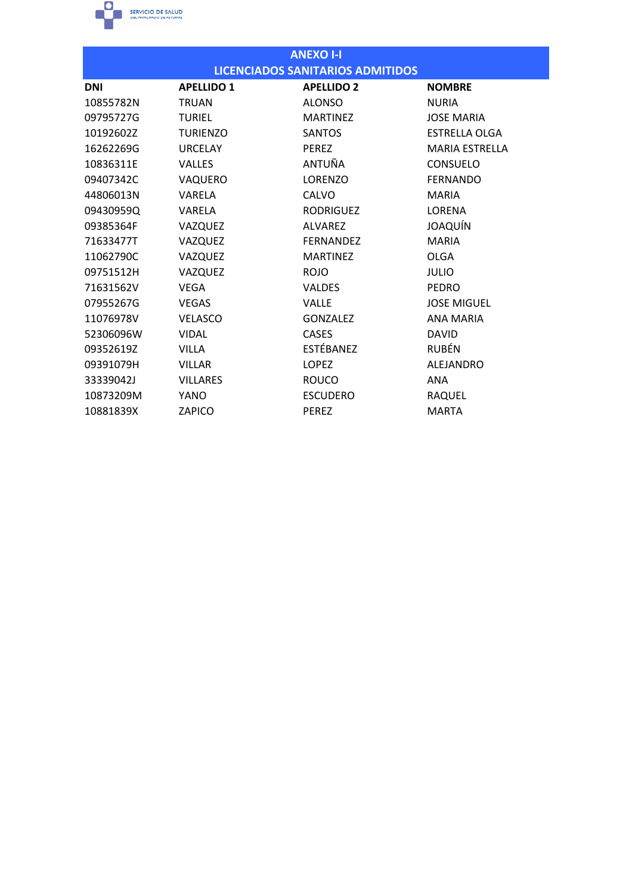## ANEXO I-I
## LICENCIADOS SANITARIOS ADMITIDOS

| DNI | APELLIDO 1 | APELLIDO 2 | NOMBRE |
|---|---|---|---|
| 10855782N | TRUAN | ALONSO | NURIA |
| 09795727G | TURIEL | MARTINEZ | JOSE MARIA |
| 10192602Z | TURIENZO | SANTOS | ESTRELLA OLGA |
| 16262269G | URCELAY | PEREZ | MARIA ESTRELLA |
| 10836311E | VALLES | ANTUÑA | CONSUELO |
| 09407342C | VAQUERO | LORENZO | FERNANDO |
| 44806013N | VARELA | CALVO | MARIA |
| 09430959Q | VARELA | RODRIGUEZ | LORENA |
| 09385364F | VAZQUEZ | ALVAREZ | JOAQUÍN |
| 71633477T | VAZQUEZ | FERNANDEZ | MARIA |
| 11062790C | VAZQUEZ | MARTINEZ | OLGA |
| 09751512H | VAZQUEZ | ROJO | JULIO |
| 71631562V | VEGA | VALDES | PEDRO |
| 07955267G | VEGAS | VALLE | JOSE MIGUEL |
| 11076978V | VELASCO | GONZALEZ | ANA MARIA |
| 52306096W | VIDAL | CASES | DAVID |
| 09352619Z | VILLA | ESTÉBANEZ | RUBÉN |
| 09391079H | VILLAR | LOPEZ | ALEJANDRO |
| 33339042J | VILLARES | ROUCO | ANA |
| 10873209M | YANO | ESCUDERO | RAQUEL |
| 10881839X | ZAPICO | PEREZ | MARTA |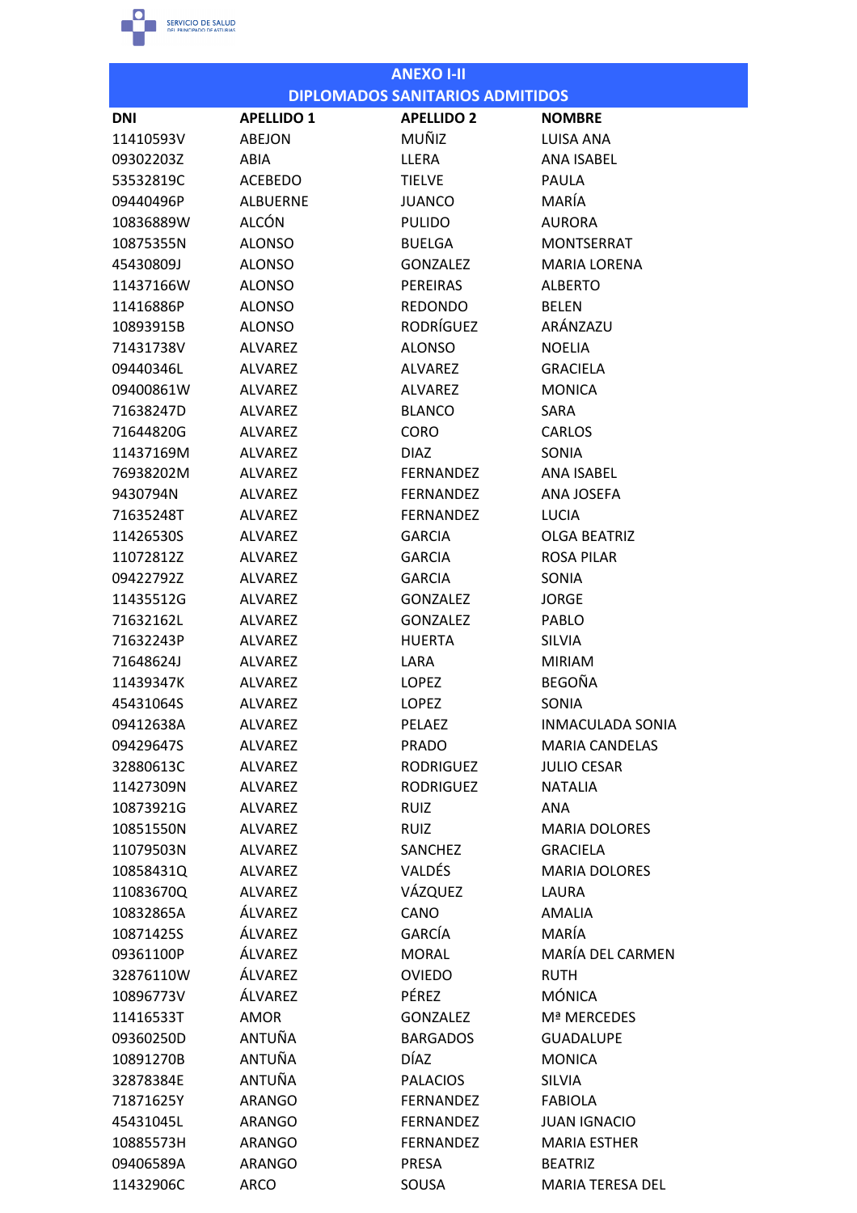## ANEXO I-II
## DIPLOMADOS SANITARIOS ADMITIDOS

| DNI | APELLIDO 1 | APELLIDO 2 | NOMBRE |
|---|---|---|---|
| 11410593V | ABEJON | MUÑIZ | LUISA ANA |
| 09302203Z | ABIA | LLERA | ANA ISABEL |
| 53532819C | ACEBEDO | TIELVE | PAULA |
| 09440496P | ALBUERNE | JUANCO | MARÍA |
| 10836889W | ALCÓN | PULIDO | AURORA |
| 10875355N | ALONSO | BUELGA | MONTSERRAT |
| 45430809J | ALONSO | GONZALEZ | MARIA LORENA |
| 11437166W | ALONSO | PEREIRAS | ALBERTO |
| 11416886P | ALONSO | REDONDO | BELEN |
| 10893915B | ALONSO | RODRÍGUEZ | ARÁNZAZU |
| 71431738V | ALVAREZ | ALONSO | NOELIA |
| 09440346L | ALVAREZ | ALVAREZ | GRACIELA |
| 09400861W | ALVAREZ | ALVAREZ | MONICA |
| 71638247D | ALVAREZ | BLANCO | SARA |
| 71644820G | ALVAREZ | CORO | CARLOS |
| 11437169M | ALVAREZ | DIAZ | SONIA |
| 76938202M | ALVAREZ | FERNANDEZ | ANA ISABEL |
| 9430794N | ALVAREZ | FERNANDEZ | ANA JOSEFA |
| 71635248T | ALVAREZ | FERNANDEZ | LUCIA |
| 11426530S | ALVAREZ | GARCIA | OLGA BEATRIZ |
| 11072812Z | ALVAREZ | GARCIA | ROSA PILAR |
| 09422792Z | ALVAREZ | GARCIA | SONIA |
| 11435512G | ALVAREZ | GONZALEZ | JORGE |
| 71632162L | ALVAREZ | GONZALEZ | PABLO |
| 71632243P | ALVAREZ | HUERTA | SILVIA |
| 71648624J | ALVAREZ | LARA | MIRIAM |
| 11439347K | ALVAREZ | LOPEZ | BEGOÑA |
| 45431064S | ALVAREZ | LOPEZ | SONIA |
| 09412638A | ALVAREZ | PELAEZ | INMACULADA SONIA |
| 09429647S | ALVAREZ | PRADO | MARIA CANDELAS |
| 32880613C | ALVAREZ | RODRIGUEZ | JULIO CESAR |
| 11427309N | ALVAREZ | RODRIGUEZ | NATALIA |
| 10873921G | ALVAREZ | RUIZ | ANA |
| 10851550N | ALVAREZ | RUIZ | MARIA DOLORES |
| 11079503N | ALVAREZ | SANCHEZ | GRACIELA |
| 10858431Q | ALVAREZ | VALDÉS | MARIA DOLORES |
| 11083670Q | ALVAREZ | VÁZQUEZ | LAURA |
| 10832865A | ÁLVAREZ | CANO | AMALIA |
| 10871425S | ÁLVAREZ | GARCÍA | MARÍA |
| 09361100P | ÁLVAREZ | MORAL | MARÍA DEL CARMEN |
| 32876110W | ÁLVAREZ | OVIEDO | RUTH |
| 10896773V | ÁLVAREZ | PÉREZ | MÓNICA |
| 11416533T | AMOR | GONZALEZ | Mª MERCEDES |
| 09360250D | ANTUÑA | BARGADOS | GUADALUPE |
| 10891270B | ANTUÑA | DÍAZ | MONICA |
| 32878384E | ANTUÑA | PALACIOS | SILVIA |
| 71871625Y | ARANGO | FERNANDEZ | FABIOLA |
| 45431045L | ARANGO | FERNANDEZ | JUAN IGNACIO |
| 10885573H | ARANGO | FERNANDEZ | MARIA ESTHER |
| 09406589A | ARANGO | PRESA | BEATRIZ |
| 11432906C | ARCO | SOUSA | MARIA TERESA DEL |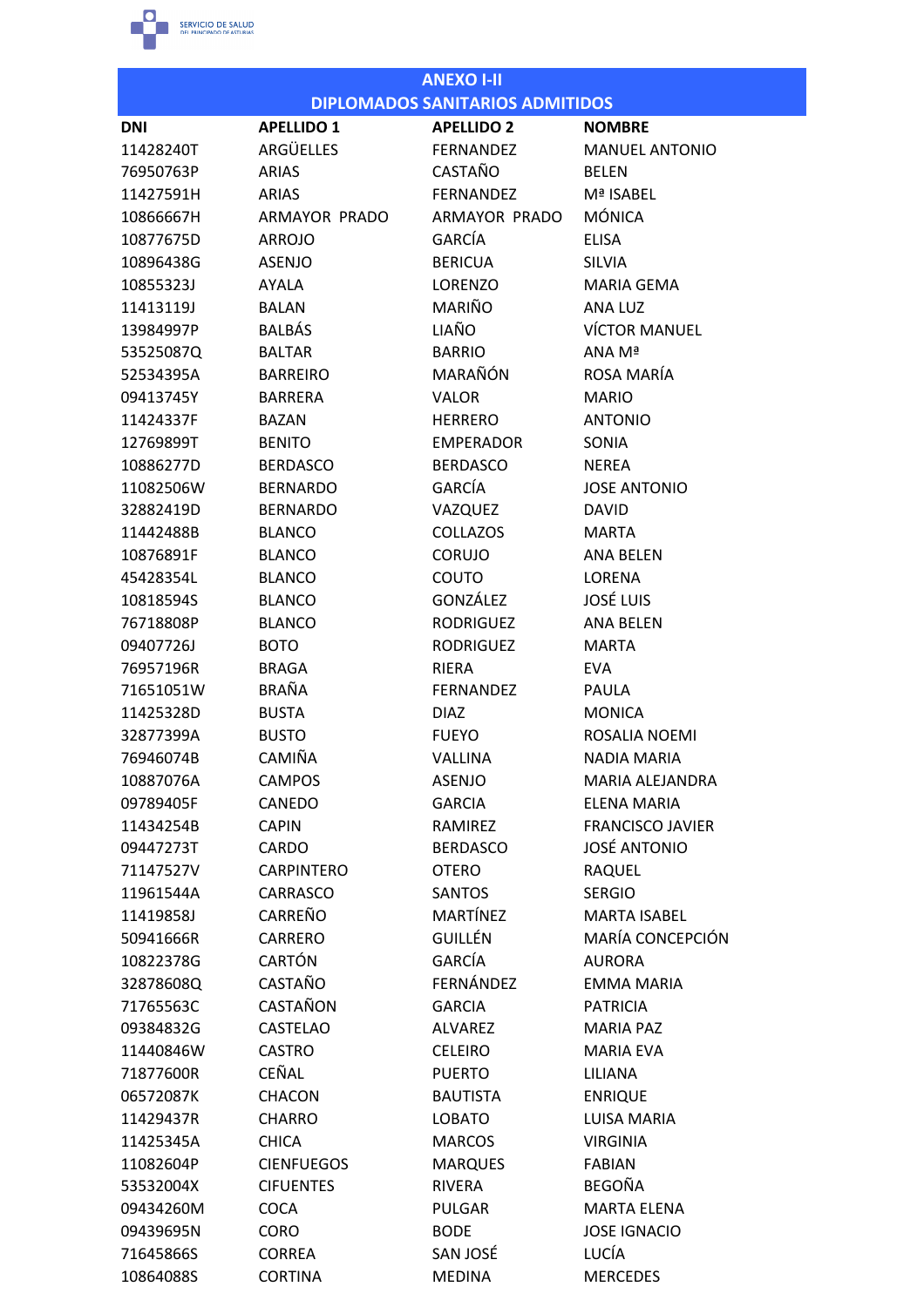## ANEXO I-II
## DIPLOMADOS SANITARIOS ADMITIDOS

| DNI | APELLIDO 1 | APELLIDO 2 | NOMBRE |
|---|---|---|---|
| 11428240T | ARGÜELLES | FERNANDEZ | MANUEL ANTONIO |
| 76950763P | ARIAS | CASTAÑO | BELEN |
| 11427591H | ARIAS | FERNANDEZ | Mª ISABEL |
| 10866667H | ARMAYOR PRADO | ARMAYOR PRADO | MÓNICA |
| 10877675D | ARROJO | GARCÍA | ELISA |
| 10896438G | ASENJO | BERICUA | SILVIA |
| 10855323J | AYALA | LORENZO | MARIA GEMA |
| 11413119J | BALAN | MARIÑO | ANA LUZ |
| 13984997P | BALBÁS | LIAÑO | VÍCTOR MANUEL |
| 53525087Q | BALTAR | BARRIO | ANA Mª |
| 52534395A | BARREIRO | MARAÑÓN | ROSA MARÍA |
| 09413745Y | BARRERA | VALOR | MARIO |
| 11424337F | BAZAN | HERRERO | ANTONIO |
| 12769899T | BENITO | EMPERADOR | SONIA |
| 10886277D | BERDASCO | BERDASCO | NEREA |
| 11082506W | BERNARDO | GARCÍA | JOSE ANTONIO |
| 32882419D | BERNARDO | VAZQUEZ | DAVID |
| 11442488B | BLANCO | COLLAZOS | MARTA |
| 10876891F | BLANCO | CORUJO | ANA BELEN |
| 45428354L | BLANCO | COUTO | LORENA |
| 10818594S | BLANCO | GONZÁLEZ | JOSÉ LUIS |
| 76718808P | BLANCO | RODRIGUEZ | ANA BELEN |
| 09407726J | BOTO | RODRIGUEZ | MARTA |
| 76957196R | BRAGA | RIERA | EVA |
| 71651051W | BRAÑA | FERNANDEZ | PAULA |
| 11425328D | BUSTA | DIAZ | MONICA |
| 32877399A | BUSTO | FUEYO | ROSALIA NOEMI |
| 76946074B | CAMIÑA | VALLINA | NADIA MARIA |
| 10887076A | CAMPOS | ASENJO | MARIA ALEJANDRA |
| 09789405F | CANEDO | GARCIA | ELENA MARIA |
| 11434254B | CAPIN | RAMIREZ | FRANCISCO JAVIER |
| 09447273T | CARDO | BERDASCO | JOSÉ ANTONIO |
| 71147527V | CARPINTERO | OTERO | RAQUEL |
| 11961544A | CARRASCO | SANTOS | SERGIO |
| 11419858J | CARREÑO | MARTÍNEZ | MARTA ISABEL |
| 50941666R | CARRERO | GUILLÉN | MARÍA CONCEPCIÓN |
| 10822378G | CARTÓN | GARCÍA | AURORA |
| 32878608Q | CASTAÑO | FERNÁNDEZ | EMMA MARIA |
| 71765563C | CASTAÑON | GARCIA | PATRICIA |
| 09384832G | CASTELAO | ALVAREZ | MARIA PAZ |
| 11440846W | CASTRO | CELEIRO | MARIA EVA |
| 71877600R | CEÑAL | PUERTO | LILIANA |
| 06572087K | CHACON | BAUTISTA | ENRIQUE |
| 11429437R | CHARRO | LOBATO | LUISA MARIA |
| 11425345A | CHICA | MARCOS | VIRGINIA |
| 11082604P | CIENFUEGOS | MARQUES | FABIAN |
| 53532004X | CIFUENTES | RIVERA | BEGOÑA |
| 09434260M | COCA | PULGAR | MARTA ELENA |
| 09439695N | CORO | BODE | JOSE IGNACIO |
| 71645866S | CORREA | SAN JOSÉ | LUCÍA |
| 10864088S | CORTINA | MEDINA | MERCEDES |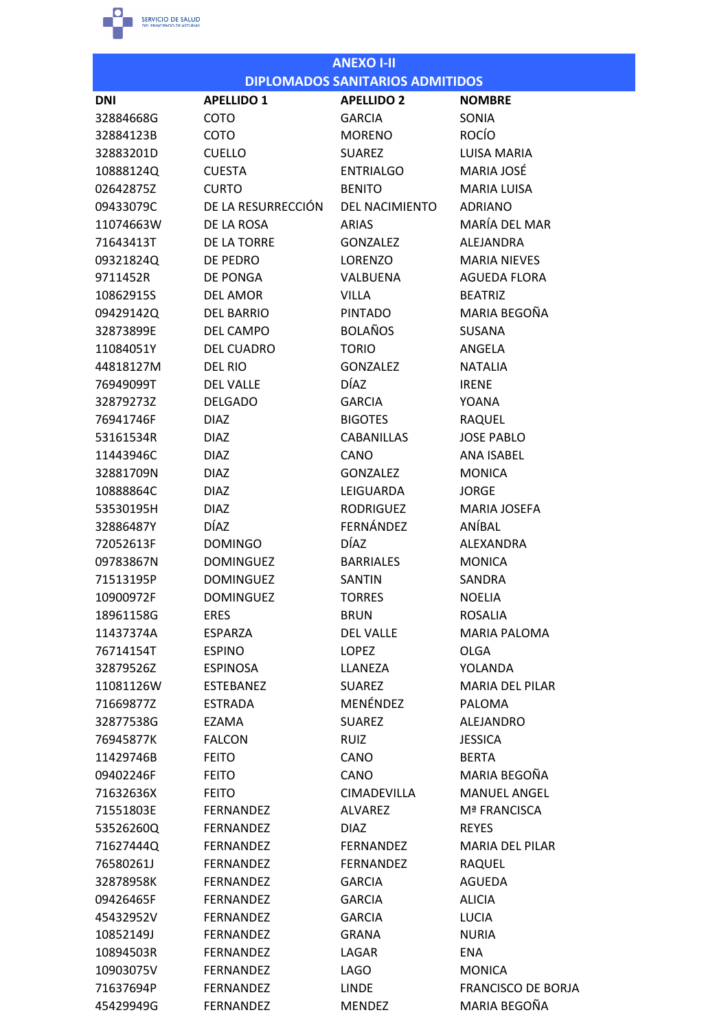## ANEXO I-II
## DIPLOMADOS SANITARIOS ADMITIDOS

| DNI | APELLIDO 1 | APELLIDO 2 | NOMBRE |
|---|---|---|---|
| 32884668G | COTO | GARCIA | SONIA |
| 32884123B | COTO | MORENO | ROCÍO |
| 32883201D | CUELLO | SUAREZ | LUISA MARIA |
| 10888124Q | CUESTA | ENTRIALGO | MARIA JOSÉ |
| 02642875Z | CURTO | BENITO | MARIA LUISA |
| 09433079C | DE LA RESURRECCIÓN | DEL NACIMIENTO | ADRIANO |
| 11074663W | DE LA ROSA | ARIAS | MARÍA DEL MAR |
| 71643413T | DE LA TORRE | GONZALEZ | ALEJANDRA |
| 09321824Q | DE PEDRO | LORENZO | MARIA NIEVES |
| 9711452R | DE PONGA | VALBUENA | AGUEDA FLORA |
| 10862915S | DEL AMOR | VILLA | BEATRIZ |
| 09429142Q | DEL BARRIO | PINTADO | MARIA BEGOÑA |
| 32873899E | DEL CAMPO | BOLAÑOS | SUSANA |
| 11084051Y | DEL CUADRO | TORIO | ANGELA |
| 44818127M | DEL RIO | GONZALEZ | NATALIA |
| 76949099T | DEL VALLE | DÍAZ | IRENE |
| 32879273Z | DELGADO | GARCIA | YOANA |
| 76941746F | DIAZ | BIGOTES | RAQUEL |
| 53161534R | DIAZ | CABANILLAS | JOSE PABLO |
| 11443946C | DIAZ | CANO | ANA ISABEL |
| 32881709N | DIAZ | GONZALEZ | MONICA |
| 10888864C | DIAZ | LEIGUARDA | JORGE |
| 53530195H | DIAZ | RODRIGUEZ | MARIA JOSEFA |
| 32886487Y | DÍAZ | FERNÁNDEZ | ANÍBAL |
| 72052613F | DOMINGO | DÍAZ | ALEXANDRA |
| 09783867N | DOMINGUEZ | BARRIALES | MONICA |
| 71513195P | DOMINGUEZ | SANTIN | SANDRA |
| 10900972F | DOMINGUEZ | TORRES | NOELIA |
| 18961158G | ERES | BRUN | ROSALIA |
| 11437374A | ESPARZA | DEL VALLE | MARIA PALOMA |
| 76714154T | ESPINO | LOPEZ | OLGA |
| 32879526Z | ESPINOSA | LLANEZA | YOLANDA |
| 11081126W | ESTEBANEZ | SUAREZ | MARIA DEL PILAR |
| 71669877Z | ESTRADA | MENÉNDEZ | PALOMA |
| 32877538G | EZAMA | SUAREZ | ALEJANDRO |
| 76945877K | FALCON | RUIZ | JESSICA |
| 11429746B | FEITO | CANO | BERTA |
| 09402246F | FEITO | CANO | MARIA BEGOÑA |
| 71632636X | FEITO | CIMADEVILLA | MANUEL ANGEL |
| 71551803E | FERNANDEZ | ALVAREZ | Mª FRANCISCA |
| 53526260Q | FERNANDEZ | DIAZ | REYES |
| 71627444Q | FERNANDEZ | FERNANDEZ | MARIA DEL PILAR |
| 76580261J | FERNANDEZ | FERNANDEZ | RAQUEL |
| 32878958K | FERNANDEZ | GARCIA | AGUEDA |
| 09426465F | FERNANDEZ | GARCIA | ALICIA |
| 45432952V | FERNANDEZ | GARCIA | LUCIA |
| 10852149J | FERNANDEZ | GRANA | NURIA |
| 10894503R | FERNANDEZ | LAGAR | ENA |
| 10903075V | FERNANDEZ | LAGO | MONICA |
| 71637694P | FERNANDEZ | LINDE | FRANCISCO DE BORJA |
| 45429949G | FERNANDEZ | MENDEZ | MARIA BEGOÑA |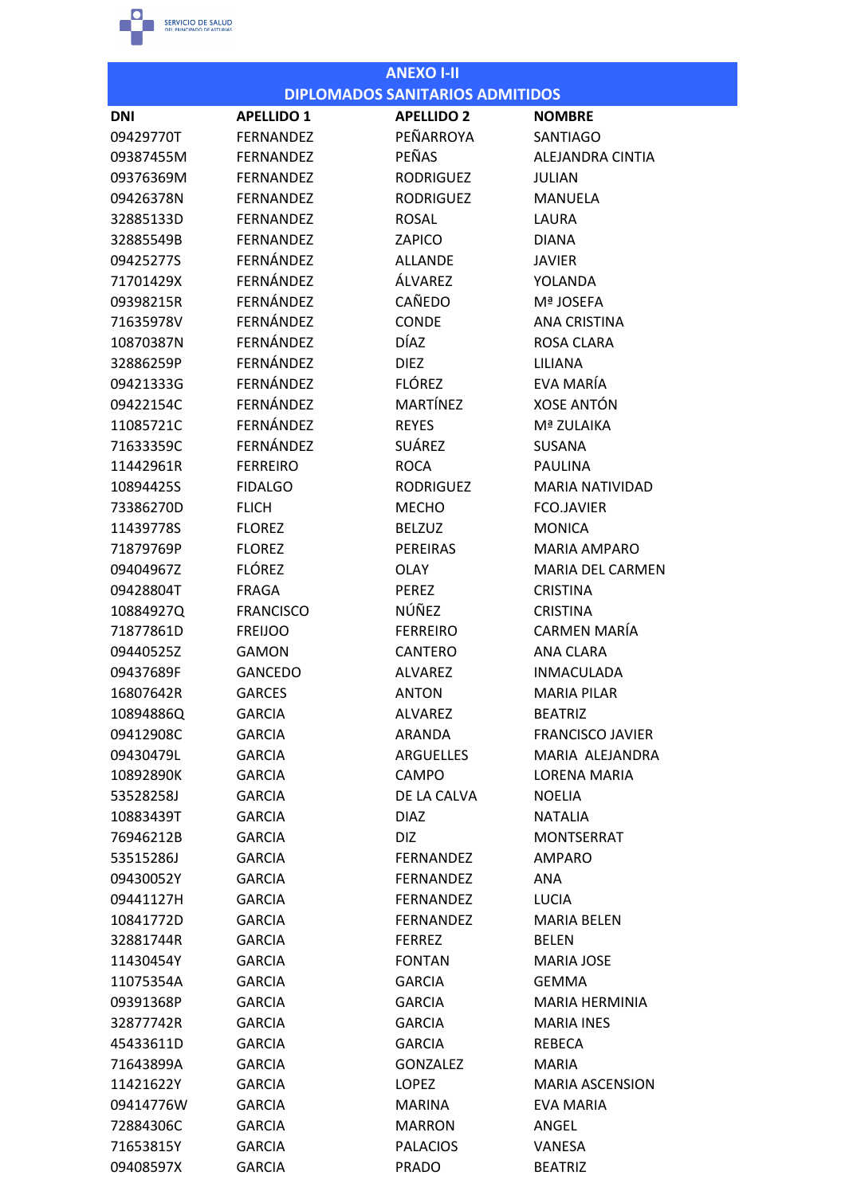## ANEXO I-II
## DIPLOMADOS SANITARIOS ADMITIDOS

| DNI | APELLIDO 1 | APELLIDO 2 | NOMBRE |
|---|---|---|---|
| 09429770T | FERNANDEZ | PEÑARROYA | SANTIAGO |
| 09387455M | FERNANDEZ | PEÑAS | ALEJANDRA CINTIA |
| 09376369M | FERNANDEZ | RODRIGUEZ | JULIAN |
| 09426378N | FERNANDEZ | RODRIGUEZ | MANUELA |
| 32885133D | FERNANDEZ | ROSAL | LAURA |
| 32885549B | FERNANDEZ | ZAPICO | DIANA |
| 09425277S | FERNÁNDEZ | ALLANDE | JAVIER |
| 71701429X | FERNÁNDEZ | ÁLVAREZ | YOLANDA |
| 09398215R | FERNÁNDEZ | CAÑEDO | Mª JOSEFA |
| 71635978V | FERNÁNDEZ | CONDE | ANA CRISTINA |
| 10870387N | FERNÁNDEZ | DÍAZ | ROSA CLARA |
| 32886259P | FERNÁNDEZ | DIEZ | LILIANA |
| 09421333G | FERNÁNDEZ | FLÓREZ | EVA MARÍA |
| 09422154C | FERNÁNDEZ | MARTÍNEZ | XOSE ANTÓN |
| 11085721C | FERNÁNDEZ | REYES | Mª ZULAIKA |
| 71633359C | FERNÁNDEZ | SUÁREZ | SUSANA |
| 11442961R | FERREIRO | ROCA | PAULINA |
| 10894425S | FIDALGO | RODRIGUEZ | MARIA NATIVIDAD |
| 73386270D | FLICH | MECHO | FCO.JAVIER |
| 11439778S | FLOREZ | BELZUZ | MONICA |
| 71879769P | FLOREZ | PEREIRAS | MARIA AMPARO |
| 09404967Z | FLÓREZ | OLAY | MARIA DEL CARMEN |
| 09428804T | FRAGA | PEREZ | CRISTINA |
| 10884927Q | FRANCISCO | NÚÑEZ | CRISTINA |
| 71877861D | FREIJOO | FERREIRO | CARMEN MARÍA |
| 09440525Z | GAMON | CANTERO | ANA CLARA |
| 09437689F | GANCEDO | ALVAREZ | INMACULADA |
| 16807642R | GARCES | ANTON | MARIA PILAR |
| 10894886Q | GARCIA | ALVAREZ | BEATRIZ |
| 09412908C | GARCIA | ARANDA | FRANCISCO JAVIER |
| 09430479L | GARCIA | ARGUELLES | MARIA ALEJANDRA |
| 10892890K | GARCIA | CAMPO | LORENA MARIA |
| 53528258J | GARCIA | DE LA CALVA | NOELIA |
| 10883439T | GARCIA | DIAZ | NATALIA |
| 76946212B | GARCIA | DIZ | MONTSERRAT |
| 53515286J | GARCIA | FERNANDEZ | AMPARO |
| 09430052Y | GARCIA | FERNANDEZ | ANA |
| 09441127H | GARCIA | FERNANDEZ | LUCIA |
| 10841772D | GARCIA | FERNANDEZ | MARIA BELEN |
| 32881744R | GARCIA | FERREZ | BELEN |
| 11430454Y | GARCIA | FONTAN | MARIA JOSE |
| 11075354A | GARCIA | GARCIA | GEMMA |
| 09391368P | GARCIA | GARCIA | MARIA HERMINIA |
| 32877742R | GARCIA | GARCIA | MARIA INES |
| 45433611D | GARCIA | GARCIA | REBECA |
| 71643899A | GARCIA | GONZALEZ | MARIA |
| 11421622Y | GARCIA | LOPEZ | MARIA ASCENSION |
| 09414776W | GARCIA | MARINA | EVA MARIA |
| 72884306C | GARCIA | MARRON | ANGEL |
| 71653815Y | GARCIA | PALACIOS | VANESA |
| 09408597X | GARCIA | PRADO | BEATRIZ |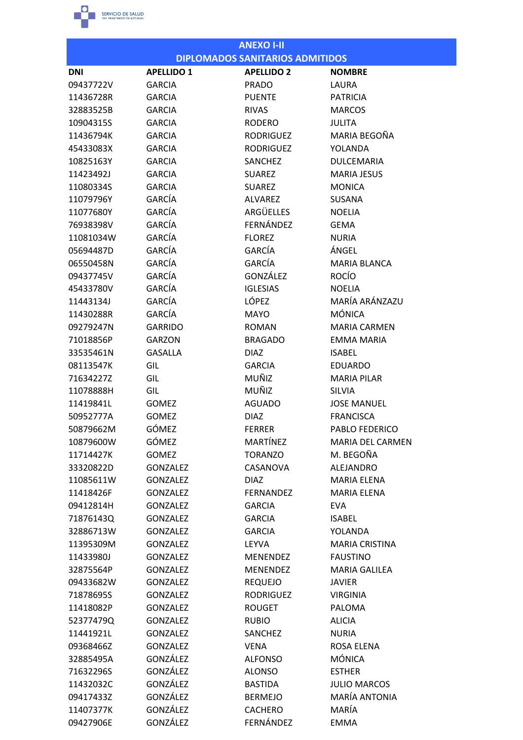## ANEXO I-II
## DIPLOMADOS SANITARIOS ADMITIDOS

| DNI | APELLIDO 1 | APELLIDO 2 | NOMBRE |
|---|---|---|---|
| 09437722V | GARCIA | PRADO | LAURA |
| 11436728R | GARCIA | PUENTE | PATRICIA |
| 32883525B | GARCIA | RIVAS | MARCOS |
| 10904315S | GARCIA | RODERO | JULITA |
| 11436794K | GARCIA | RODRIGUEZ | MARIA BEGOÑA |
| 45433083X | GARCIA | RODRIGUEZ | YOLANDA |
| 10825163Y | GARCIA | SANCHEZ | DULCEMARIA |
| 11423492J | GARCIA | SUAREZ | MARIA JESUS |
| 11080334S | GARCIA | SUAREZ | MONICA |
| 11079796Y | GARCÍA | ALVAREZ | SUSANA |
| 11077680Y | GARCÍA | ARGÜELLES | NOELIA |
| 76938398V | GARCÍA | FERNÁNDEZ | GEMA |
| 11081034W | GARCÍA | FLOREZ | NURIA |
| 05694487D | GARCÍA | GARCÍA | ÁNGEL |
| 06550458N | GARCÍA | GARCÍA | MARIA BLANCA |
| 09437745V | GARCÍA | GONZÁLEZ | ROCÍO |
| 45433780V | GARCÍA | IGLESIAS | NOELIA |
| 11443134J | GARCÍA | LÓPEZ | MARÍA ARÁNZAZU |
| 11430288R | GARCÍA | MAYO | MÓNICA |
| 09279247N | GARRIDO | ROMAN | MARIA CARMEN |
| 71018856P | GARZON | BRAGADO | EMMA MARIA |
| 33535461N | GASALLA | DIAZ | ISABEL |
| 08113547K | GIL | GARCIA | EDUARDO |
| 71634227Z | GIL | MUÑIZ | MARIA PILAR |
| 11078888H | GIL | MUÑIZ | SILVIA |
| 11419841L | GOMEZ | AGUADO | JOSE MANUEL |
| 50952777A | GOMEZ | DIAZ | FRANCISCA |
| 50879662M | GÓMEZ | FERRER | PABLO FEDERICO |
| 10879600W | GÓMEZ | MARTÍNEZ | MARIA DEL CARMEN |
| 11714427K | GOMEZ | TORANZO | M. BEGOÑA |
| 33320822D | GONZALEZ | CASANOVA | ALEJANDRO |
| 11085611W | GONZALEZ | DIAZ | MARIA ELENA |
| 11418426F | GONZALEZ | FERNANDEZ | MARIA ELENA |
| 09412814H | GONZALEZ | GARCIA | EVA |
| 71876143Q | GONZALEZ | GARCIA | ISABEL |
| 32886713W | GONZALEZ | GARCIA | YOLANDA |
| 11395309M | GONZALEZ | LEYVA | MARIA CRISTINA |
| 11433980J | GONZALEZ | MENENDEZ | FAUSTINO |
| 32875564P | GONZALEZ | MENENDEZ | MARIA GALILEA |
| 09433682W | GONZALEZ | REQUEJO | JAVIER |
| 71878695S | GONZALEZ | RODRIGUEZ | VIRGINIA |
| 11418082P | GONZALEZ | ROUGET | PALOMA |
| 52377479Q | GONZALEZ | RUBIO | ALICIA |
| 11441921L | GONZALEZ | SANCHEZ | NURIA |
| 09368466Z | GONZALEZ | VENA | ROSA ELENA |
| 32885495A | GONZÁLEZ | ALFONSO | MÓNICA |
| 71632296S | GONZÁLEZ | ALONSO | ESTHER |
| 11432032C | GONZÁLEZ | BASTIDA | JULIO MARCOS |
| 09417433Z | GONZÁLEZ | BERMEJO | MARÍA ANTONIA |
| 11407377K | GONZÁLEZ | CACHERO | MARÍA |
| 09427906E | GONZÁLEZ | FERNÁNDEZ | EMMA |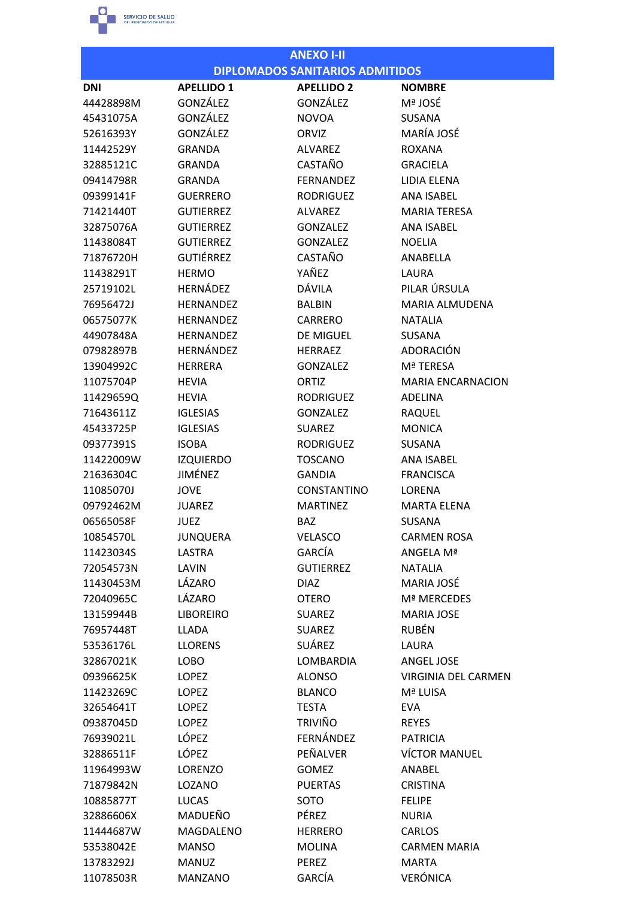## ANEXO I-II
## DIPLOMADOS SANITARIOS ADMITIDOS

| DNI | APELLIDO 1 | APELLIDO 2 | NOMBRE |
|---|---|---|---|
| 44428898M | GONZÁLEZ | GONZÁLEZ | Mª JOSÉ |
| 45431075A | GONZÁLEZ | NOVOA | SUSANA |
| 52616393Y | GONZÁLEZ | ORVIZ | MARÍA JOSÉ |
| 11442529Y | GRANDA | ALVAREZ | ROXANA |
| 32885121C | GRANDA | CASTAÑO | GRACIELA |
| 09414798R | GRANDA | FERNANDEZ | LIDIA ELENA |
| 09399141F | GUERRERO | RODRIGUEZ | ANA ISABEL |
| 71421440T | GUTIERREZ | ALVAREZ | MARIA TERESA |
| 32875076A | GUTIERREZ | GONZALEZ | ANA ISABEL |
| 11438084T | GUTIERREZ | GONZALEZ | NOELIA |
| 71876720H | GUTIÉRREZ | CASTAÑO | ANABELLA |
| 11438291T | HERMO | YAÑEZ | LAURA |
| 25719102L | HERNÁDEZ | DÁVILA | PILAR ÚRSULA |
| 76956472J | HERNANDEZ | BALBIN | MARIA ALMUDENA |
| 06575077K | HERNANDEZ | CARRERO | NATALIA |
| 44907848A | HERNANDEZ | DE MIGUEL | SUSANA |
| 07982897B | HERNÁNDEZ | HERRAEZ | ADORACIÓN |
| 13904992C | HERRERA | GONZALEZ | Mª TERESA |
| 11075704P | HEVIA | ORTIZ | MARIA ENCARNACION |
| 11429659Q | HEVIA | RODRIGUEZ | ADELINA |
| 71643611Z | IGLESIAS | GONZALEZ | RAQUEL |
| 45433725P | IGLESIAS | SUAREZ | MONICA |
| 09377391S | ISOBA | RODRIGUEZ | SUSANA |
| 11422009W | IZQUIERDO | TOSCANO | ANA ISABEL |
| 21636304C | JIMÉNEZ | GANDIA | FRANCISCA |
| 11085070J | JOVE | CONSTANTINO | LORENA |
| 09792462M | JUAREZ | MARTINEZ | MARTA ELENA |
| 06565058F | JUEZ | BAZ | SUSANA |
| 10854570L | JUNQUERA | VELASCO | CARMEN ROSA |
| 11423034S | LASTRA | GARCÍA | ANGELA Mª |
| 72054573N | LAVIN | GUTIERREZ | NATALIA |
| 11430453M | LÁZARO | DIAZ | MARIA JOSÉ |
| 72040965C | LÁZARO | OTERO | Mª MERCEDES |
| 13159944B | LIBOREIRO | SUAREZ | MARIA JOSE |
| 76957448T | LLADA | SUAREZ | RUBÉN |
| 53536176L | LLORENS | SUÁREZ | LAURA |
| 32867021K | LOBO | LOMBARDIA | ANGEL JOSE |
| 09396625K | LOPEZ | ALONSO | VIRGINIA DEL CARMEN |
| 11423269C | LOPEZ | BLANCO | Mª LUISA |
| 32654641T | LOPEZ | TESTA | EVA |
| 09387045D | LOPEZ | TRIVIÑO | REYES |
| 76939021L | LÓPEZ | FERNÁNDEZ | PATRICIA |
| 32886511F | LÓPEZ | PEÑALVER | VÍCTOR MANUEL |
| 11964993W | LORENZO | GOMEZ | ANABEL |
| 71879842N | LOZANO | PUERTAS | CRISTINA |
| 10885877T | LUCAS | SOTO | FELIPE |
| 32886606X | MADUEÑO | PÉREZ | NURIA |
| 11444687W | MAGDALENO | HERRERO | CARLOS |
| 53538042E | MANSO | MOLINA | CARMEN MARIA |
| 13783292J | MANUZ | PEREZ | MARTA |
| 11078503R | MANZANO | GARCÍA | VERÓNICA |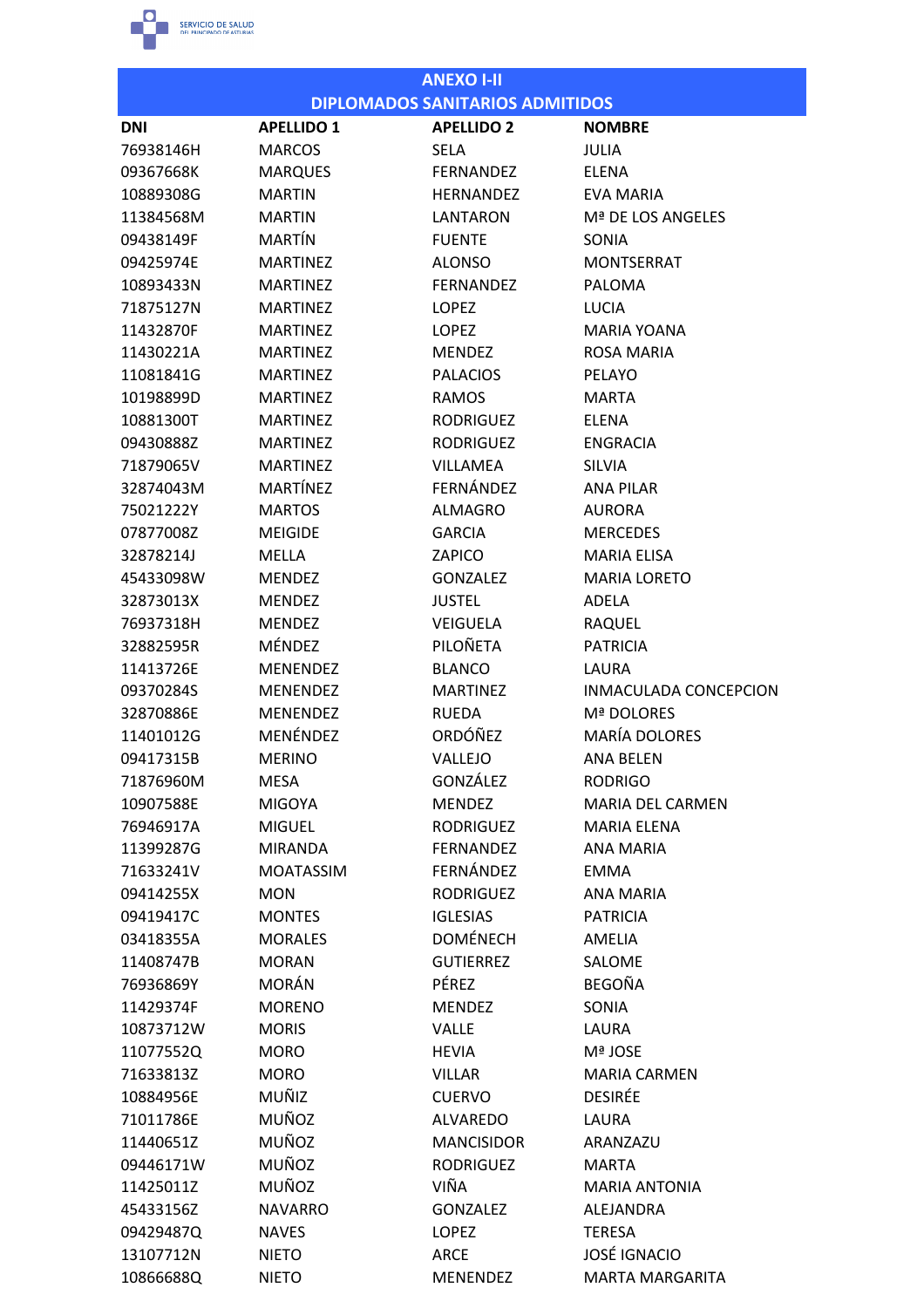## ANEXO I-II
## DIPLOMADOS SANITARIOS ADMITIDOS

| DNI | APELLIDO 1 | APELLIDO 2 | NOMBRE |
|---|---|---|---|
| 76938146H | MARCOS | SELA | JULIA |
| 09367668K | MARQUES | FERNANDEZ | ELENA |
| 10889308G | MARTIN | HERNANDEZ | EVA MARIA |
| 11384568M | MARTIN | LANTARON | Mª DE LOS ANGELES |
| 09438149F | MARTÍN | FUENTE | SONIA |
| 09425974E | MARTINEZ | ALONSO | MONTSERRAT |
| 10893433N | MARTINEZ | FERNANDEZ | PALOMA |
| 71875127N | MARTINEZ | LOPEZ | LUCIA |
| 11432870F | MARTINEZ | LOPEZ | MARIA YOANA |
| 11430221A | MARTINEZ | MENDEZ | ROSA MARIA |
| 11081841G | MARTINEZ | PALACIOS | PELAYO |
| 10198899D | MARTINEZ | RAMOS | MARTA |
| 10881300T | MARTINEZ | RODRIGUEZ | ELENA |
| 09430888Z | MARTINEZ | RODRIGUEZ | ENGRACIA |
| 71879065V | MARTINEZ | VILLAMEA | SILVIA |
| 32874043M | MARTÍNEZ | FERNÁNDEZ | ANA PILAR |
| 75021222Y | MARTOS | ALMAGRO | AURORA |
| 07877008Z | MEIGIDE | GARCIA | MERCEDES |
| 32878214J | MELLA | ZAPICO | MARIA ELISA |
| 45433098W | MENDEZ | GONZALEZ | MARIA LORETO |
| 32873013X | MENDEZ | JUSTEL | ADELA |
| 76937318H | MENDEZ | VEIGUELA | RAQUEL |
| 32882595R | MÉNDEZ | PILOÑETA | PATRICIA |
| 11413726E | MENENDEZ | BLANCO | LAURA |
| 09370284S | MENENDEZ | MARTINEZ | INMACULADA CONCEPCION |
| 32870886E | MENENDEZ | RUEDA | Mª DOLORES |
| 11401012G | MENÉNDEZ | ORDÓÑEZ | MARÍA DOLORES |
| 09417315B | MERINO | VALLEJO | ANA BELEN |
| 71876960M | MESA | GONZÁLEZ | RODRIGO |
| 10907588E | MIGOYA | MENDEZ | MARIA DEL CARMEN |
| 76946917A | MIGUEL | RODRIGUEZ | MARIA ELENA |
| 11399287G | MIRANDA | FERNANDEZ | ANA MARIA |
| 71633241V | MOATASSIM | FERNÁNDEZ | EMMA |
| 09414255X | MON | RODRIGUEZ | ANA MARIA |
| 09419417C | MONTES | IGLESIAS | PATRICIA |
| 03418355A | MORALES | DOMÉNECH | AMELIA |
| 11408747B | MORAN | GUTIERREZ | SALOME |
| 76936869Y | MORÁN | PÉREZ | BEGOÑA |
| 11429374F | MORENO | MENDEZ | SONIA |
| 10873712W | MORIS | VALLE | LAURA |
| 11077552Q | MORO | HEVIA | Mª JOSE |
| 71633813Z | MORO | VILLAR | MARIA CARMEN |
| 10884956E | MUÑIZ | CUERVO | DESIRÉE |
| 71011786E | MUÑOZ | ALVAREDO | LAURA |
| 11440651Z | MUÑOZ | MANCISIDOR | ARANZAZU |
| 09446171W | MUÑOZ | RODRIGUEZ | MARTA |
| 11425011Z | MUÑOZ | VIÑA | MARIA ANTONIA |
| 45433156Z | NAVARRO | GONZALEZ | ALEJANDRA |
| 09429487Q | NAVES | LOPEZ | TERESA |
| 13107712N | NIETO | ARCE | JOSÉ IGNACIO |
| 10866688Q | NIETO | MENENDEZ | MARTA MARGARITA |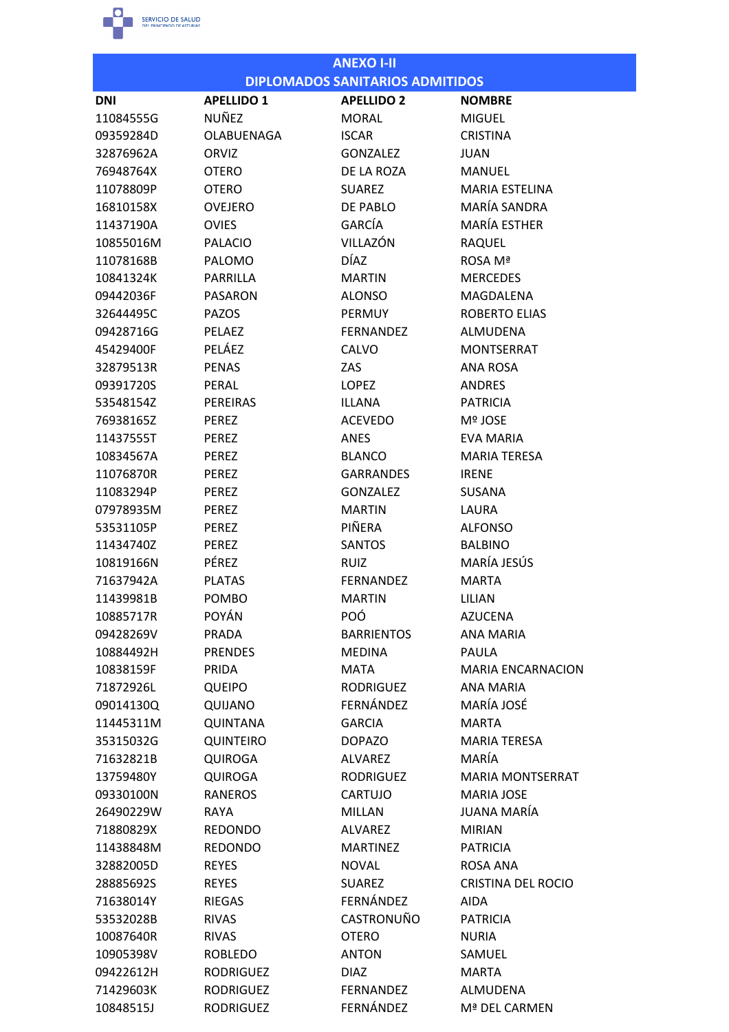## ANEXO I-II
## DIPLOMADOS SANITARIOS ADMITIDOS

| DNI | APELLIDO 1 | APELLIDO 2 | NOMBRE |
|---|---|---|---|
| 11084555G | NUÑEZ | MORAL | MIGUEL |
| 09359284D | OLABUENAGA | ISCAR | CRISTINA |
| 32876962A | ORVIZ | GONZALEZ | JUAN |
| 76948764X | OTERO | DE LA ROZA | MANUEL |
| 11078809P | OTERO | SUAREZ | MARIA ESTELINA |
| 16810158X | OVEJERO | DE PABLO | MARÍA SANDRA |
| 11437190A | OVIES | GARCÍA | MARÍA ESTHER |
| 10855016M | PALACIO | VILLAZÓN | RAQUEL |
| 11078168B | PALOMO | DÍAZ | ROSA Mª |
| 10841324K | PARRILLA | MARTIN | MERCEDES |
| 09442036F | PASARON | ALONSO | MAGDALENA |
| 32644495C | PAZOS | PERMUY | ROBERTO ELIAS |
| 09428716G | PELAEZ | FERNANDEZ | ALMUDENA |
| 45429400F | PELÁEZ | CALVO | MONTSERRAT |
| 32879513R | PENAS | ZAS | ANA ROSA |
| 09391720S | PERAL | LOPEZ | ANDRES |
| 53548154Z | PEREIRAS | ILLANA | PATRICIA |
| 76938165Z | PEREZ | ACEVEDO | Mº JOSE |
| 11437555T | PEREZ | ANES | EVA MARIA |
| 10834567A | PEREZ | BLANCO | MARIA TERESA |
| 11076870R | PEREZ | GARRANDES | IRENE |
| 11083294P | PEREZ | GONZALEZ | SUSANA |
| 07978935M | PEREZ | MARTIN | LAURA |
| 53531105P | PEREZ | PIÑERA | ALFONSO |
| 11434740Z | PEREZ | SANTOS | BALBINO |
| 10819166N | PÉREZ | RUIZ | MARÍA JESÚS |
| 71637942A | PLATAS | FERNANDEZ | MARTA |
| 11439981B | POMBO | MARTIN | LILIAN |
| 10885717R | POYÁN | POÓ | AZUCENA |
| 09428269V | PRADA | BARRIENTOS | ANA MARIA |
| 10884492H | PRENDES | MEDINA | PAULA |
| 10838159F | PRIDA | MATA | MARIA ENCARNACION |
| 71872926L | QUEIPO | RODRIGUEZ | ANA MARIA |
| 09014130Q | QUIJANO | FERNÁNDEZ | MARÍA JOSÉ |
| 11445311M | QUINTANA | GARCIA | MARTA |
| 35315032G | QUINTEIRO | DOPAZO | MARIA TERESA |
| 71632821B | QUIROGA | ALVAREZ | MARÍA |
| 13759480Y | QUIROGA | RODRIGUEZ | MARIA MONTSERRAT |
| 09330100N | RANEROS | CARTUJO | MARIA JOSE |
| 26490229W | RAYA | MILLAN | JUANA MARÍA |
| 71880829X | REDONDO | ALVAREZ | MIRIAN |
| 11438848M | REDONDO | MARTINEZ | PATRICIA |
| 32882005D | REYES | NOVAL | ROSA ANA |
| 28885692S | REYES | SUAREZ | CRISTINA DEL ROCIO |
| 71638014Y | RIEGAS | FERNÁNDEZ | AIDA |
| 53532028B | RIVAS | CASTRONUÑO | PATRICIA |
| 10087640R | RIVAS | OTERO | NURIA |
| 10905398V | ROBLEDO | ANTON | SAMUEL |
| 09422612H | RODRIGUEZ | DIAZ | MARTA |
| 71429603K | RODRIGUEZ | FERNANDEZ | ALMUDENA |
| 10848515J | RODRIGUEZ | FERNÁNDEZ | Mª DEL CARMEN |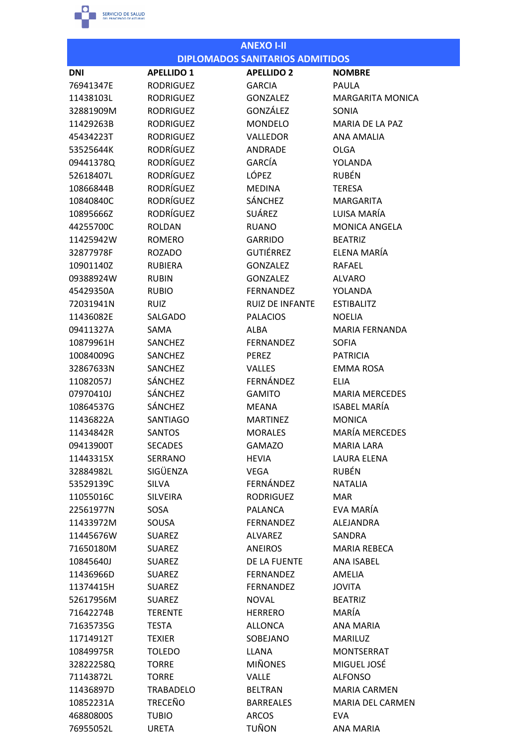## ANEXO I-II
## DIPLOMADOS SANITARIOS ADMITIDOS

| DNI | APELLIDO 1 | APELLIDO 2 | NOMBRE |
|---|---|---|---|
| 76941347E | RODRIGUEZ | GARCIA | PAULA |
| 11438103L | RODRIGUEZ | GONZALEZ | MARGARITA MONICA |
| 32881909M | RODRIGUEZ | GONZÁLEZ | SONIA |
| 11429263B | RODRIGUEZ | MONDELO | MARIA DE LA PAZ |
| 45434223T | RODRIGUEZ | VALLEDOR | ANA AMALIA |
| 53525644K | RODRÍGUEZ | ANDRADE | OLGA |
| 09441378Q | RODRÍGUEZ | GARCÍA | YOLANDA |
| 52618407L | RODRÍGUEZ | LÓPEZ | RUBÉN |
| 10866844B | RODRÍGUEZ | MEDINA | TERESA |
| 10840840C | RODRÍGUEZ | SÁNCHEZ | MARGARITA |
| 10895666Z | RODRÍGUEZ | SUÁREZ | LUISA MARÍA |
| 44255700C | ROLDAN | RUANO | MONICA ANGELA |
| 11425942W | ROMERO | GARRIDO | BEATRIZ |
| 32877978F | ROZADO | GUTIÉRREZ | ELENA MARÍA |
| 10901140Z | RUBIERA | GONZALEZ | RAFAEL |
| 09388924W | RUBIN | GONZALEZ | ALVARO |
| 45429350A | RUBIO | FERNANDEZ | YOLANDA |
| 72031941N | RUIZ | RUIZ DE INFANTE | ESTIBALITZ |
| 11436082E | SALGADO | PALACIOS | NOELIA |
| 09411327A | SAMA | ALBA | MARIA FERNANDA |
| 10879961H | SANCHEZ | FERNANDEZ | SOFIA |
| 10084009G | SANCHEZ | PEREZ | PATRICIA |
| 32867633N | SANCHEZ | VALLES | EMMA ROSA |
| 11082057J | SÁNCHEZ | FERNÁNDEZ | ELIA |
| 07970410J | SÁNCHEZ | GAMITO | MARIA MERCEDES |
| 10864537G | SÁNCHEZ | MEANA | ISABEL MARÍA |
| 11436822A | SANTIAGO | MARTINEZ | MONICA |
| 11434842R | SANTOS | MORALES | MARÍA MERCEDES |
| 09413900T | SECADES | GAMAZO | MARIA LARA |
| 11443315X | SERRANO | HEVIA | LAURA ELENA |
| 32884982L | SIGÜENZA | VEGA | RUBÉN |
| 53529139C | SILVA | FERNÁNDEZ | NATALIA |
| 11055016C | SILVEIRA | RODRIGUEZ | MAR |
| 22561977N | SOSA | PALANCA | EVA MARÍA |
| 11433972M | SOUSA | FERNANDEZ | ALEJANDRA |
| 11445676W | SUAREZ | ALVAREZ | SANDRA |
| 71650180M | SUAREZ | ANEIROS | MARIA REBECA |
| 10845640J | SUAREZ | DE LA FUENTE | ANA ISABEL |
| 11436966D | SUAREZ | FERNANDEZ | AMELIA |
| 11374415H | SUAREZ | FERNANDEZ | JOVITA |
| 52617956M | SUAREZ | NOVAL | BEATRIZ |
| 71642274B | TERENTE | HERRERO | MARÍA |
| 71635735G | TESTA | ALLONCA | ANA MARIA |
| 11714912T | TEXIER | SOBEJANO | MARILUZ |
| 10849975R | TOLEDO | LLANA | MONTSERRAT |
| 32822258Q | TORRE | MIÑONES | MIGUEL JOSÉ |
| 71143872L | TORRE | VALLE | ALFONSO |
| 11436897D | TRABADELO | BELTRAN | MARIA CARMEN |
| 10852231A | TRECEÑO | BARREALES | MARIA DEL CARMEN |
| 46880800S | TUBIO | ARCOS | EVA |
| 76955052L | URETA | TUÑON | ANA MARIA |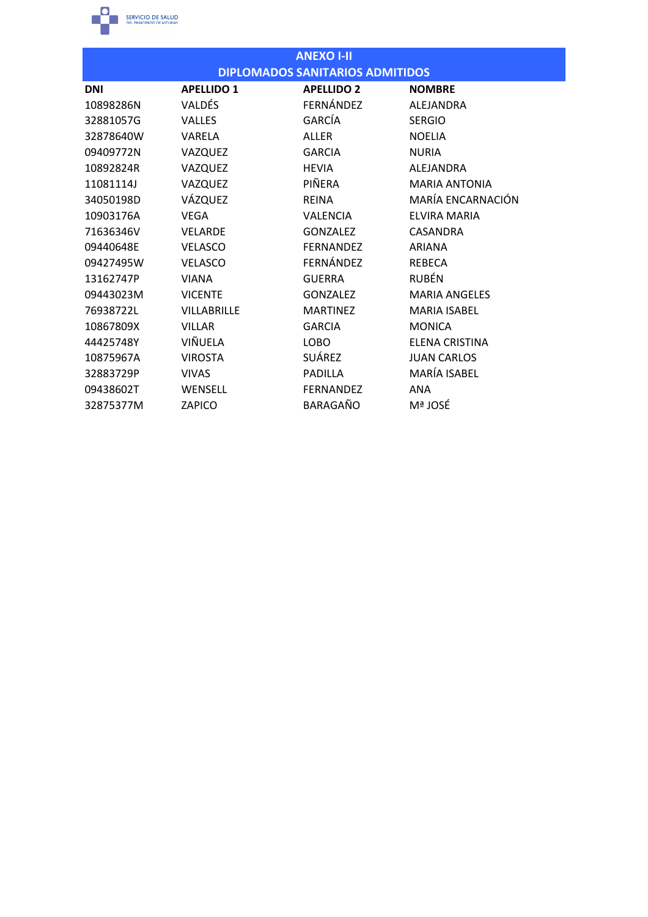## ANEXO I-II
## DIPLOMADOS SANITARIOS ADMITIDOS

| DNI | APELLIDO 1 | APELLIDO 2 | NOMBRE |
|---|---|---|---|
| 10898286N | VALDÉS | FERNÁNDEZ | ALEJANDRA |
| 32881057G | VALLES | GARCÍA | SERGIO |
| 32878640W | VARELA | ALLER | NOELIA |
| 09409772N | VAZQUEZ | GARCIA | NURIA |
| 10892824R | VAZQUEZ | HEVIA | ALEJANDRA |
| 11081114J | VAZQUEZ | PIÑERA | MARIA ANTONIA |
| 34050198D | VÁZQUEZ | REINA | MARÍA ENCARNACIÓN |
| 10903176A | VEGA | VALENCIA | ELVIRA MARIA |
| 71636346V | VELARDE | GONZALEZ | CASANDRA |
| 09440648E | VELASCO | FERNANDEZ | ARIANA |
| 09427495W | VELASCO | FERNÁNDEZ | REBECA |
| 13162747P | VIANA | GUERRA | RUBÉN |
| 09443023M | VICENTE | GONZALEZ | MARIA ANGELES |
| 76938722L | VILLABRILLE | MARTINEZ | MARIA ISABEL |
| 10867809X | VILLAR | GARCIA | MONICA |
| 44425748Y | VIÑUELA | LOBO | ELENA CRISTINA |
| 10875967A | VIROSTA | SUÁREZ | JUAN CARLOS |
| 32883729P | VIVAS | PADILLA | MARÍA ISABEL |
| 09438602T | WENSELL | FERNANDEZ | ANA |
| 32875377M | ZAPICO | BARAGAÑO | Mª JOSÉ |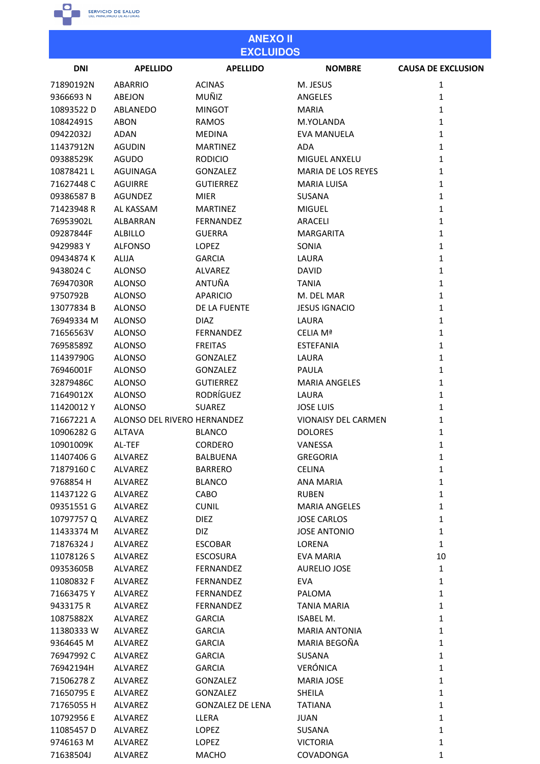## ANEXO II
## EXCLUIDOS

| DNI | APELLIDO | APELLIDO | NOMBRE | CAUSA DE EXCLUSION |
|---|---|---|---|---|
| 71890192N | ABARRIO | ACINAS | M. JESUS | 1 |
| 9366693 N | ABEJON | MUÑIZ | ANGELES | 1 |
| 10893522 D | ABLANEDO | MINGOT | MARIA | 1 |
| 10842491S | ABON | RAMOS | M.YOLANDA | 1 |
| 09422032J | ADAN | MEDINA | EVA MANUELA | 1 |
| 11437912N | AGUDIN | MARTINEZ | ADA | 1 |
| 09388529K | AGUDO | RODICIO | MIGUEL ANXELU | 1 |
| 10878421 L | AGUINAGA | GONZALEZ | MARIA DE LOS REYES | 1 |
| 71627448 C | AGUIRRE | GUTIERREZ | MARIA LUISA | 1 |
| 09386587 B | AGUNDEZ | MIER | SUSANA | 1 |
| 71423948 R | AL KASSAM | MARTINEZ | MIGUEL | 1 |
| 76953902L | ALBARRAN | FERNANDEZ | ARACELI | 1 |
| 09287844F | ALBILLO | GUERRA | MARGARITA | 1 |
| 9429983 Y | ALFONSO | LOPEZ | SONIA | 1 |
| 09434874 K | ALIJA | GARCIA | LAURA | 1 |
| 9438024 C | ALONSO | ALVAREZ | DAVID | 1 |
| 76947030R | ALONSO | ANTUÑA | TANIA | 1 |
| 9750792B | ALONSO | APARICIO | M. DEL MAR | 1 |
| 13077834 B | ALONSO | DE LA FUENTE | JESUS IGNACIO | 1 |
| 76949334 M | ALONSO | DIAZ | LAURA | 1 |
| 71656563V | ALONSO | FERNANDEZ | CELIA Mª | 1 |
| 76958589Z | ALONSO | FREITAS | ESTEFANIA | 1 |
| 11439790G | ALONSO | GONZALEZ | LAURA | 1 |
| 76946001F | ALONSO | GONZALEZ | PAULA | 1 |
| 32879486C | ALONSO | GUTIERREZ | MARIA ANGELES | 1 |
| 71649012X | ALONSO | RODRÍGUEZ | LAURA | 1 |
| 11420012 Y | ALONSO | SUAREZ | JOSE LUIS | 1 |
| 71667221 A | ALONSO DEL RIVERO | HERNANDEZ | VIONAISY DEL CARMEN | 1 |
| 10906282 G | ALTAVA | BLANCO | DOLORES | 1 |
| 10901009K | AL-TEF | CORDERO | VANESSA | 1 |
| 11407406 G | ALVAREZ | BALBUENA | GREGORIA | 1 |
| 71879160 C | ALVAREZ | BARRERO | CELINA | 1 |
| 9768854 H | ALVAREZ | BLANCO | ANA MARIA | 1 |
| 11437122 G | ALVAREZ | CABO | RUBEN | 1 |
| 09351551 G | ALVAREZ | CUNIL | MARIA ANGELES | 1 |
| 10797757 Q | ALVAREZ | DIEZ | JOSE CARLOS | 1 |
| 11433374 M | ALVAREZ | DIZ | JOSE ANTONIO | 1 |
| 71876324 J | ALVAREZ | ESCOBAR | LORENA | 1 |
| 11078126 S | ALVAREZ | ESCOSURA | EVA MARIA | 10 |
| 09353605B | ALVAREZ | FERNANDEZ | AURELIO JOSE | 1 |
| 11080832 F | ALVAREZ | FERNANDEZ | EVA | 1 |
| 71663475 Y | ALVAREZ | FERNANDEZ | PALOMA | 1 |
| 9433175 R | ALVAREZ | FERNANDEZ | TANIA MARIA | 1 |
| 10875882X | ALVAREZ | GARCIA | ISABEL M. | 1 |
| 11380333 W | ALVAREZ | GARCIA | MARIA ANTONIA | 1 |
| 9364645 M | ALVAREZ | GARCIA | MARIA BEGOÑA | 1 |
| 76947992 C | ALVAREZ | GARCIA | SUSANA | 1 |
| 76942194H | ALVAREZ | GARCIA | VERÓNICA | 1 |
| 71506278 Z | ALVAREZ | GONZALEZ | MARIA JOSE | 1 |
| 71650795 E | ALVAREZ | GONZALEZ | SHEILA | 1 |
| 71765055 H | ALVAREZ | GONZALEZ DE LENA | TATIANA | 1 |
| 10792956 E | ALVAREZ | LLERA | JUAN | 1 |
| 11085457 D | ALVAREZ | LOPEZ | SUSANA | 1 |
| 9746163 M | ALVAREZ | LOPEZ | VICTORIA | 1 |
| 71638504J | ALVAREZ | MACHO | COVADONGA | 1 |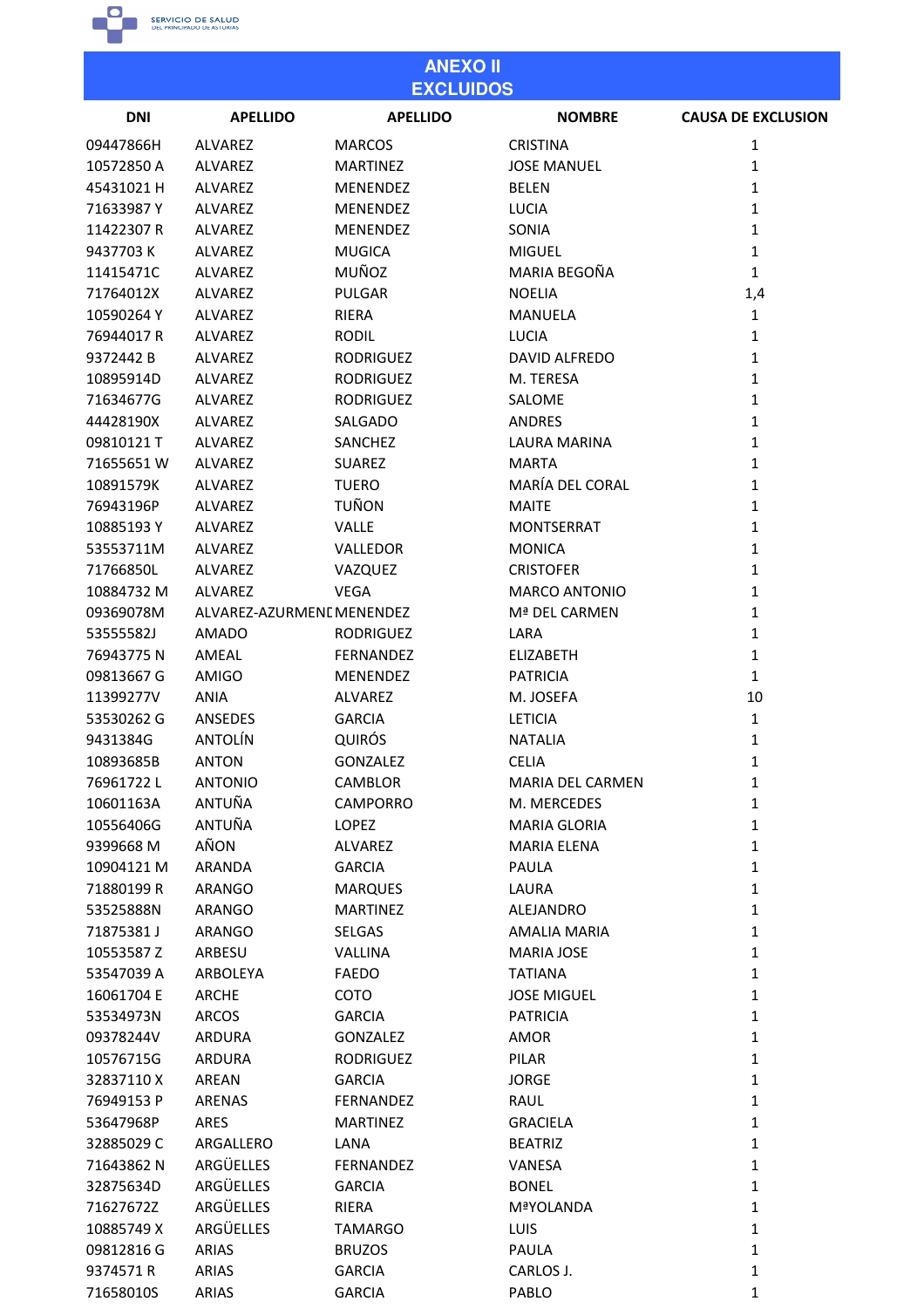## ANEXO II
## EXCLUIDOS

| DNI | APELLIDO | APELLIDO | NOMBRE | CAUSA DE EXCLUSION |
|---|---|---|---|---|
| 09447866H | ALVAREZ | MARCOS | CRISTINA | 1 |
| 10572850 A | ALVAREZ | MARTINEZ | JOSE MANUEL | 1 |
| 45431021 H | ALVAREZ | MENENDEZ | BELEN | 1 |
| 71633987 Y | ALVAREZ | MENENDEZ | LUCIA | 1 |
| 11422307 R | ALVAREZ | MENENDEZ | SONIA | 1 |
| 9437703 K | ALVAREZ | MUGICA | MIGUEL | 1 |
| 11415471C | ALVAREZ | MUÑOZ | MARIA BEGOÑA | 1 |
| 71764012X | ALVAREZ | PULGAR | NOELIA | 1,4 |
| 10590264 Y | ALVAREZ | RIERA | MANUELA | 1 |
| 76944017 R | ALVAREZ | RODIL | LUCIA | 1 |
| 9372442 B | ALVAREZ | RODRIGUEZ | DAVID ALFREDO | 1 |
| 10895914D | ALVAREZ | RODRIGUEZ | M. TERESA | 1 |
| 71634677G | ALVAREZ | RODRIGUEZ | SALOME | 1 |
| 44428190X | ALVAREZ | SALGADO | ANDRES | 1 |
| 09810121 T | ALVAREZ | SANCHEZ | LAURA MARINA | 1 |
| 71655651 W | ALVAREZ | SUAREZ | MARTA | 1 |
| 10891579K | ALVAREZ | TUERO | MARÍA DEL CORAL | 1 |
| 76943196P | ALVAREZ | TUÑON | MAITE | 1 |
| 10885193 Y | ALVAREZ | VALLE | MONTSERRAT | 1 |
| 53553711M | ALVAREZ | VALLEDOR | MONICA | 1 |
| 71766850L | ALVAREZ | VAZQUEZ | CRISTOFER | 1 |
| 10884732 M | ALVAREZ | VEGA | MARCO ANTONIO | 1 |
| 09369078M | ALVAREZ-AZURMENI | MENENDEZ | Mª DEL CARMEN | 1 |
| 53555582J | AMADO | RODRIGUEZ | LARA | 1 |
| 76943775 N | AMEAL | FERNANDEZ | ELIZABETH | 1 |
| 09813667 G | AMIGO | MENENDEZ | PATRICIA | 1 |
| 11399277V | ANIA | ALVAREZ | M. JOSEFA | 10 |
| 53530262 G | ANSEDES | GARCIA | LETICIA | 1 |
| 9431384G | ANTOLÍN | QUIRÓS | NATALIA | 1 |
| 10893685B | ANTON | GONZALEZ | CELIA | 1 |
| 76961722 L | ANTONIO | CAMBLOR | MARIA DEL CARMEN | 1 |
| 10601163A | ANTUÑA | CAMPORRO | M. MERCEDES | 1 |
| 10556406G | ANTUÑA | LOPEZ | MARIA GLORIA | 1 |
| 9399668 M | AÑON | ALVAREZ | MARIA ELENA | 1 |
| 10904121 M | ARANDA | GARCIA | PAULA | 1 |
| 71880199 R | ARANGO | MARQUES | LAURA | 1 |
| 53525888N | ARANGO | MARTINEZ | ALEJANDRO | 1 |
| 71875381 J | ARANGO | SELGAS | AMALIA MARIA | 1 |
| 10553587 Z | ARBESU | VALLINA | MARIA JOSE | 1 |
| 53547039 A | ARBOLEYA | FAEDO | TATIANA | 1 |
| 16061704 E | ARCHE | COTO | JOSE MIGUEL | 1 |
| 53534973N | ARCOS | GARCIA | PATRICIA | 1 |
| 09378244V | ARDURA | GONZALEZ | AMOR | 1 |
| 10576715G | ARDURA | RODRIGUEZ | PILAR | 1 |
| 32837110 X | AREAN | GARCIA | JORGE | 1 |
| 76949153 P | ARENAS | FERNANDEZ | RAUL | 1 |
| 53647968P | ARES | MARTINEZ | GRACIELA | 1 |
| 32885029 C | ARGALLERO | LANA | BEATRIZ | 1 |
| 71643862 N | ARGÜELLES | FERNANDEZ | VANESA | 1 |
| 32875634D | ARGÜELLES | GARCIA | BONEL | 1 |
| 71627672Z | ARGÜELLES | RIERA | MªYOLANDA | 1 |
| 10885749 X | ARGÜELLES | TAMARGO | LUIS | 1 |
| 09812816 G | ARIAS | BRUZOS | PAULA | 1 |
| 9374571 R | ARIAS | GARCIA | CARLOS J. | 1 |
| 71658010S | ARIAS | GARCIA | PABLO | 1 |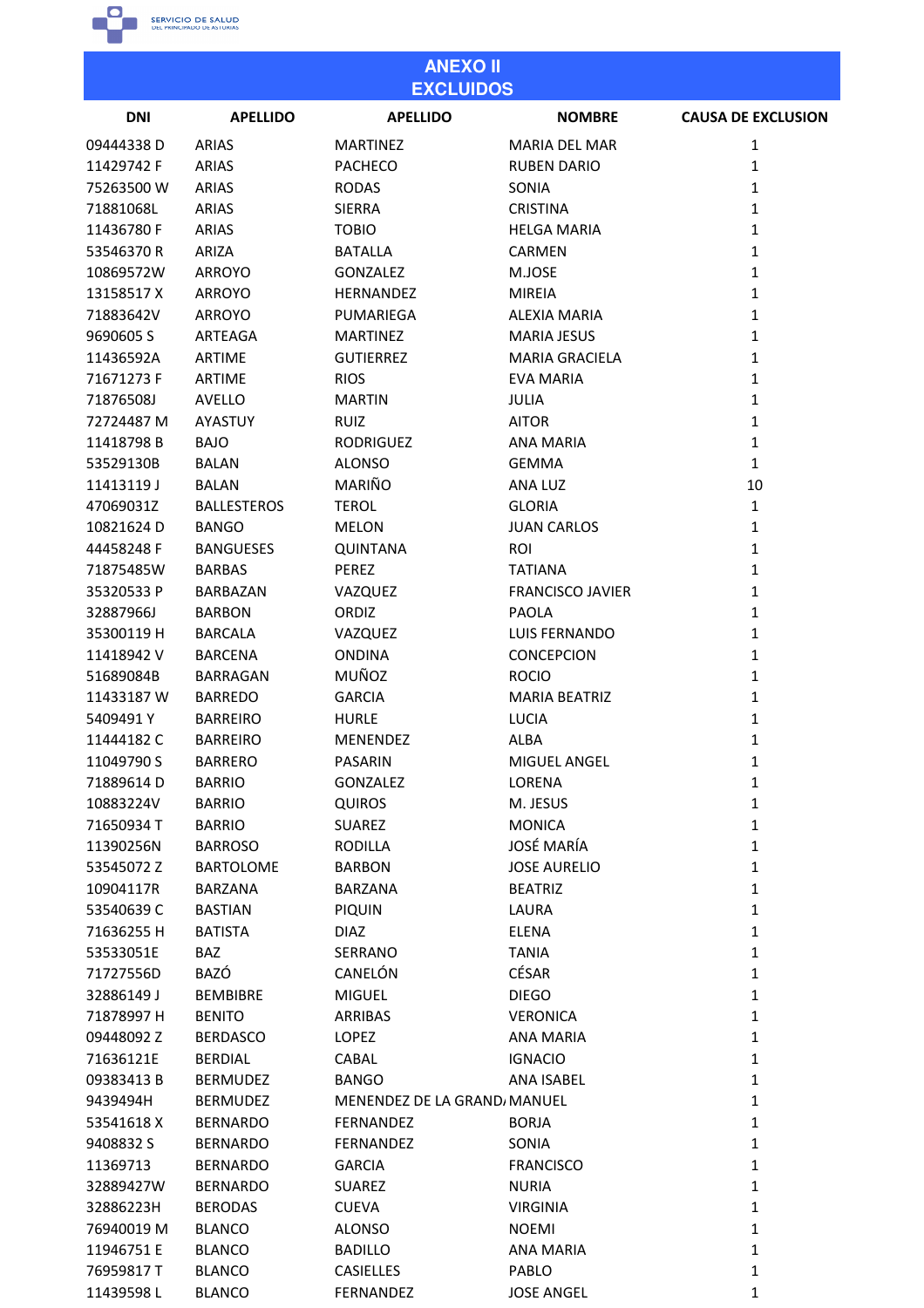## ANEXO II
## EXCLUIDOS

| DNI | APELLIDO | APELLIDO | NOMBRE | CAUSA DE EXCLUSION |
|---|---|---|---|---|
| 09444338 D | ARIAS | MARTINEZ | MARIA DEL MAR | 1 |
| 11429742 F | ARIAS | PACHECO | RUBEN DARIO | 1 |
| 75263500 W | ARIAS | RODAS | SONIA | 1 |
| 71881068L | ARIAS | SIERRA | CRISTINA | 1 |
| 11436780 F | ARIAS | TOBIO | HELGA MARIA | 1 |
| 53546370 R | ARIZA | BATALLA | CARMEN | 1 |
| 10869572W | ARROYO | GONZALEZ | M.JOSE | 1 |
| 13158517 X | ARROYO | HERNANDEZ | MIREIA | 1 |
| 71883642V | ARROYO | PUMARIEGA | ALEXIA MARIA | 1 |
| 9690605 S | ARTEAGA | MARTINEZ | MARIA JESUS | 1 |
| 11436592A | ARTIME | GUTIERREZ | MARIA GRACIELA | 1 |
| 71671273 F | ARTIME | RIOS | EVA MARIA | 1 |
| 71876508J | AVELLO | MARTIN | JULIA | 1 |
| 72724487 M | AYASTUY | RUIZ | AITOR | 1 |
| 11418798 B | BAJO | RODRIGUEZ | ANA MARIA | 1 |
| 53529130B | BALAN | ALONSO | GEMMA | 1 |
| 11413119 J | BALAN | MARIÑO | ANA LUZ | 10 |
| 47069031Z | BALLESTEROS | TEROL | GLORIA | 1 |
| 10821624 D | BANGO | MELON | JUAN CARLOS | 1 |
| 44458248 F | BANGUESES | QUINTANA | ROI | 1 |
| 71875485W | BARBAS | PEREZ | TATIANA | 1 |
| 35320533 P | BARBAZAN | VAZQUEZ | FRANCISCO JAVIER | 1 |
| 32887966J | BARBON | ORDIZ | PAOLA | 1 |
| 35300119 H | BARCALA | VAZQUEZ | LUIS FERNANDO | 1 |
| 11418942 V | BARCENA | ONDINA | CONCEPCION | 1 |
| 51689084B | BARRAGAN | MUÑOZ | ROCIO | 1 |
| 11433187 W | BARREDO | GARCIA | MARIA BEATRIZ | 1 |
| 5409491 Y | BARREIRO | HURLE | LUCIA | 1 |
| 11444182 C | BARREIRO | MENENDEZ | ALBA | 1 |
| 11049790 S | BARRERO | PASARIN | MIGUEL ANGEL | 1 |
| 71889614 D | BARRIO | GONZALEZ | LORENA | 1 |
| 10883224V | BARRIO | QUIROS | M. JESUS | 1 |
| 71650934 T | BARRIO | SUAREZ | MONICA | 1 |
| 11390256N | BARROSO | RODILLA | JOSÉ MARÍA | 1 |
| 53545072 Z | BARTOLOME | BARBON | JOSE AURELIO | 1 |
| 10904117R | BARZANA | BARZANA | BEATRIZ | 1 |
| 53540639 C | BASTIAN | PIQUIN | LAURA | 1 |
| 71636255 H | BATISTA | DIAZ | ELENA | 1 |
| 53533051E | BAZ | SERRANO | TANIA | 1 |
| 71727556D | BAZÓ | CANELÓN | CÉSAR | 1 |
| 32886149 J | BEMBIBRE | MIGUEL | DIEGO | 1 |
| 71878997 H | BENITO | ARRIBAS | VERONICA | 1 |
| 09448092 Z | BERDASCO | LOPEZ | ANA MARIA | 1 |
| 71636121E | BERDIAL | CABAL | IGNACIO | 1 |
| 09383413 B | BERMUDEZ | BANGO | ANA ISABEL | 1 |
| 9439494H | BERMUDEZ | MENENDEZ DE LA GRAND | MANUEL | 1 |
| 53541618 X | BERNARDO | FERNANDEZ | BORJA | 1 |
| 9408832 S | BERNARDO | FERNANDEZ | SONIA | 1 |
| 11369713 | BERNARDO | GARCIA | FRANCISCO | 1 |
| 32889427W | BERNARDO | SUAREZ | NURIA | 1 |
| 32886223H | BERODAS | CUEVA | VIRGINIA | 1 |
| 76940019 M | BLANCO | ALONSO | NOEMI | 1 |
| 11946751 E | BLANCO | BADILLO | ANA MARIA | 1 |
| 76959817 T | BLANCO | CASIELLES | PABLO | 1 |
| 11439598 L | BLANCO | FERNANDEZ | JOSE ANGEL | 1 |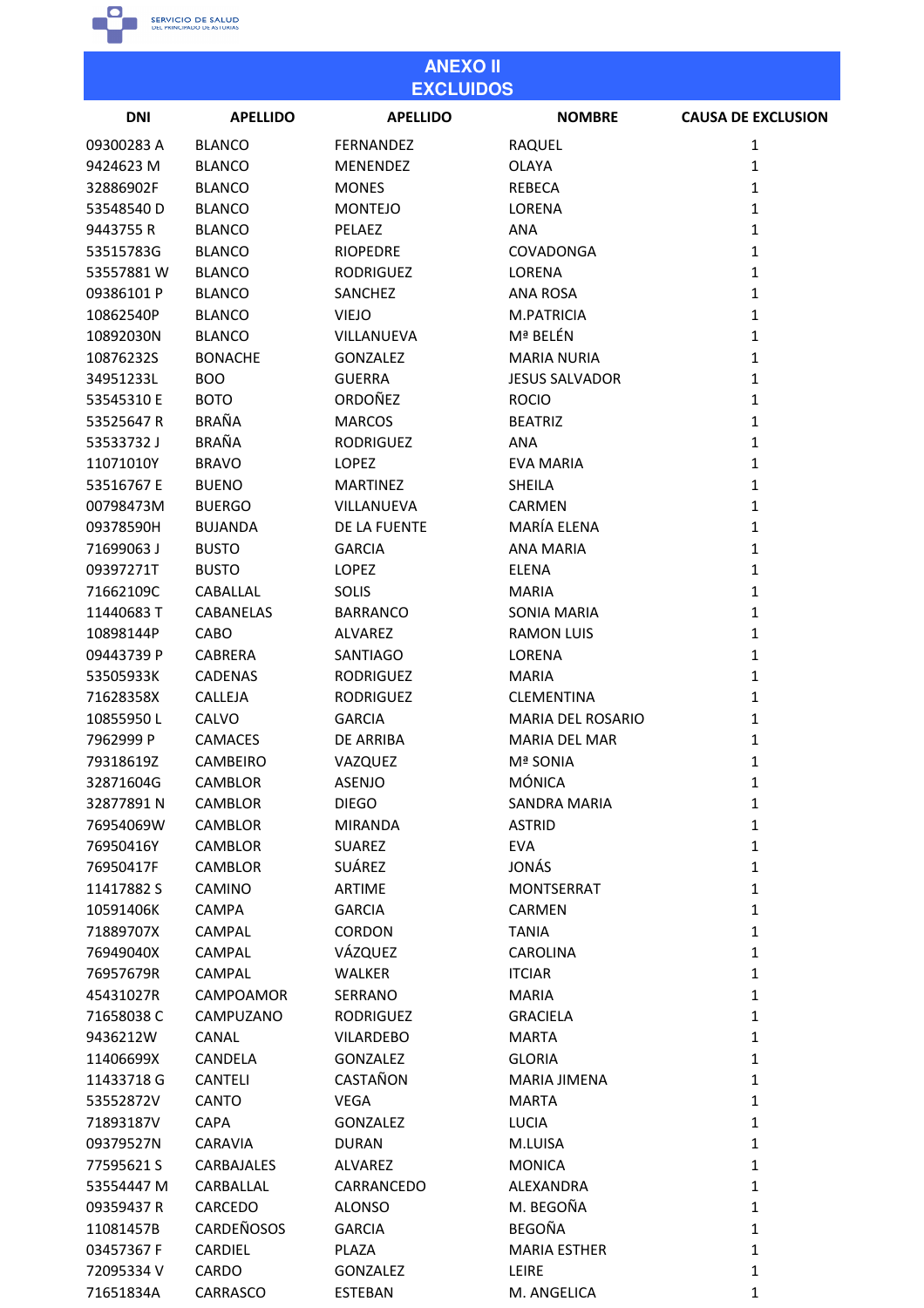## ANEXO II
## EXCLUIDOS

| DNI | APELLIDO | APELLIDO | NOMBRE | CAUSA DE EXCLUSION |
|---|---|---|---|---|
| 09300283 A | BLANCO | FERNANDEZ | RAQUEL | 1 |
| 9424623 M | BLANCO | MENENDEZ | OLAYA | 1 |
| 32886902F | BLANCO | MONES | REBECA | 1 |
| 53548540 D | BLANCO | MONTEJO | LORENA | 1 |
| 9443755 R | BLANCO | PELAEZ | ANA | 1 |
| 53515783G | BLANCO | RIOPEDRE | COVADONGA | 1 |
| 53557881 W | BLANCO | RODRIGUEZ | LORENA | 1 |
| 09386101 P | BLANCO | SANCHEZ | ANA ROSA | 1 |
| 10862540P | BLANCO | VIEJO | M.PATRICIA | 1 |
| 10892030N | BLANCO | VILLANUEVA | Mª BELÉN | 1 |
| 10876232S | BONACHE | GONZALEZ | MARIA NURIA | 1 |
| 34951233L | BOO | GUERRA | JESUS SALVADOR | 1 |
| 53545310 E | BOTO | ORDOÑEZ | ROCIO | 1 |
| 53525647 R | BRAÑA | MARCOS | BEATRIZ | 1 |
| 53533732 J | BRAÑA | RODRIGUEZ | ANA | 1 |
| 11071010Y | BRAVO | LOPEZ | EVA MARIA | 1 |
| 53516767 E | BUENO | MARTINEZ | SHEILA | 1 |
| 00798473M | BUERGO | VILLANUEVA | CARMEN | 1 |
| 09378590H | BUJANDA | DE LA FUENTE | MARÍA ELENA | 1 |
| 71699063 J | BUSTO | GARCIA | ANA MARIA | 1 |
| 09397271T | BUSTO | LOPEZ | ELENA | 1 |
| 71662109C | CABALLAL | SOLIS | MARIA | 1 |
| 11440683 T | CABANELAS | BARRANCO | SONIA MARIA | 1 |
| 10898144P | CABO | ALVAREZ | RAMON LUIS | 1 |
| 09443739 P | CABRERA | SANTIAGO | LORENA | 1 |
| 53505933K | CADENAS | RODRIGUEZ | MARIA | 1 |
| 71628358X | CALLEJA | RODRIGUEZ | CLEMENTINA | 1 |
| 10855950 L | CALVO | GARCIA | MARIA DEL ROSARIO | 1 |
| 7962999 P | CAMACES | DE ARRIBA | MARIA DEL MAR | 1 |
| 79318619Z | CAMBEIRO | VAZQUEZ | Mª SONIA | 1 |
| 32871604G | CAMBLOR | ASENJO | MÓNICA | 1 |
| 32877891 N | CAMBLOR | DIEGO | SANDRA MARIA | 1 |
| 76954069W | CAMBLOR | MIRANDA | ASTRID | 1 |
| 76950416Y | CAMBLOR | SUAREZ | EVA | 1 |
| 76950417F | CAMBLOR | SUÁREZ | JONÁS | 1 |
| 11417882 S | CAMINO | ARTIME | MONTSERRAT | 1 |
| 10591406K | CAMPA | GARCIA | CARMEN | 1 |
| 71889707X | CAMPAL | CORDON | TANIA | 1 |
| 76949040X | CAMPAL | VÁZQUEZ | CAROLINA | 1 |
| 76957679R | CAMPAL | WALKER | ITCIAR | 1 |
| 45431027R | CAMPOAMOR | SERRANO | MARIA | 1 |
| 71658038 C | CAMPUZANO | RODRIGUEZ | GRACIELA | 1 |
| 9436212W | CANAL | VILARDEBO | MARTA | 1 |
| 11406699X | CANDELA | GONZALEZ | GLORIA | 1 |
| 11433718 G | CANTELI | CASTAÑON | MARIA JIMENA | 1 |
| 53552872V | CANTO | VEGA | MARTA | 1 |
| 71893187V | CAPA | GONZALEZ | LUCIA | 1 |
| 09379527N | CARAVIA | DURAN | M.LUISA | 1 |
| 77595621 S | CARBAJALES | ALVAREZ | MONICA | 1 |
| 53554447 M | CARBALLAL | CARRANCEDO | ALEXANDRA | 1 |
| 09359437 R | CARCEDO | ALONSO | M. BEGOÑA | 1 |
| 11081457B | CARDEÑOSOS | GARCIA | BEGOÑA | 1 |
| 03457367 F | CARDIEL | PLAZA | MARIA ESTHER | 1 |
| 72095334 V | CARDO | GONZALEZ | LEIRE | 1 |
| 71651834A | CARRASCO | ESTEBAN | M. ANGELICA | 1 |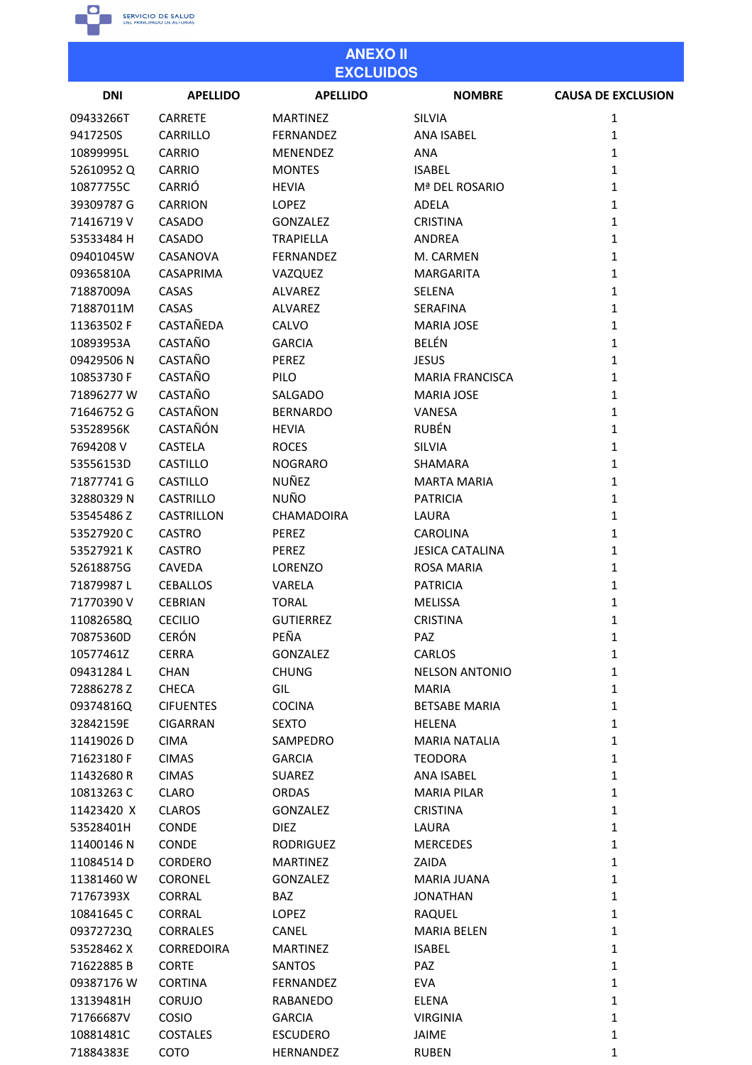## ANEXO II
## EXCLUIDOS

| DNI | APELLIDO | APELLIDO | NOMBRE | CAUSA DE EXCLUSION |
|---|---|---|---|---|
| 09433266T | CARRETE | MARTINEZ | SILVIA | 1 |
| 9417250S | CARRILLO | FERNANDEZ | ANA ISABEL | 1 |
| 10899995L | CARRIO | MENENDEZ | ANA | 1 |
| 52610952 Q | CARRIO | MONTES | ISABEL | 1 |
| 10877755C | CARRIÓ | HEVIA | Mª DEL ROSARIO | 1 |
| 39309787 G | CARRION | LOPEZ | ADELA | 1 |
| 71416719 V | CASADO | GONZALEZ | CRISTINA | 1 |
| 53533484 H | CASADO | TRAPIELLA | ANDREA | 1 |
| 09401045W | CASANOVA | FERNANDEZ | M. CARMEN | 1 |
| 09365810A | CASAPRIMA | VAZQUEZ | MARGARITA | 1 |
| 71887009A | CASAS | ALVAREZ | SELENA | 1 |
| 71887011M | CASAS | ALVAREZ | SERAFINA | 1 |
| 11363502 F | CASTAÑEDA | CALVO | MARIA JOSE | 1 |
| 10893953A | CASTAÑO | GARCIA | BELÉN | 1 |
| 09429506 N | CASTAÑO | PEREZ | JESUS | 1 |
| 10853730 F | CASTAÑO | PILO | MARIA FRANCISCA | 1 |
| 71896277 W | CASTAÑO | SALGADO | MARIA JOSE | 1 |
| 71646752 G | CASTAÑON | BERNARDO | VANESA | 1 |
| 53528956K | CASTAÑÓN | HEVIA | RUBÉN | 1 |
| 7694208 V | CASTELA | ROCES | SILVIA | 1 |
| 53556153D | CASTILLO | NOGRARO | SHAMARA | 1 |
| 71877741 G | CASTILLO | NUÑEZ | MARTA MARIA | 1 |
| 32880329 N | CASTRILLO | NUÑO | PATRICIA | 1 |
| 53545486 Z | CASTRILLON | CHAMADOIRA | LAURA | 1 |
| 53527920 C | CASTRO | PEREZ | CAROLINA | 1 |
| 53527921 K | CASTRO | PEREZ | JESICA CATALINA | 1 |
| 52618875G | CAVEDA | LORENZO | ROSA MARIA | 1 |
| 71879987 L | CEBALLOS | VARELA | PATRICIA | 1 |
| 71770390 V | CEBRIAN | TORAL | MELISSA | 1 |
| 11082658Q | CECILIO | GUTIERREZ | CRISTINA | 1 |
| 70875360D | CERÓN | PEÑA | PAZ | 1 |
| 10577461Z | CERRA | GONZALEZ | CARLOS | 1 |
| 09431284 L | CHAN | CHUNG | NELSON ANTONIO | 1 |
| 72886278 Z | CHECA | GIL | MARIA | 1 |
| 09374816Q | CIFUENTES | COCINA | BETSABE MARIA | 1 |
| 32842159E | CIGARRAN | SEXTO | HELENA | 1 |
| 11419026 D | CIMA | SAMPEDRO | MARIA NATALIA | 1 |
| 71623180 F | CIMAS | GARCIA | TEODORA | 1 |
| 11432680 R | CIMAS | SUAREZ | ANA ISABEL | 1 |
| 10813263 C | CLARO | ORDAS | MARIA PILAR | 1 |
| 11423420 X | CLAROS | GONZALEZ | CRISTINA | 1 |
| 53528401H | CONDE | DIEZ | LAURA | 1 |
| 11400146 N | CONDE | RODRIGUEZ | MERCEDES | 1 |
| 11084514 D | CORDERO | MARTINEZ | ZAIDA | 1 |
| 11381460 W | CORONEL | GONZALEZ | MARIA JUANA | 1 |
| 71767393X | CORRAL | BAZ | JONATHAN | 1 |
| 10841645 C | CORRAL | LOPEZ | RAQUEL | 1 |
| 09372723Q | CORRALES | CANEL | MARIA BELEN | 1 |
| 53528462 X | CORREDOIRA | MARTINEZ | ISABEL | 1 |
| 71622885 B | CORTE | SANTOS | PAZ | 1 |
| 09387176 W | CORTINA | FERNANDEZ | EVA | 1 |
| 13139481H | CORUJO | RABANEDO | ELENA | 1 |
| 71766687V | COSIO | GARCIA | VIRGINIA | 1 |
| 10881481C | COSTALES | ESCUDERO | JAIME | 1 |
| 71884383E | COTO | HERNANDEZ | RUBEN | 1 |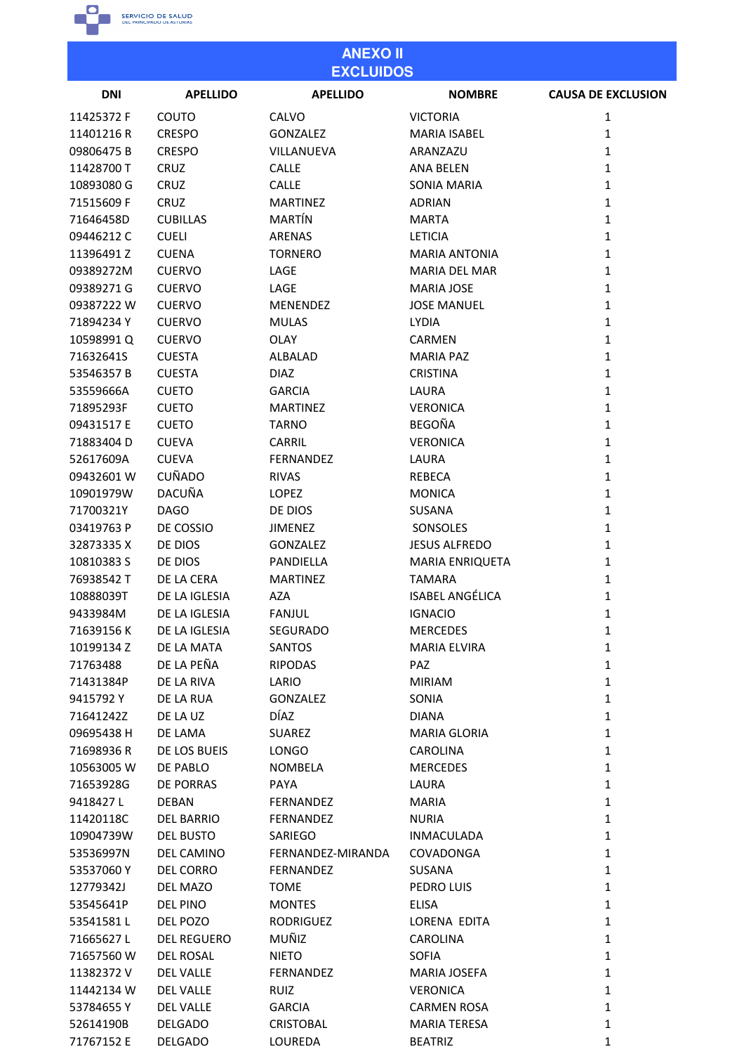## ANEXO II
## EXCLUIDOS

| DNI | APELLIDO | APELLIDO | NOMBRE | CAUSA DE EXCLUSION |
|---|---|---|---|---|
| 11425372 F | COUTO | CALVO | VICTORIA | 1 |
| 11401216 R | CRESPO | GONZALEZ | MARIA ISABEL | 1 |
| 09806475 B | CRESPO | VILLANUEVA | ARANZAZU | 1 |
| 11428700 T | CRUZ | CALLE | ANA BELEN | 1 |
| 10893080 G | CRUZ | CALLE | SONIA MARIA | 1 |
| 71515609 F | CRUZ | MARTINEZ | ADRIAN | 1 |
| 71646458D | CUBILLAS | MARTÍN | MARTA | 1 |
| 09446212 C | CUELI | ARENAS | LETICIA | 1 |
| 11396491 Z | CUENA | TORNERO | MARIA ANTONIA | 1 |
| 09389272M | CUERVO | LAGE | MARIA DEL MAR | 1 |
| 09389271 G | CUERVO | LAGE | MARIA JOSE | 1 |
| 09387222 W | CUERVO | MENENDEZ | JOSE MANUEL | 1 |
| 71894234 Y | CUERVO | MULAS | LYDIA | 1 |
| 10598991 Q | CUERVO | OLAY | CARMEN | 1 |
| 71632641S | CUESTA | ALBALAD | MARIA PAZ | 1 |
| 53546357 B | CUESTA | DIAZ | CRISTINA | 1 |
| 53559666A | CUETO | GARCIA | LAURA | 1 |
| 71895293F | CUETO | MARTINEZ | VERONICA | 1 |
| 09431517 E | CUETO | TARNO | BEGOÑA | 1 |
| 71883404 D | CUEVA | CARRIL | VERONICA | 1 |
| 52617609A | CUEVA | FERNANDEZ | LAURA | 1 |
| 09432601 W | CUÑADO | RIVAS | REBECA | 1 |
| 10901979W | DACUÑA | LOPEZ | MONICA | 1 |
| 71700321Y | DAGO | DE DIOS | SUSANA | 1 |
| 03419763 P | DE COSSIO | JIMENEZ | SONSOLES | 1 |
| 32873335 X | DE DIOS | GONZALEZ | JESUS ALFREDO | 1 |
| 10810383 S | DE DIOS | PANDIELLA | MARIA ENRIQUETA | 1 |
| 76938542 T | DE LA CERA | MARTINEZ | TAMARA | 1 |
| 10888039T | DE LA IGLESIA | AZA | ISABEL ANGÉLICA | 1 |
| 9433984M | DE LA IGLESIA | FANJUL | IGNACIO | 1 |
| 71639156 K | DE LA IGLESIA | SEGURADO | MERCEDES | 1 |
| 10199134 Z | DE LA MATA | SANTOS | MARIA ELVIRA | 1 |
| 71763488 | DE LA PEÑA | RIPODAS | PAZ | 1 |
| 71431384P | DE LA RIVA | LARIO | MIRIAM | 1 |
| 9415792 Y | DE LA RUA | GONZALEZ | SONIA | 1 |
| 71641242Z | DE LA UZ | DÍAZ | DIANA | 1 |
| 09695438 H | DE LAMA | SUAREZ | MARIA GLORIA | 1 |
| 71698936 R | DE LOS BUEIS | LONGO | CAROLINA | 1 |
| 10563005 W | DE PABLO | NOMBELA | MERCEDES | 1 |
| 71653928G | DE PORRAS | PAYA | LAURA | 1 |
| 9418427 L | DEBAN | FERNANDEZ | MARIA | 1 |
| 11420118C | DEL BARRIO | FERNANDEZ | NURIA | 1 |
| 10904739W | DEL BUSTO | SARIEGO | INMACULADA | 1 |
| 53536997N | DEL CAMINO | FERNANDEZ-MIRANDA | COVADONGA | 1 |
| 53537060 Y | DEL CORRO | FERNANDEZ | SUSANA | 1 |
| 12779342J | DEL MAZO | TOME | PEDRO LUIS | 1 |
| 53545641P | DEL PINO | MONTES | ELISA | 1 |
| 53541581 L | DEL POZO | RODRIGUEZ | LORENA EDITA | 1 |
| 71665627 L | DEL REGUERO | MUÑIZ | CAROLINA | 1 |
| 71657560 W | DEL ROSAL | NIETO | SOFIA | 1 |
| 11382372 V | DEL VALLE | FERNANDEZ | MARIA JOSEFA | 1 |
| 11442134 W | DEL VALLE | RUIZ | VERONICA | 1 |
| 53784655 Y | DEL VALLE | GARCIA | CARMEN ROSA | 1 |
| 52614190B | DELGADO | CRISTOBAL | MARIA TERESA | 1 |
| 71767152 E | DELGADO | LOUREDA | BEATRIZ | 1 |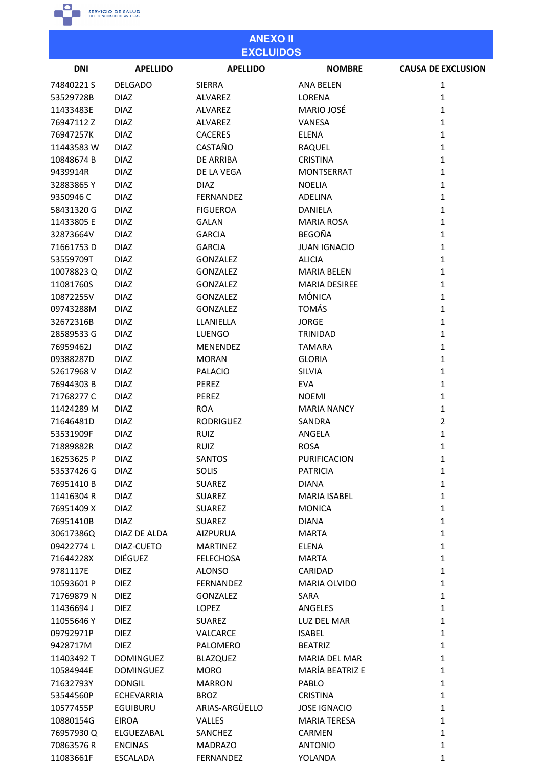## ANEXO II
## EXCLUIDOS

| DNI | APELLIDO | APELLIDO | NOMBRE | CAUSA DE EXCLUSION |
|---|---|---|---|---|
| 74840221 S | DELGADO | SIERRA | ANA BELEN | 1 |
| 53529728B | DIAZ | ALVAREZ | LORENA | 1 |
| 11433483E | DIAZ | ALVAREZ | MARIO JOSÉ | 1 |
| 76947112 Z | DIAZ | ALVAREZ | VANESA | 1 |
| 76947257K | DIAZ | CACERES | ELENA | 1 |
| 11443583 W | DIAZ | CASTAÑO | RAQUEL | 1 |
| 10848674 B | DIAZ | DE ARRIBA | CRISTINA | 1 |
| 9439914R | DIAZ | DE LA VEGA | MONTSERRAT | 1 |
| 32883865 Y | DIAZ | DIAZ | NOELIA | 1 |
| 9350946 C | DIAZ | FERNANDEZ | ADELINA | 1 |
| 58431320 G | DIAZ | FIGUEROA | DANIELA | 1 |
| 11433805 E | DIAZ | GALAN | MARIA ROSA | 1 |
| 32873664V | DIAZ | GARCIA | BEGOÑA | 1 |
| 71661753 D | DIAZ | GARCIA | JUAN IGNACIO | 1 |
| 53559709T | DIAZ | GONZALEZ | ALICIA | 1 |
| 10078823 Q | DIAZ | GONZALEZ | MARIA BELEN | 1 |
| 11081760S | DIAZ | GONZALEZ | MARIA DESIREE | 1 |
| 10872255V | DIAZ | GONZALEZ | MÓNICA | 1 |
| 09743288M | DIAZ | GONZALEZ | TOMÁS | 1 |
| 32672316B | DIAZ | LLANIELLA | JORGE | 1 |
| 28589533 G | DIAZ | LUENGO | TRINIDAD | 1 |
| 76959462J | DIAZ | MENENDEZ | TAMARA | 1 |
| 09388287D | DIAZ | MORAN | GLORIA | 1 |
| 52617968 V | DIAZ | PALACIO | SILVIA | 1 |
| 76944303 B | DIAZ | PEREZ | EVA | 1 |
| 71768277 C | DIAZ | PEREZ | NOEMI | 1 |
| 11424289 M | DIAZ | ROA | MARIA NANCY | 1 |
| 71646481D | DIAZ | RODRIGUEZ | SANDRA | 2 |
| 53531909F | DIAZ | RUIZ | ANGELA | 1 |
| 71889882R | DIAZ | RUIZ | ROSA | 1 |
| 16253625 P | DIAZ | SANTOS | PURIFICACION | 1 |
| 53537426 G | DIAZ | SOLIS | PATRICIA | 1 |
| 76951410 B | DIAZ | SUAREZ | DIANA | 1 |
| 11416304 R | DIAZ | SUAREZ | MARIA ISABEL | 1 |
| 76951409 X | DIAZ | SUAREZ | MONICA | 1 |
| 76951410B | DIAZ | SUAREZ | DIANA | 1 |
| 30617386Q | DIAZ DE ALDA | AIZPURUA | MARTA | 1 |
| 09422774 L | DIAZ-CUETO | MARTINEZ | ELENA | 1 |
| 71644228X | DIÉGUEZ | FELECHOSA | MARTA | 1 |
| 9781117E | DIEZ | ALONSO | CARIDAD | 1 |
| 10593601 P | DIEZ | FERNANDEZ | MARIA OLVIDO | 1 |
| 71769879 N | DIEZ | GONZALEZ | SARA | 1 |
| 11436694 J | DIEZ | LOPEZ | ANGELES | 1 |
| 11055646 Y | DIEZ | SUAREZ | LUZ DEL MAR | 1 |
| 09792971P | DIEZ | VALCARCE | ISABEL | 1 |
| 9428717M | DIEZ | PALOMERO | BEATRIZ | 1 |
| 11403492 T | DOMINGUEZ | BLAZQUEZ | MARIA DEL MAR | 1 |
| 10584944E | DOMINGUEZ | MORO | MARÍA BEATRIZ E | 1 |
| 71632793Y | DONGIL | MARRON | PABLO | 1 |
| 53544560P | ECHEVARRIA | BROZ | CRISTINA | 1 |
| 10577455P | EGUIBURU | ARIAS-ARGÜELLO | JOSE IGNACIO | 1 |
| 10880154G | EIROA | VALLES | MARIA TERESA | 1 |
| 76957930 Q | ELGUEZABAL | SANCHEZ | CARMEN | 1 |
| 70863576 R | ENCINAS | MADRAZO | ANTONIO | 1 |
| 11083661F | ESCALADA | FERNANDEZ | YOLANDA | 1 |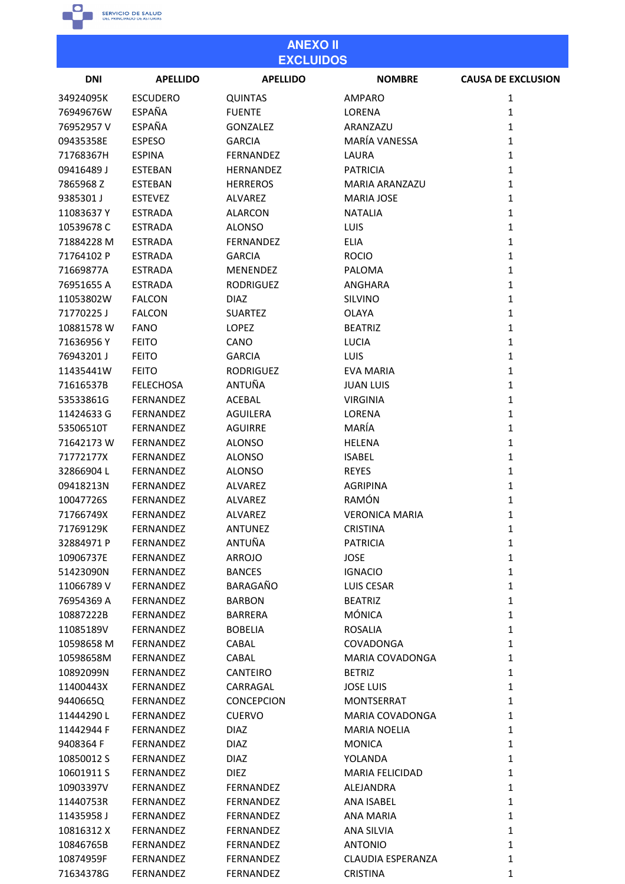## ANEXO II
## EXCLUIDOS

| DNI | APELLIDO | APELLIDO | NOMBRE | CAUSA DE EXCLUSION |
|---|---|---|---|---|
| 34924095K | ESCUDERO | QUINTAS | AMPARO | 1 |
| 76949676W | ESPAÑA | FUENTE | LORENA | 1 |
| 76952957 V | ESPAÑA | GONZALEZ | ARANZAZU | 1 |
| 09435358E | ESPESO | GARCIA | MARÍA VANESSA | 1 |
| 71768367H | ESPINA | FERNANDEZ | LAURA | 1 |
| 09416489 J | ESTEBAN | HERNANDEZ | PATRICIA | 1 |
| 7865968 Z | ESTEBAN | HERREROS | MARIA ARANZAZU | 1 |
| 9385301 J | ESTEVEZ | ALVAREZ | MARIA JOSE | 1 |
| 11083637 Y | ESTRADA | ALARCON | NATALIA | 1 |
| 10539678 C | ESTRADA | ALONSO | LUIS | 1 |
| 71884228 M | ESTRADA | FERNANDEZ | ELIA | 1 |
| 71764102 P | ESTRADA | GARCIA | ROCIO | 1 |
| 71669877A | ESTRADA | MENENDEZ | PALOMA | 1 |
| 76951655 A | ESTRADA | RODRIGUEZ | ANGHARA | 1 |
| 11053802W | FALCON | DIAZ | SILVINO | 1 |
| 71770225 J | FALCON | SUARTEZ | OLAYA | 1 |
| 10881578 W | FANO | LOPEZ | BEATRIZ | 1 |
| 71636956 Y | FEITO | CANO | LUCIA | 1 |
| 76943201 J | FEITO | GARCIA | LUIS | 1 |
| 11435441W | FEITO | RODRIGUEZ | EVA MARIA | 1 |
| 71616537B | FELECHOSA | ANTUÑA | JUAN LUIS | 1 |
| 53533861G | FERNANDEZ | ACEBAL | VIRGINIA | 1 |
| 11424633 G | FERNANDEZ | AGUILERA | LORENA | 1 |
| 53506510T | FERNANDEZ | AGUIRRE | MARÍA | 1 |
| 71642173 W | FERNANDEZ | ALONSO | HELENA | 1 |
| 71772177X | FERNANDEZ | ALONSO | ISABEL | 1 |
| 32866904 L | FERNANDEZ | ALONSO | REYES | 1 |
| 09418213N | FERNANDEZ | ALVAREZ | AGRIPINA | 1 |
| 10047726S | FERNANDEZ | ALVAREZ | RAMÓN | 1 |
| 71766749X | FERNANDEZ | ALVAREZ | VERONICA MARIA | 1 |
| 71769129K | FERNANDEZ | ANTUNEZ | CRISTINA | 1 |
| 32884971 P | FERNANDEZ | ANTUÑA | PATRICIA | 1 |
| 10906737E | FERNANDEZ | ARROJO | JOSE | 1 |
| 51423090N | FERNANDEZ | BANCES | IGNACIO | 1 |
| 11066789 V | FERNANDEZ | BARAGAÑO | LUIS CESAR | 1 |
| 76954369 A | FERNANDEZ | BARBON | BEATRIZ | 1 |
| 10887222B | FERNANDEZ | BARRERA | MÓNICA | 1 |
| 11085189V | FERNANDEZ | BOBELIA | ROSALIA | 1 |
| 10598658 M | FERNANDEZ | CABAL | COVADONGA | 1 |
| 10598658M | FERNANDEZ | CABAL | MARIA COVADONGA | 1 |
| 10892099N | FERNANDEZ | CANTEIRO | BETRIZ | 1 |
| 11400443X | FERNANDEZ | CARRAGAL | JOSE LUIS | 1 |
| 9440665Q | FERNANDEZ | CONCEPCION | MONTSERRAT | 1 |
| 11444290 L | FERNANDEZ | CUERVO | MARIA COVADONGA | 1 |
| 11442944 F | FERNANDEZ | DIAZ | MARIA NOELIA | 1 |
| 9408364 F | FERNANDEZ | DIAZ | MONICA | 1 |
| 10850012 S | FERNANDEZ | DIAZ | YOLANDA | 1 |
| 10601911 S | FERNANDEZ | DIEZ | MARIA FELICIDAD | 1 |
| 10903397V | FERNANDEZ | FERNANDEZ | ALEJANDRA | 1 |
| 11440753R | FERNANDEZ | FERNANDEZ | ANA ISABEL | 1 |
| 11435958 J | FERNANDEZ | FERNANDEZ | ANA MARIA | 1 |
| 10816312 X | FERNANDEZ | FERNANDEZ | ANA SILVIA | 1 |
| 10846765B | FERNANDEZ | FERNANDEZ | ANTONIO | 1 |
| 10874959F | FERNANDEZ | FERNANDEZ | CLAUDIA ESPERANZA | 1 |
| 71634378G | FERNANDEZ | FERNANDEZ | CRISTINA | 1 |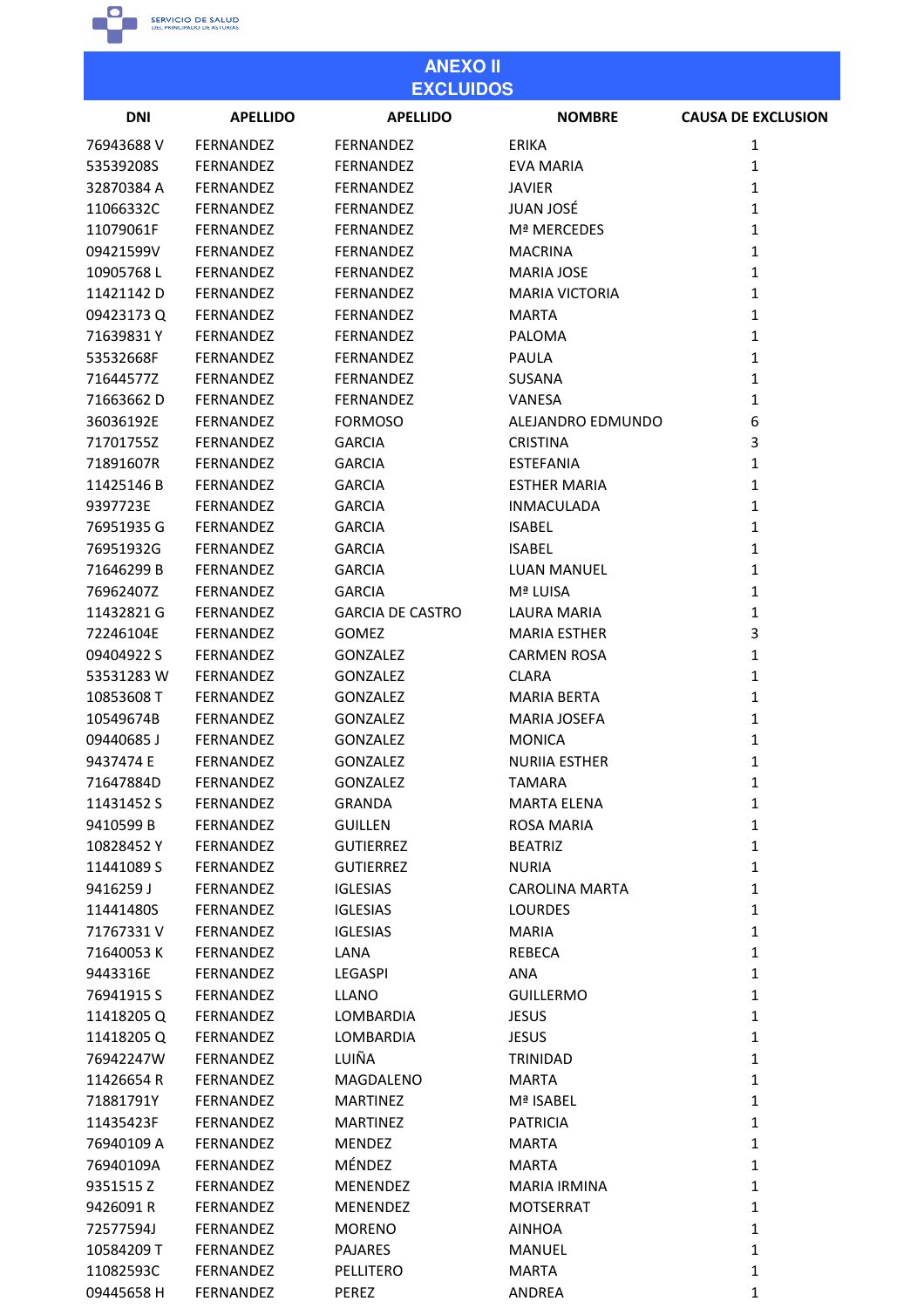## ANEXO II
## EXCLUIDOS

| DNI | APELLIDO | APELLIDO | NOMBRE | CAUSA DE EXCLUSION |
|---|---|---|---|---|
| 76943688 V | FERNANDEZ | FERNANDEZ | ERIKA | 1 |
| 53539208S | FERNANDEZ | FERNANDEZ | EVA MARIA | 1 |
| 32870384 A | FERNANDEZ | FERNANDEZ | JAVIER | 1 |
| 11066332C | FERNANDEZ | FERNANDEZ | JUAN JOSÉ | 1 |
| 11079061F | FERNANDEZ | FERNANDEZ | Mª MERCEDES | 1 |
| 09421599V | FERNANDEZ | FERNANDEZ | MACRINA | 1 |
| 10905768 L | FERNANDEZ | FERNANDEZ | MARIA JOSE | 1 |
| 11421142 D | FERNANDEZ | FERNANDEZ | MARIA VICTORIA | 1 |
| 09423173 Q | FERNANDEZ | FERNANDEZ | MARTA | 1 |
| 71639831 Y | FERNANDEZ | FERNANDEZ | PALOMA | 1 |
| 53532668F | FERNANDEZ | FERNANDEZ | PAULA | 1 |
| 71644577Z | FERNANDEZ | FERNANDEZ | SUSANA | 1 |
| 71663662 D | FERNANDEZ | FERNANDEZ | VANESA | 1 |
| 36036192E | FERNANDEZ | FORMOSO | ALEJANDRO EDMUNDO | 6 |
| 71701755Z | FERNANDEZ | GARCIA | CRISTINA | 3 |
| 71891607R | FERNANDEZ | GARCIA | ESTEFANIA | 1 |
| 11425146 B | FERNANDEZ | GARCIA | ESTHER MARIA | 1 |
| 9397723E | FERNANDEZ | GARCIA | INMACULADA | 1 |
| 76951935 G | FERNANDEZ | GARCIA | ISABEL | 1 |
| 76951932G | FERNANDEZ | GARCIA | ISABEL | 1 |
| 71646299 B | FERNANDEZ | GARCIA | LUAN MANUEL | 1 |
| 76962407Z | FERNANDEZ | GARCIA | Mª LUISA | 1 |
| 11432821 G | FERNANDEZ | GARCIA DE CASTRO | LAURA MARIA | 1 |
| 72246104E | FERNANDEZ | GOMEZ | MARIA ESTHER | 3 |
| 09404922 S | FERNANDEZ | GONZALEZ | CARMEN ROSA | 1 |
| 53531283 W | FERNANDEZ | GONZALEZ | CLARA | 1 |
| 10853608 T | FERNANDEZ | GONZALEZ | MARIA BERTA | 1 |
| 10549674B | FERNANDEZ | GONZALEZ | MARIA JOSEFA | 1 |
| 09440685 J | FERNANDEZ | GONZALEZ | MONICA | 1 |
| 9437474 E | FERNANDEZ | GONZALEZ | NURIIA ESTHER | 1 |
| 71647884D | FERNANDEZ | GONZALEZ | TAMARA | 1 |
| 11431452 S | FERNANDEZ | GRANDA | MARTA ELENA | 1 |
| 9410599 B | FERNANDEZ | GUILLEN | ROSA MARIA | 1 |
| 10828452 Y | FERNANDEZ | GUTIERREZ | BEATRIZ | 1 |
| 11441089 S | FERNANDEZ | GUTIERREZ | NURIA | 1 |
| 9416259 J | FERNANDEZ | IGLESIAS | CAROLINA MARTA | 1 |
| 11441480S | FERNANDEZ | IGLESIAS | LOURDES | 1 |
| 71767331 V | FERNANDEZ | IGLESIAS | MARIA | 1 |
| 71640053 K | FERNANDEZ | LANA | REBECA | 1 |
| 9443316E | FERNANDEZ | LEGASPI | ANA | 1 |
| 76941915 S | FERNANDEZ | LLANO | GUILLERMO | 1 |
| 11418205 Q | FERNANDEZ | LOMBARDIA | JESUS | 1 |
| 11418205 Q | FERNANDEZ | LOMBARDIA | JESUS | 1 |
| 76942247W | FERNANDEZ | LUIÑA | TRINIDAD | 1 |
| 11426654 R | FERNANDEZ | MAGDALENO | MARTA | 1 |
| 71881791Y | FERNANDEZ | MARTINEZ | Mª ISABEL | 1 |
| 11435423F | FERNANDEZ | MARTINEZ | PATRICIA | 1 |
| 76940109 A | FERNANDEZ | MENDEZ | MARTA | 1 |
| 76940109A | FERNANDEZ | MÉNDEZ | MARTA | 1 |
| 9351515 Z | FERNANDEZ | MENENDEZ | MARIA IRMINA | 1 |
| 9426091 R | FERNANDEZ | MENENDEZ | MOTSERRAT | 1 |
| 72577594J | FERNANDEZ | MORENO | AINHOA | 1 |
| 10584209 T | FERNANDEZ | PAJARES | MANUEL | 1 |
| 11082593C | FERNANDEZ | PELLITERO | MARTA | 1 |
| 09445658 H | FERNANDEZ | PEREZ | ANDREA | 1 |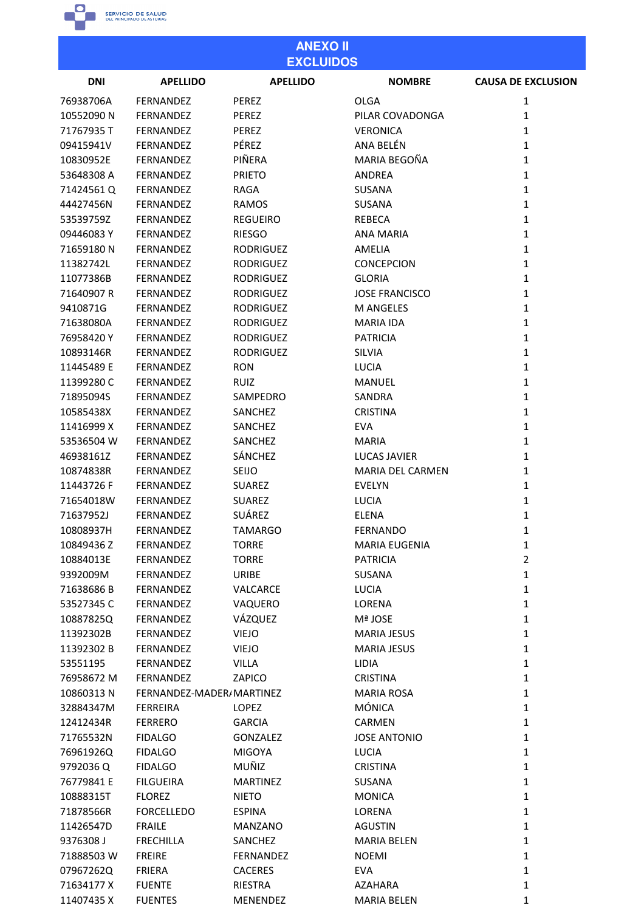## ANEXO II
## EXCLUIDOS

| DNI | APELLIDO | APELLIDO | NOMBRE | CAUSA DE EXCLUSION |
|---|---|---|---|---|
| 76938706A | FERNANDEZ | PEREZ | OLGA | 1 |
| 10552090 N | FERNANDEZ | PEREZ | PILAR COVADONGA | 1 |
| 71767935 T | FERNANDEZ | PEREZ | VERONICA | 1 |
| 09415941V | FERNANDEZ | PÉREZ | ANA BELÉN | 1 |
| 10830952E | FERNANDEZ | PIÑERA | MARIA BEGOÑA | 1 |
| 53648308 A | FERNANDEZ | PRIETO | ANDREA | 1 |
| 71424561 Q | FERNANDEZ | RAGA | SUSANA | 1 |
| 44427456N | FERNANDEZ | RAMOS | SUSANA | 1 |
| 53539759Z | FERNANDEZ | REGUEIRO | REBECA | 1 |
| 09446083 Y | FERNANDEZ | RIESGO | ANA MARIA | 1 |
| 71659180 N | FERNANDEZ | RODRIGUEZ | AMELIA | 1 |
| 11382742L | FERNANDEZ | RODRIGUEZ | CONCEPCION | 1 |
| 11077386B | FERNANDEZ | RODRIGUEZ | GLORIA | 1 |
| 71640907 R | FERNANDEZ | RODRIGUEZ | JOSE FRANCISCO | 1 |
| 9410871G | FERNANDEZ | RODRIGUEZ | M ANGELES | 1 |
| 71638080A | FERNANDEZ | RODRIGUEZ | MARIA IDA | 1 |
| 76958420 Y | FERNANDEZ | RODRIGUEZ | PATRICIA | 1 |
| 10893146R | FERNANDEZ | RODRIGUEZ | SILVIA | 1 |
| 11445489 E | FERNANDEZ | RON | LUCIA | 1 |
| 11399280 C | FERNANDEZ | RUIZ | MANUEL | 1 |
| 71895094S | FERNANDEZ | SAMPEDRO | SANDRA | 1 |
| 10585438X | FERNANDEZ | SANCHEZ | CRISTINA | 1 |
| 11416999 X | FERNANDEZ | SANCHEZ | EVA | 1 |
| 53536504 W | FERNANDEZ | SANCHEZ | MARIA | 1 |
| 46938161Z | FERNANDEZ | SÁNCHEZ | LUCAS JAVIER | 1 |
| 10874838R | FERNANDEZ | SEIJO | MARIA DEL CARMEN | 1 |
| 11443726 F | FERNANDEZ | SUAREZ | EVELYN | 1 |
| 71654018W | FERNANDEZ | SUAREZ | LUCIA | 1 |
| 71637952J | FERNANDEZ | SUÁREZ | ELENA | 1 |
| 10808937H | FERNANDEZ | TAMARGO | FERNANDO | 1 |
| 10849436 Z | FERNANDEZ | TORRE | MARIA EUGENIA | 1 |
| 10884013E | FERNANDEZ | TORRE | PATRICIA | 2 |
| 9392009M | FERNANDEZ | URIBE | SUSANA | 1 |
| 71638686 B | FERNANDEZ | VALCARCE | LUCIA | 1 |
| 53527345 C | FERNANDEZ | VAQUERO | LORENA | 1 |
| 10887825Q | FERNANDEZ | VÁZQUEZ | Mª JOSE | 1 |
| 11392302B | FERNANDEZ | VIEJO | MARIA JESUS | 1 |
| 11392302 B | FERNANDEZ | VIEJO | MARIA JESUS | 1 |
| 53551195 | FERNANDEZ | VILLA | LIDIA | 1 |
| 76958672 M | FERNANDEZ | ZAPICO | CRISTINA | 1 |
| 10860313 N | FERNANDEZ-MADER/ | MARTINEZ | MARIA ROSA | 1 |
| 32884347M | FERREIRA | LOPEZ | MÓNICA | 1 |
| 12412434R | FERRERO | GARCIA | CARMEN | 1 |
| 71765532N | FIDALGO | GONZALEZ | JOSE ANTONIO | 1 |
| 76961926Q | FIDALGO | MIGOYA | LUCIA | 1 |
| 9792036 Q | FIDALGO | MUÑIZ | CRISTINA | 1 |
| 76779841 E | FILGUEIRA | MARTINEZ | SUSANA | 1 |
| 10888315T | FLOREZ | NIETO | MONICA | 1 |
| 71878566R | FORCELLEDO | ESPINA | LORENA | 1 |
| 11426547D | FRAILE | MANZANO | AGUSTIN | 1 |
| 9376308 J | FRECHILLA | SANCHEZ | MARIA BELEN | 1 |
| 71888503 W | FREIRE | FERNANDEZ | NOEMI | 1 |
| 07967262Q | FRIERA | CACERES | EVA | 1 |
| 71634177 X | FUENTE | RIESTRA | AZAHARA | 1 |
| 11407435 X | FUENTES | MENENDEZ | MARIA BELEN | 1 |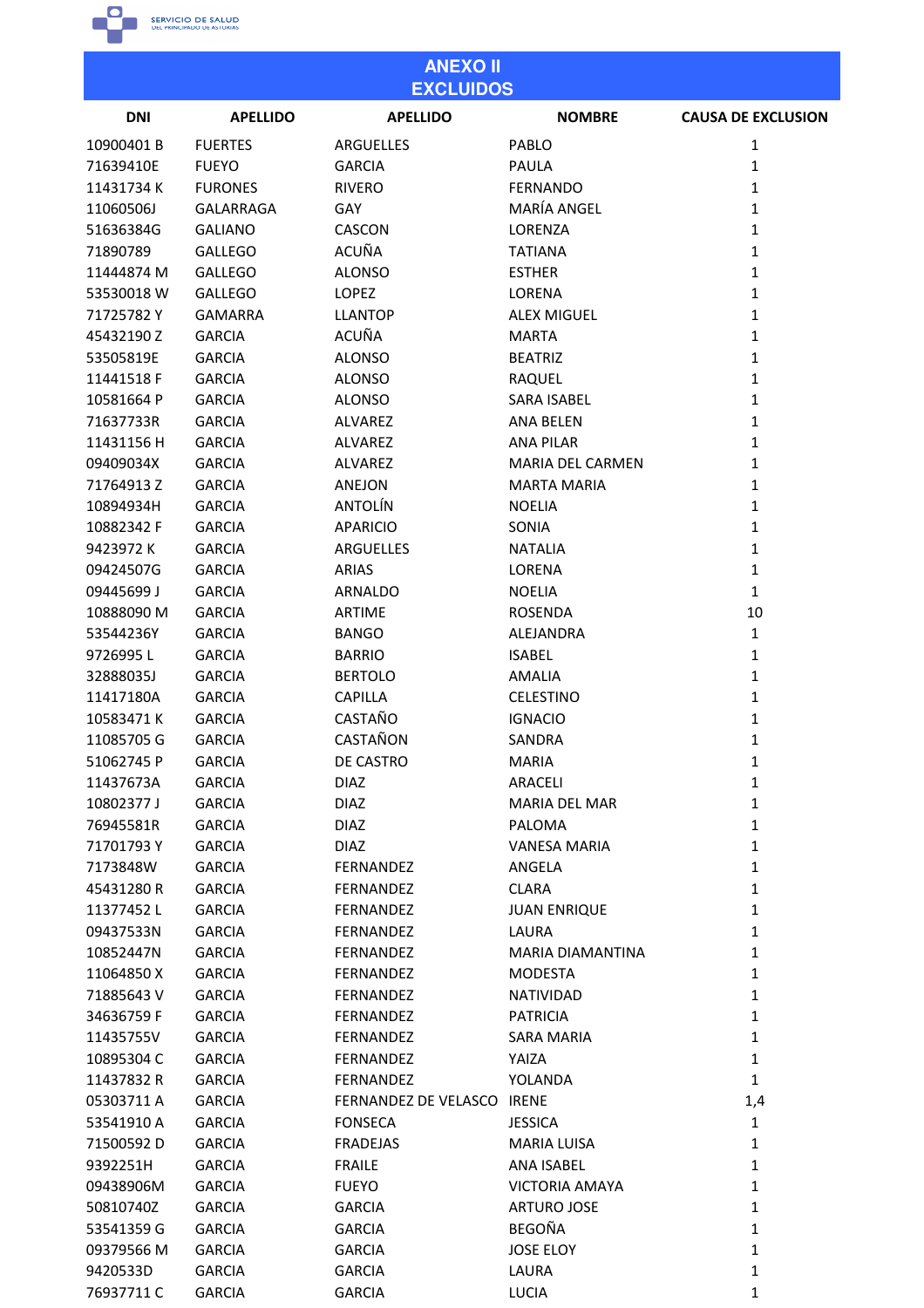# ANEXO II
# EXCLUIDOS

| DNI | APELLIDO | APELLIDO | NOMBRE | CAUSA DE EXCLUSION |
|---|---|---|---|---|
| 10900401 B | FUERTES | ARGUELLES | PABLO | 1 |
| 71639410E | FUEYO | GARCIA | PAULA | 1 |
| 11431734 K | FURONES | RIVERO | FERNANDO | 1 |
| 11060506J | GALARRAGA | GAY | MARÍA ANGEL | 1 |
| 51636384G | GALIANO | CASCON | LORENZA | 1 |
| 71890789 | GALLEGO | ACUÑA | TATIANA | 1 |
| 11444874 M | GALLEGO | ALONSO | ESTHER | 1 |
| 53530018 W | GALLEGO | LOPEZ | LORENA | 1 |
| 71725782 Y | GAMARRA | LLANTOP | ALEX MIGUEL | 1 |
| 45432190 Z | GARCIA | ACUÑA | MARTA | 1 |
| 53505819E | GARCIA | ALONSO | BEATRIZ | 1 |
| 11441518 F | GARCIA | ALONSO | RAQUEL | 1 |
| 10581664 P | GARCIA | ALONSO | SARA ISABEL | 1 |
| 71637733R | GARCIA | ALVAREZ | ANA BELEN | 1 |
| 11431156 H | GARCIA | ALVAREZ | ANA PILAR | 1 |
| 09409034X | GARCIA | ALVAREZ | MARIA DEL CARMEN | 1 |
| 71764913 Z | GARCIA | ANEJON | MARTA MARIA | 1 |
| 10894934H | GARCIA | ANTOLÍN | NOELIA | 1 |
| 10882342 F | GARCIA | APARICIO | SONIA | 1 |
| 9423972 K | GARCIA | ARGUELLES | NATALIA | 1 |
| 09424507G | GARCIA | ARIAS | LORENA | 1 |
| 09445699 J | GARCIA | ARNALDO | NOELIA | 1 |
| 10888090 M | GARCIA | ARTIME | ROSENDA | 10 |
| 53544236Y | GARCIA | BANGO | ALEJANDRA | 1 |
| 9726995 L | GARCIA | BARRIO | ISABEL | 1 |
| 32888035J | GARCIA | BERTOLO | AMALIA | 1 |
| 11417180A | GARCIA | CAPILLA | CELESTINO | 1 |
| 10583471 K | GARCIA | CASTAÑO | IGNACIO | 1 |
| 11085705 G | GARCIA | CASTAÑON | SANDRA | 1 |
| 51062745 P | GARCIA | DE CASTRO | MARIA | 1 |
| 11437673A | GARCIA | DIAZ | ARACELI | 1 |
| 10802377 J | GARCIA | DIAZ | MARIA DEL MAR | 1 |
| 76945581R | GARCIA | DIAZ | PALOMA | 1 |
| 71701793 Y | GARCIA | DIAZ | VANESA MARIA | 1 |
| 7173848W | GARCIA | FERNANDEZ | ANGELA | 1 |
| 45431280 R | GARCIA | FERNANDEZ | CLARA | 1 |
| 11377452 L | GARCIA | FERNANDEZ | JUAN ENRIQUE | 1 |
| 09437533N | GARCIA | FERNANDEZ | LAURA | 1 |
| 10852447N | GARCIA | FERNANDEZ | MARIA DIAMANTINA | 1 |
| 11064850 X | GARCIA | FERNANDEZ | MODESTA | 1 |
| 71885643 V | GARCIA | FERNANDEZ | NATIVIDAD | 1 |
| 34636759 F | GARCIA | FERNANDEZ | PATRICIA | 1 |
| 11435755V | GARCIA | FERNANDEZ | SARA MARIA | 1 |
| 10895304 C | GARCIA | FERNANDEZ | YAIZA | 1 |
| 11437832 R | GARCIA | FERNANDEZ | YOLANDA | 1 |
| 05303711 A | GARCIA | FERNANDEZ DE VELASCO | IRENE | 1,4 |
| 53541910 A | GARCIA | FONSECA | JESSICA | 1 |
| 71500592 D | GARCIA | FRADEJAS | MARIA LUISA | 1 |
| 9392251H | GARCIA | FRAILE | ANA ISABEL | 1 |
| 09438906M | GARCIA | FUEYO | VICTORIA AMAYA | 1 |
| 50810740Z | GARCIA | GARCIA | ARTURO JOSE | 1 |
| 53541359 G | GARCIA | GARCIA | BEGOÑA | 1 |
| 09379566 M | GARCIA | GARCIA | JOSE ELOY | 1 |
| 9420533D | GARCIA | GARCIA | LAURA | 1 |
| 76937711 C | GARCIA | GARCIA | LUCIA | 1 |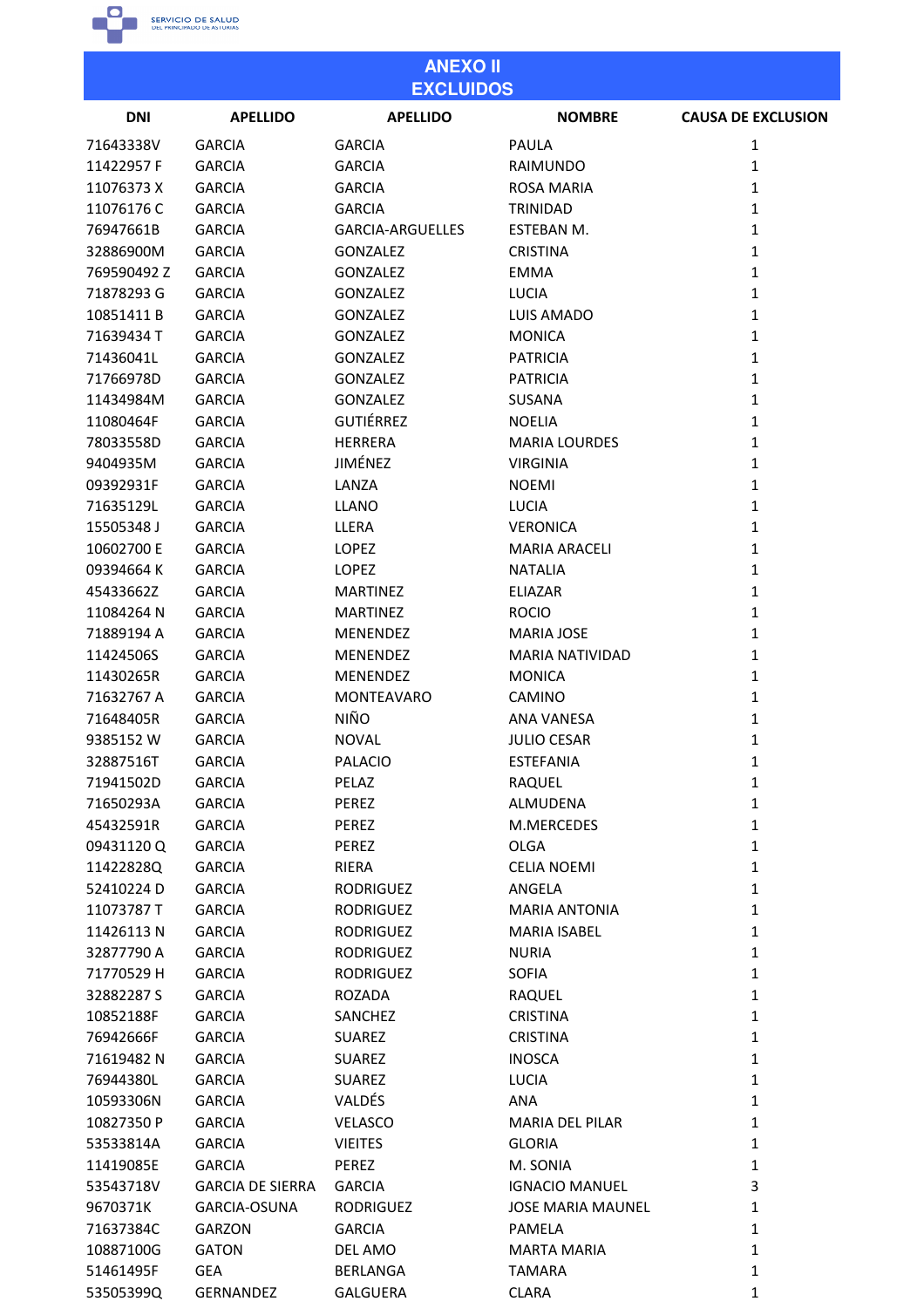# ANEXO II
# EXCLUIDOS

| DNI | APELLIDO | APELLIDO | NOMBRE | CAUSA DE EXCLUSION |
|---|---|---|---|---|
| 71643338V | GARCIA | GARCIA | PAULA | 1 |
| 11422957 F | GARCIA | GARCIA | RAIMUNDO | 1 |
| 11076373 X | GARCIA | GARCIA | ROSA MARIA | 1 |
| 11076176 C | GARCIA | GARCIA | TRINIDAD | 1 |
| 76947661B | GARCIA | GARCIA-ARGUELLES | ESTEBAN M. | 1 |
| 32886900M | GARCIA | GONZALEZ | CRISTINA | 1 |
| 769590492 Z | GARCIA | GONZALEZ | EMMA | 1 |
| 71878293 G | GARCIA | GONZALEZ | LUCIA | 1 |
| 10851411 B | GARCIA | GONZALEZ | LUIS AMADO | 1 |
| 71639434 T | GARCIA | GONZALEZ | MONICA | 1 |
| 71436041L | GARCIA | GONZALEZ | PATRICIA | 1 |
| 71766978D | GARCIA | GONZALEZ | PATRICIA | 1 |
| 11434984M | GARCIA | GONZALEZ | SUSANA | 1 |
| 11080464F | GARCIA | GUTIÉRREZ | NOELIA | 1 |
| 78033558D | GARCIA | HERRERA | MARIA LOURDES | 1 |
| 9404935M | GARCIA | JIMÉNEZ | VIRGINIA | 1 |
| 09392931F | GARCIA | LANZA | NOEMI | 1 |
| 71635129L | GARCIA | LLANO | LUCIA | 1 |
| 15505348 J | GARCIA | LLERA | VERONICA | 1 |
| 10602700 E | GARCIA | LOPEZ | MARIA ARACELI | 1 |
| 09394664 K | GARCIA | LOPEZ | NATALIA | 1 |
| 45433662Z | GARCIA | MARTINEZ | ELIAZAR | 1 |
| 11084264 N | GARCIA | MARTINEZ | ROCIO | 1 |
| 71889194 A | GARCIA | MENENDEZ | MARIA JOSE | 1 |
| 11424506S | GARCIA | MENENDEZ | MARIA NATIVIDAD | 1 |
| 11430265R | GARCIA | MENENDEZ | MONICA | 1 |
| 71632767 A | GARCIA | MONTEAVARO | CAMINO | 1 |
| 71648405R | GARCIA | NIÑO | ANA VANESA | 1 |
| 9385152 W | GARCIA | NOVAL | JULIO CESAR | 1 |
| 32887516T | GARCIA | PALACIO | ESTEFANIA | 1 |
| 71941502D | GARCIA | PELAZ | RAQUEL | 1 |
| 71650293A | GARCIA | PEREZ | ALMUDENA | 1 |
| 45432591R | GARCIA | PEREZ | M.MERCEDES | 1 |
| 09431120 Q | GARCIA | PEREZ | OLGA | 1 |
| 11422828Q | GARCIA | RIERA | CELIA NOEMI | 1 |
| 52410224 D | GARCIA | RODRIGUEZ | ANGELA | 1 |
| 11073787 T | GARCIA | RODRIGUEZ | MARIA ANTONIA | 1 |
| 11426113 N | GARCIA | RODRIGUEZ | MARIA ISABEL | 1 |
| 32877790 A | GARCIA | RODRIGUEZ | NURIA | 1 |
| 71770529 H | GARCIA | RODRIGUEZ | SOFIA | 1 |
| 32882287 S | GARCIA | ROZADA | RAQUEL | 1 |
| 10852188F | GARCIA | SANCHEZ | CRISTINA | 1 |
| 76942666F | GARCIA | SUAREZ | CRISTINA | 1 |
| 71619482 N | GARCIA | SUAREZ | INOSCA | 1 |
| 76944380L | GARCIA | SUAREZ | LUCIA | 1 |
| 10593306N | GARCIA | VALDÉS | ANA | 1 |
| 10827350 P | GARCIA | VELASCO | MARIA DEL PILAR | 1 |
| 53533814A | GARCIA | VIEITES | GLORIA | 1 |
| 11419085E | GARCIA | PEREZ | M. SONIA | 1 |
| 53543718V | GARCIA DE SIERRA | GARCIA | IGNACIO MANUEL | 3 |
| 9670371K | GARCIA-OSUNA | RODRIGUEZ | JOSE MARIA MAUNEL | 1 |
| 71637384C | GARZON | GARCIA | PAMELA | 1 |
| 10887100G | GATON | DEL AMO | MARTA MARIA | 1 |
| 51461495F | GEA | BERLANGA | TAMARA | 1 |
| 53505399Q | GERNANDEZ | GALGUERA | CLARA | 1 |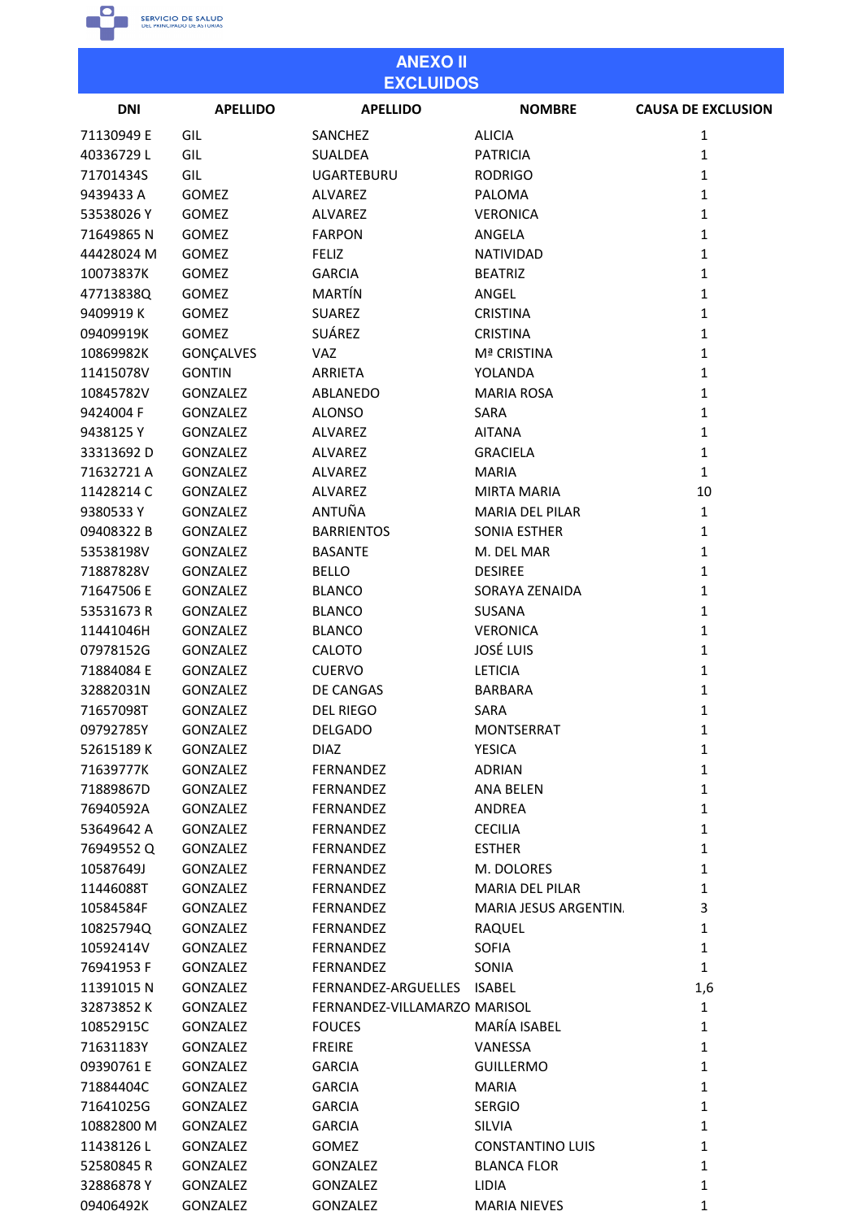## ANEXO II
## EXCLUIDOS

| DNI | APELLIDO | APELLIDO | NOMBRE | CAUSA DE EXCLUSION |
|---|---|---|---|---|
| 71130949 E | GIL | SANCHEZ | ALICIA | 1 |
| 40336729 L | GIL | SUALDEA | PATRICIA | 1 |
| 71701434S | GIL | UGARTEBURU | RODRIGO | 1 |
| 9439433 A | GOMEZ | ALVAREZ | PALOMA | 1 |
| 53538026 Y | GOMEZ | ALVAREZ | VERONICA | 1 |
| 71649865 N | GOMEZ | FARPON | ANGELA | 1 |
| 44428024 M | GOMEZ | FELIZ | NATIVIDAD | 1 |
| 10073837K | GOMEZ | GARCIA | BEATRIZ | 1 |
| 47713838Q | GOMEZ | MARTÍN | ANGEL | 1 |
| 9409919 K | GOMEZ | SUAREZ | CRISTINA | 1 |
| 09409919K | GOMEZ | SUÁREZ | CRISTINA | 1 |
| 10869982K | GONÇALVES | VAZ | Mª CRISTINA | 1 |
| 11415078V | GONTIN | ARRIETA | YOLANDA | 1 |
| 10845782V | GONZALEZ | ABLANEDO | MARIA ROSA | 1 |
| 9424004 F | GONZALEZ | ALONSO | SARA | 1 |
| 9438125 Y | GONZALEZ | ALVAREZ | AITANA | 1 |
| 33313692 D | GONZALEZ | ALVAREZ | GRACIELA | 1 |
| 71632721 A | GONZALEZ | ALVAREZ | MARIA | 1 |
| 11428214 C | GONZALEZ | ALVAREZ | MIRTA MARIA | 10 |
| 9380533 Y | GONZALEZ | ANTUÑA | MARIA DEL PILAR | 1 |
| 09408322 B | GONZALEZ | BARRIENTOS | SONIA ESTHER | 1 |
| 53538198V | GONZALEZ | BASANTE | M. DEL MAR | 1 |
| 71887828V | GONZALEZ | BELLO | DESIREE | 1 |
| 71647506 E | GONZALEZ | BLANCO | SORAYA ZENAIDA | 1 |
| 53531673 R | GONZALEZ | BLANCO | SUSANA | 1 |
| 11441046H | GONZALEZ | BLANCO | VERONICA | 1 |
| 07978152G | GONZALEZ | CALOTO | JOSÉ LUIS | 1 |
| 71884084 E | GONZALEZ | CUERVO | LETICIA | 1 |
| 32882031N | GONZALEZ | DE CANGAS | BARBARA | 1 |
| 71657098T | GONZALEZ | DEL RIEGO | SARA | 1 |
| 09792785Y | GONZALEZ | DELGADO | MONTSERRAT | 1 |
| 52615189 K | GONZALEZ | DIAZ | YESICA | 1 |
| 71639777K | GONZALEZ | FERNANDEZ | ADRIAN | 1 |
| 71889867D | GONZALEZ | FERNANDEZ | ANA BELEN | 1 |
| 76940592A | GONZALEZ | FERNANDEZ | ANDREA | 1 |
| 53649642 A | GONZALEZ | FERNANDEZ | CECILIA | 1 |
| 76949552 Q | GONZALEZ | FERNANDEZ | ESTHER | 1 |
| 10587649J | GONZALEZ | FERNANDEZ | M. DOLORES | 1 |
| 11446088T | GONZALEZ | FERNANDEZ | MARIA DEL PILAR | 1 |
| 10584584F | GONZALEZ | FERNANDEZ | MARIA JESUS ARGENTIN. | 3 |
| 10825794Q | GONZALEZ | FERNANDEZ | RAQUEL | 1 |
| 10592414V | GONZALEZ | FERNANDEZ | SOFIA | 1 |
| 76941953 F | GONZALEZ | FERNANDEZ | SONIA | 1 |
| 11391015 N | GONZALEZ | FERNANDEZ-ARGUELLES | ISABEL | 1,6 |
| 32873852 K | GONZALEZ | FERNANDEZ-VILLAMARZO | MARISOL | 1 |
| 10852915C | GONZALEZ | FOUCES | MARÍA ISABEL | 1 |
| 71631183Y | GONZALEZ | FREIRE | VANESSA | 1 |
| 09390761 E | GONZALEZ | GARCIA | GUILLERMO | 1 |
| 71884404C | GONZALEZ | GARCIA | MARIA | 1 |
| 71641025G | GONZALEZ | GARCIA | SERGIO | 1 |
| 10882800 M | GONZALEZ | GARCIA | SILVIA | 1 |
| 11438126 L | GONZALEZ | GOMEZ | CONSTANTINO LUIS | 1 |
| 52580845 R | GONZALEZ | GONZALEZ | BLANCA FLOR | 1 |
| 32886878 Y | GONZALEZ | GONZALEZ | LIDIA | 1 |
| 09406492K | GONZALEZ | GONZALEZ | MARIA NIEVES | 1 |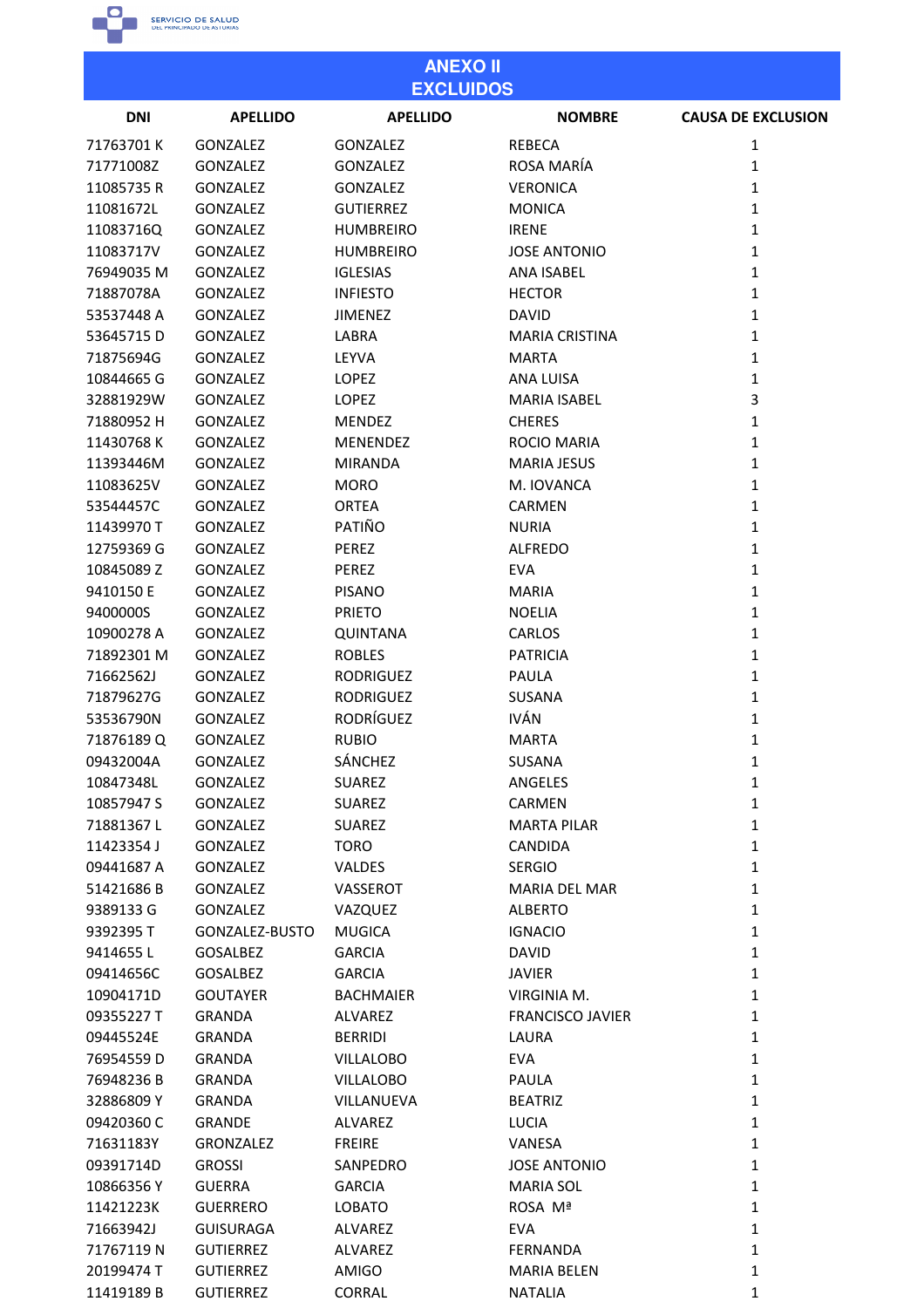## ANEXO II
## EXCLUIDOS

| DNI | APELLIDO | APELLIDO | NOMBRE | CAUSA DE EXCLUSION |
|---|---|---|---|---|
| 71763701 K | GONZALEZ | GONZALEZ | REBECA | 1 |
| 71771008Z | GONZALEZ | GONZALEZ | ROSA MARÍA | 1 |
| 11085735 R | GONZALEZ | GONZALEZ | VERONICA | 1 |
| 11081672L | GONZALEZ | GUTIERREZ | MONICA | 1 |
| 11083716Q | GONZALEZ | HUMBREIRO | IRENE | 1 |
| 11083717V | GONZALEZ | HUMBREIRO | JOSE ANTONIO | 1 |
| 76949035 M | GONZALEZ | IGLESIAS | ANA ISABEL | 1 |
| 71887078A | GONZALEZ | INFIESTO | HECTOR | 1 |
| 53537448 A | GONZALEZ | JIMENEZ | DAVID | 1 |
| 53645715 D | GONZALEZ | LABRA | MARIA CRISTINA | 1 |
| 71875694G | GONZALEZ | LEYVA | MARTA | 1 |
| 10844665 G | GONZALEZ | LOPEZ | ANA LUISA | 1 |
| 32881929W | GONZALEZ | LOPEZ | MARIA ISABEL | 3 |
| 71880952 H | GONZALEZ | MENDEZ | CHERES | 1 |
| 11430768 K | GONZALEZ | MENENDEZ | ROCIO MARIA | 1 |
| 11393446M | GONZALEZ | MIRANDA | MARIA JESUS | 1 |
| 11083625V | GONZALEZ | MORO | M. IOVANCA | 1 |
| 53544457C | GONZALEZ | ORTEA | CARMEN | 1 |
| 11439970 T | GONZALEZ | PATIÑO | NURIA | 1 |
| 12759369 G | GONZALEZ | PEREZ | ALFREDO | 1 |
| 10845089 Z | GONZALEZ | PEREZ | EVA | 1 |
| 9410150 E | GONZALEZ | PISANO | MARIA | 1 |
| 9400000S | GONZALEZ | PRIETO | NOELIA | 1 |
| 10900278 A | GONZALEZ | QUINTANA | CARLOS | 1 |
| 71892301 M | GONZALEZ | ROBLES | PATRICIA | 1 |
| 71662562J | GONZALEZ | RODRIGUEZ | PAULA | 1 |
| 71879627G | GONZALEZ | RODRIGUEZ | SUSANA | 1 |
| 53536790N | GONZALEZ | RODRÍGUEZ | IVÁN | 1 |
| 71876189 Q | GONZALEZ | RUBIO | MARTA | 1 |
| 09432004A | GONZALEZ | SÁNCHEZ | SUSANA | 1 |
| 10847348L | GONZALEZ | SUAREZ | ANGELES | 1 |
| 10857947 S | GONZALEZ | SUAREZ | CARMEN | 1 |
| 71881367 L | GONZALEZ | SUAREZ | MARTA PILAR | 1 |
| 11423354 J | GONZALEZ | TORO | CANDIDA | 1 |
| 09441687 A | GONZALEZ | VALDES | SERGIO | 1 |
| 51421686 B | GONZALEZ | VASSEROT | MARIA DEL MAR | 1 |
| 9389133 G | GONZALEZ | VAZQUEZ | ALBERTO | 1 |
| 9392395 T | GONZALEZ-BUSTO | MUGICA | IGNACIO | 1 |
| 9414655 L | GOSALBEZ | GARCIA | DAVID | 1 |
| 09414656C | GOSALBEZ | GARCIA | JAVIER | 1 |
| 10904171D | GOUTAYER | BACHMAIER | VIRGINIA M. | 1 |
| 09355227 T | GRANDA | ALVAREZ | FRANCISCO JAVIER | 1 |
| 09445524E | GRANDA | BERRIDI | LAURA | 1 |
| 76954559 D | GRANDA | VILLALOBO | EVA | 1 |
| 76948236 B | GRANDA | VILLALOBO | PAULA | 1 |
| 32886809 Y | GRANDA | VILLANUEVA | BEATRIZ | 1 |
| 09420360 C | GRANDE | ALVAREZ | LUCIA | 1 |
| 71631183Y | GRONZALEZ | FREIRE | VANESA | 1 |
| 09391714D | GROSSI | SANPEDRO | JOSE ANTONIO | 1 |
| 10866356 Y | GUERRA | GARCIA | MARIA SOL | 1 |
| 11421223K | GUERRERO | LOBATO | ROSA Mª | 1 |
| 71663942J | GUISURAGA | ALVAREZ | EVA | 1 |
| 71767119 N | GUTIERREZ | ALVAREZ | FERNANDA | 1 |
| 20199474 T | GUTIERREZ | AMIGO | MARIA BELEN | 1 |
| 11419189 B | GUTIERREZ | CORRAL | NATALIA | 1 |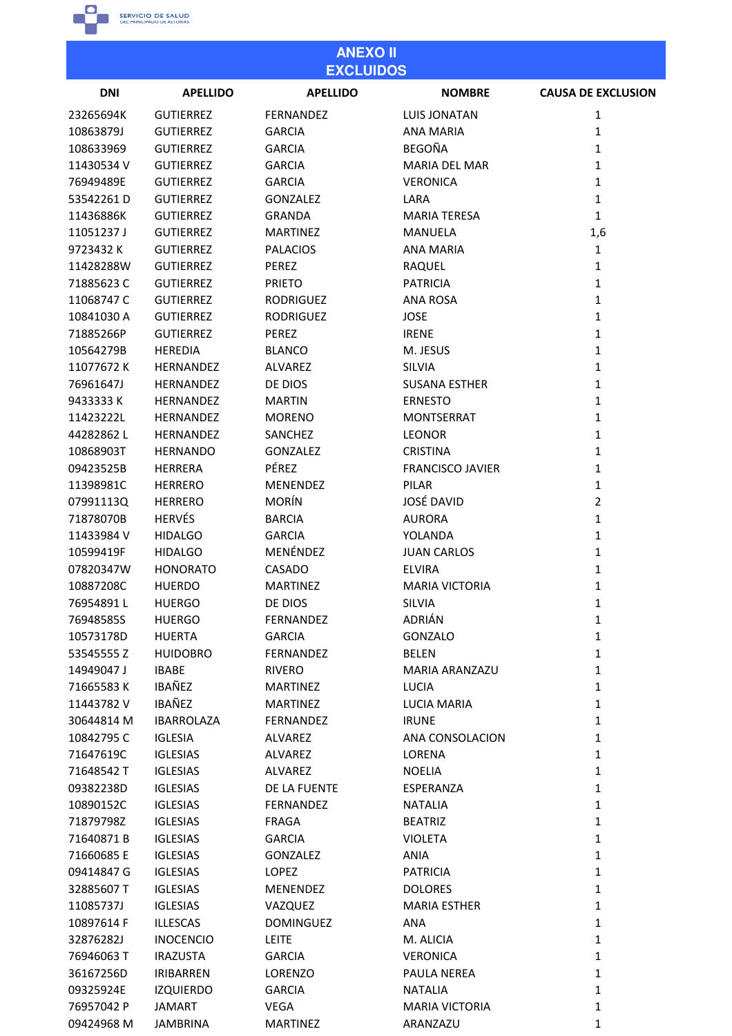## ANEXO II
## EXCLUIDOS

| DNI | APELLIDO | APELLIDO | NOMBRE | CAUSA DE EXCLUSION |
|---|---|---|---|---|
| 23265694K | GUTIERREZ | FERNANDEZ | LUIS JONATAN | 1 |
| 10863879J | GUTIERREZ | GARCIA | ANA MARIA | 1 |
| 108633969 | GUTIERREZ | GARCIA | BEGOÑA | 1 |
| 11430534 V | GUTIERREZ | GARCIA | MARIA DEL MAR | 1 |
| 76949489E | GUTIERREZ | GARCIA | VERONICA | 1 |
| 53542261 D | GUTIERREZ | GONZALEZ | LARA | 1 |
| 11436886K | GUTIERREZ | GRANDA | MARIA TERESA | 1 |
| 11051237 J | GUTIERREZ | MARTINEZ | MANUELA | 1,6 |
| 9723432 K | GUTIERREZ | PALACIOS | ANA MARIA | 1 |
| 11428288W | GUTIERREZ | PEREZ | RAQUEL | 1 |
| 71885623 C | GUTIERREZ | PRIETO | PATRICIA | 1 |
| 11068747 C | GUTIERREZ | RODRIGUEZ | ANA ROSA | 1 |
| 10841030 A | GUTIERREZ | RODRIGUEZ | JOSE | 1 |
| 71885266P | GUTIERREZ | PEREZ | IRENE | 1 |
| 10564279B | HEREDIA | BLANCO | M. JESUS | 1 |
| 11077672 K | HERNANDEZ | ALVAREZ | SILVIA | 1 |
| 76961647J | HERNANDEZ | DE DIOS | SUSANA ESTHER | 1 |
| 9433333 K | HERNANDEZ | MARTIN | ERNESTO | 1 |
| 11423222L | HERNANDEZ | MORENO | MONTSERRAT | 1 |
| 44282862 L | HERNANDEZ | SANCHEZ | LEONOR | 1 |
| 10868903T | HERNANDO | GONZALEZ | CRISTINA | 1 |
| 09423525B | HERRERA | PÉREZ | FRANCISCO JAVIER | 1 |
| 11398981C | HERRERO | MENENDEZ | PILAR | 1 |
| 07991113Q | HERRERO | MORÍN | JOSÉ DAVID | 2 |
| 71878070B | HERVÉS | BARCIA | AURORA | 1 |
| 11433984 V | HIDALGO | GARCIA | YOLANDA | 1 |
| 10599419F | HIDALGO | MENÉNDEZ | JUAN CARLOS | 1 |
| 07820347W | HONORATO | CASADO | ELVIRA | 1 |
| 10887208C | HUERDO | MARTINEZ | MARIA VICTORIA | 1 |
| 76954891 L | HUERGO | DE DIOS | SILVIA | 1 |
| 76948585S | HUERGO | FERNANDEZ | ADRIÁN | 1 |
| 10573178D | HUERTA | GARCIA | GONZALO | 1 |
| 53545555 Z | HUIDOBRO | FERNANDEZ | BELEN | 1 |
| 14949047 J | IBABE | RIVERO | MARIA ARANZAZU | 1 |
| 71665583 K | IBAÑEZ | MARTINEZ | LUCIA | 1 |
| 11443782 V | IBAÑEZ | MARTINEZ | LUCIA MARIA | 1 |
| 30644814 M | IBARROLAZA | FERNANDEZ | IRUNE | 1 |
| 10842795 C | IGLESIA | ALVAREZ | ANA CONSOLACION | 1 |
| 71647619C | IGLESIAS | ALVAREZ | LORENA | 1 |
| 71648542 T | IGLESIAS | ALVAREZ | NOELIA | 1 |
| 09382238D | IGLESIAS | DE LA FUENTE | ESPERANZA | 1 |
| 10890152C | IGLESIAS | FERNANDEZ | NATALIA | 1 |
| 71879798Z | IGLESIAS | FRAGA | BEATRIZ | 1 |
| 71640871 B | IGLESIAS | GARCIA | VIOLETA | 1 |
| 71660685 E | IGLESIAS | GONZALEZ | ANIA | 1 |
| 09414847 G | IGLESIAS | LOPEZ | PATRICIA | 1 |
| 32885607 T | IGLESIAS | MENENDEZ | DOLORES | 1 |
| 11085737J | IGLESIAS | VAZQUEZ | MARIA ESTHER | 1 |
| 10897614 F | ILLESCAS | DOMINGUEZ | ANA | 1 |
| 32876282J | INOCENCIO | LEITE | M. ALICIA | 1 |
| 76946063 T | IRAZUSTA | GARCIA | VERONICA | 1 |
| 36167256D | IRIBARREN | LORENZO | PAULA NEREA | 1 |
| 09325924E | IZQUIERDO | GARCIA | NATALIA | 1 |
| 76957042 P | JAMART | VEGA | MARIA VICTORIA | 1 |
| 09424968 M | JAMBRINA | MARTINEZ | ARANZAZU | 1 |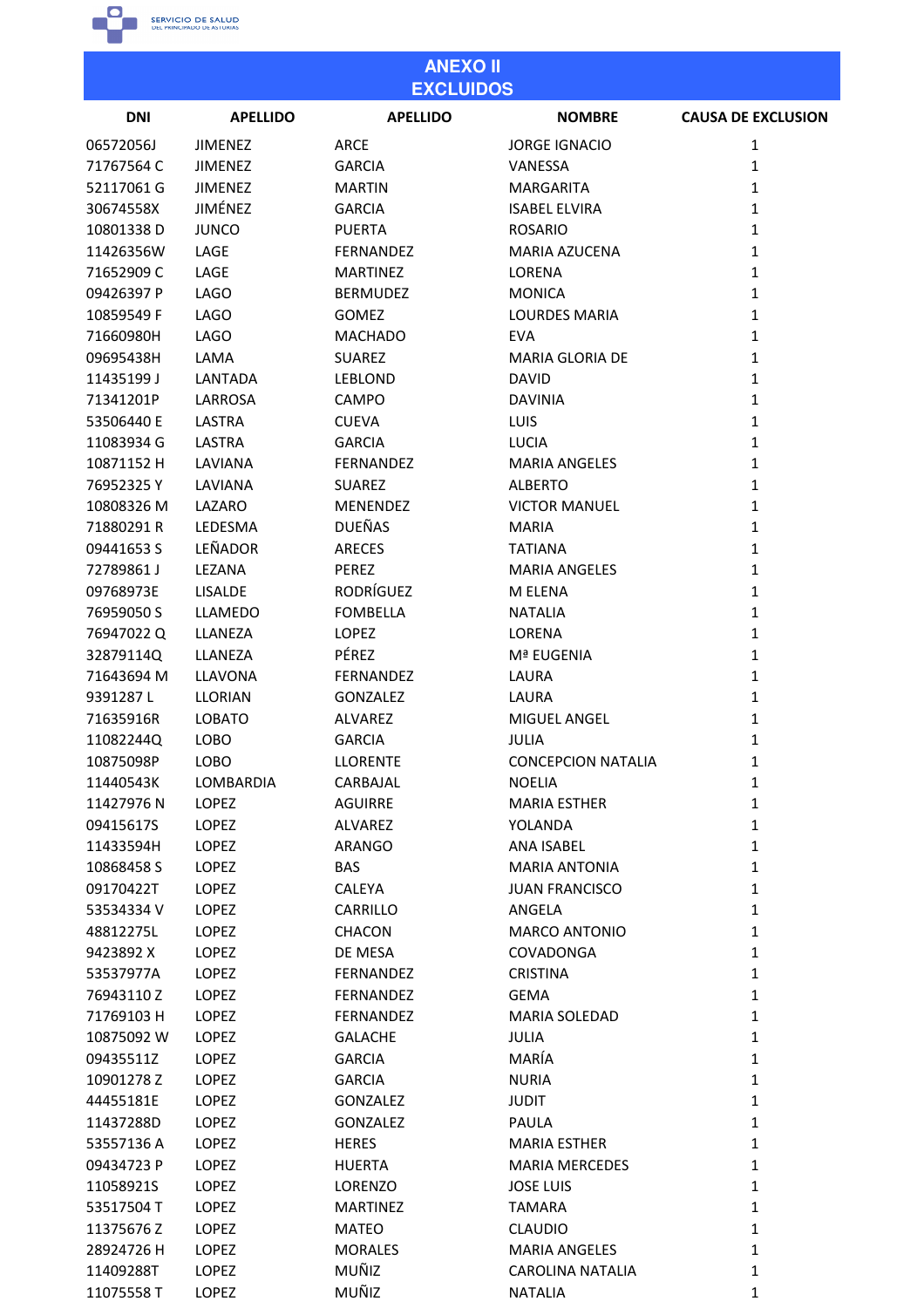## ANEXO II
## EXCLUIDOS

| DNI | APELLIDO | APELLIDO | NOMBRE | CAUSA DE EXCLUSION |
|---|---|---|---|---|
| 06572056J | JIMENEZ | ARCE | JORGE IGNACIO | 1 |
| 71767564 C | JIMENEZ | GARCIA | VANESSA | 1 |
| 52117061 G | JIMENEZ | MARTIN | MARGARITA | 1 |
| 30674558X | JIMÉNEZ | GARCIA | ISABEL ELVIRA | 1 |
| 10801338 D | JUNCO | PUERTA | ROSARIO | 1 |
| 11426356W | LAGE | FERNANDEZ | MARIA AZUCENA | 1 |
| 71652909 C | LAGE | MARTINEZ | LORENA | 1 |
| 09426397 P | LAGO | BERMUDEZ | MONICA | 1 |
| 10859549 F | LAGO | GOMEZ | LOURDES MARIA | 1 |
| 71660980H | LAGO | MACHADO | EVA | 1 |
| 09695438H | LAMA | SUAREZ | MARIA GLORIA DE | 1 |
| 11435199 J | LANTADA | LEBLOND | DAVID | 1 |
| 71341201P | LARROSA | CAMPO | DAVINIA | 1 |
| 53506440 E | LASTRA | CUEVA | LUIS | 1 |
| 11083934 G | LASTRA | GARCIA | LUCIA | 1 |
| 10871152 H | LAVIANA | FERNANDEZ | MARIA ANGELES | 1 |
| 76952325 Y | LAVIANA | SUAREZ | ALBERTO | 1 |
| 10808326 M | LAZARO | MENENDEZ | VICTOR MANUEL | 1 |
| 71880291 R | LEDESMA | DUEÑAS | MARIA | 1 |
| 09441653 S | LEÑADOR | ARECES | TATIANA | 1 |
| 72789861 J | LEZANA | PEREZ | MARIA ANGELES | 1 |
| 09768973E | LISALDE | RODRÍGUEZ | M ELENA | 1 |
| 76959050 S | LLAMEDO | FOMBELLA | NATALIA | 1 |
| 76947022 Q | LLANEZA | LOPEZ | LORENA | 1 |
| 32879114Q | LLANEZA | PÉREZ | Mª EUGENIA | 1 |
| 71643694 M | LLAVONA | FERNANDEZ | LAURA | 1 |
| 9391287 L | LLORIAN | GONZALEZ | LAURA | 1 |
| 71635916R | LOBATO | ALVAREZ | MIGUEL ANGEL | 1 |
| 11082244Q | LOBO | GARCIA | JULIA | 1 |
| 10875098P | LOBO | LLORENTE | CONCEPCION NATALIA | 1 |
| 11440543K | LOMBARDIA | CARBAJAL | NOELIA | 1 |
| 11427976 N | LOPEZ | AGUIRRE | MARIA ESTHER | 1 |
| 09415617S | LOPEZ | ALVAREZ | YOLANDA | 1 |
| 11433594H | LOPEZ | ARANGO | ANA ISABEL | 1 |
| 10868458 S | LOPEZ | BAS | MARIA ANTONIA | 1 |
| 09170422T | LOPEZ | CALEYA | JUAN FRANCISCO | 1 |
| 53534334 V | LOPEZ | CARRILLO | ANGELA | 1 |
| 48812275L | LOPEZ | CHACON | MARCO ANTONIO | 1 |
| 9423892 X | LOPEZ | DE MESA | COVADONGA | 1 |
| 53537977A | LOPEZ | FERNANDEZ | CRISTINA | 1 |
| 76943110 Z | LOPEZ | FERNANDEZ | GEMA | 1 |
| 71769103 H | LOPEZ | FERNANDEZ | MARIA SOLEDAD | 1 |
| 10875092 W | LOPEZ | GALACHE | JULIA | 1 |
| 09435511Z | LOPEZ | GARCIA | MARÍA | 1 |
| 10901278 Z | LOPEZ | GARCIA | NURIA | 1 |
| 44455181E | LOPEZ | GONZALEZ | JUDIT | 1 |
| 11437288D | LOPEZ | GONZALEZ | PAULA | 1 |
| 53557136 A | LOPEZ | HERES | MARIA ESTHER | 1 |
| 09434723 P | LOPEZ | HUERTA | MARIA MERCEDES | 1 |
| 11058921S | LOPEZ | LORENZO | JOSE LUIS | 1 |
| 53517504 T | LOPEZ | MARTINEZ | TAMARA | 1 |
| 11375676 Z | LOPEZ | MATEO | CLAUDIO | 1 |
| 28924726 H | LOPEZ | MORALES | MARIA ANGELES | 1 |
| 11409288T | LOPEZ | MUÑIZ | CAROLINA NATALIA | 1 |
| 11075558 T | LOPEZ | MUÑIZ | NATALIA | 1 |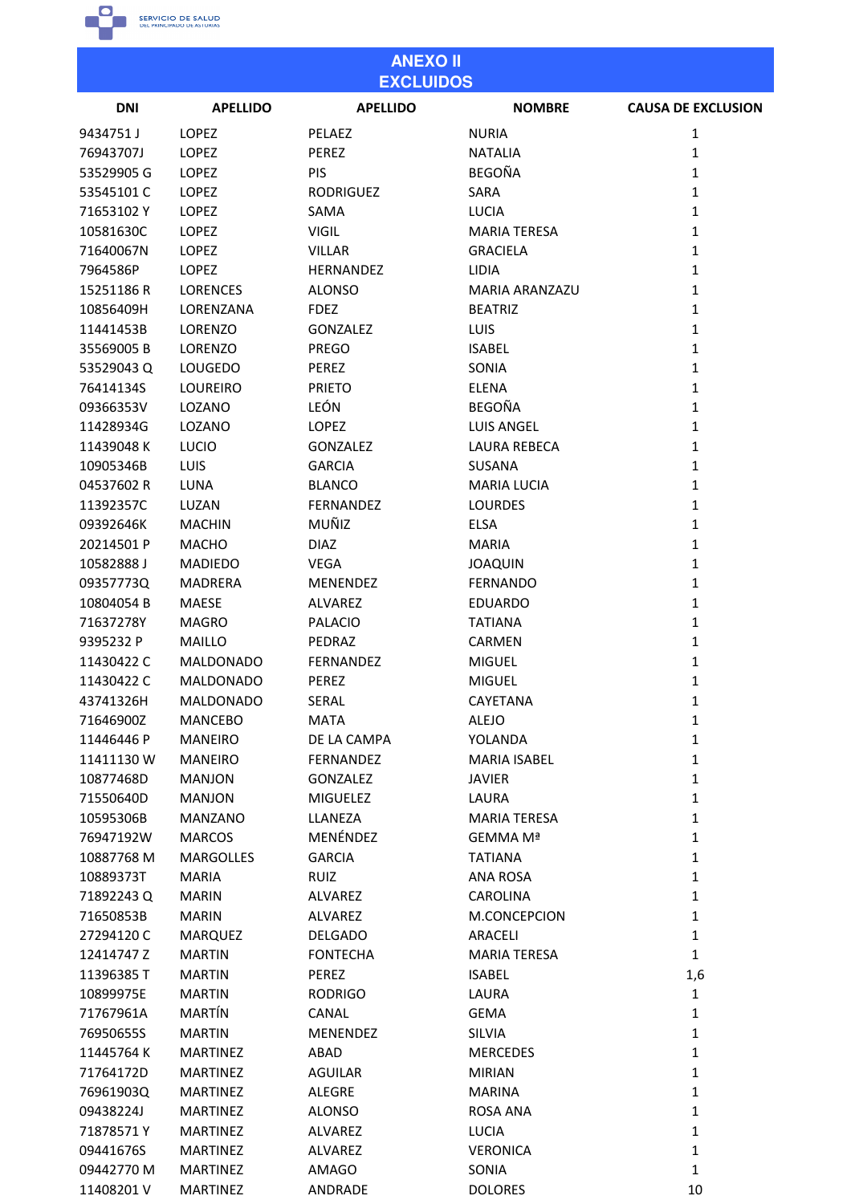# ANEXO II
# EXCLUIDOS

| DNI | APELLIDO | APELLIDO | NOMBRE | CAUSA DE EXCLUSION |
|---|---|---|---|---|
| 9434751 J | LOPEZ | PELAEZ | NURIA | 1 |
| 76943707J | LOPEZ | PEREZ | NATALIA | 1 |
| 53529905 G | LOPEZ | PIS | BEGOÑA | 1 |
| 53545101 C | LOPEZ | RODRIGUEZ | SARA | 1 |
| 71653102 Y | LOPEZ | SAMA | LUCIA | 1 |
| 10581630C | LOPEZ | VIGIL | MARIA TERESA | 1 |
| 71640067N | LOPEZ | VILLAR | GRACIELA | 1 |
| 7964586P | LOPEZ | HERNANDEZ | LIDIA | 1 |
| 15251186 R | LORENCES | ALONSO | MARIA ARANZAZU | 1 |
| 10856409H | LORENZANA | FDEZ | BEATRIZ | 1 |
| 11441453B | LORENZO | GONZALEZ | LUIS | 1 |
| 35569005 B | LORENZO | PREGO | ISABEL | 1 |
| 53529043 Q | LOUGEDO | PEREZ | SONIA | 1 |
| 76414134S | LOUREIRO | PRIETO | ELENA | 1 |
| 09366353V | LOZANO | LEÓN | BEGOÑA | 1 |
| 11428934G | LOZANO | LOPEZ | LUIS ANGEL | 1 |
| 11439048 K | LUCIO | GONZALEZ | LAURA REBECA | 1 |
| 10905346B | LUIS | GARCIA | SUSANA | 1 |
| 04537602 R | LUNA | BLANCO | MARIA LUCIA | 1 |
| 11392357C | LUZAN | FERNANDEZ | LOURDES | 1 |
| 09392646K | MACHIN | MUÑIZ | ELSA | 1 |
| 20214501 P | MACHO | DIAZ | MARIA | 1 |
| 10582888 J | MADIEDO | VEGA | JOAQUIN | 1 |
| 09357773Q | MADRERA | MENENDEZ | FERNANDO | 1 |
| 10804054 B | MAESE | ALVAREZ | EDUARDO | 1 |
| 71637278Y | MAGRO | PALACIO | TATIANA | 1 |
| 9395232 P | MAILLO | PEDRAZ | CARMEN | 1 |
| 11430422 C | MALDONADO | FERNANDEZ | MIGUEL | 1 |
| 11430422 C | MALDONADO | PEREZ | MIGUEL | 1 |
| 43741326H | MALDONADO | SERAL | CAYETANA | 1 |
| 71646900Z | MANCEBO | MATA | ALEJO | 1 |
| 11446446 P | MANEIRO | DE LA CAMPA | YOLANDA | 1 |
| 11411130 W | MANEIRO | FERNANDEZ | MARIA ISABEL | 1 |
| 10877468D | MANJON | GONZALEZ | JAVIER | 1 |
| 71550640D | MANJON | MIGUELEZ | LAURA | 1 |
| 10595306B | MANZANO | LLANEZA | MARIA TERESA | 1 |
| 76947192W | MARCOS | MENÉNDEZ | GEMMA Mª | 1 |
| 10887768 M | MARGOLLES | GARCIA | TATIANA | 1 |
| 10889373T | MARIA | RUIZ | ANA ROSA | 1 |
| 71892243 Q | MARIN | ALVAREZ | CAROLINA | 1 |
| 71650853B | MARIN | ALVAREZ | M.CONCEPCION | 1 |
| 27294120 C | MARQUEZ | DELGADO | ARACELI | 1 |
| 12414747 Z | MARTIN | FONTECHA | MARIA TERESA | 1 |
| 11396385 T | MARTIN | PEREZ | ISABEL | 1,6 |
| 10899975E | MARTIN | RODRIGO | LAURA | 1 |
| 71767961A | MARTÍN | CANAL | GEMA | 1 |
| 76950655S | MARTIN | MENENDEZ | SILVIA | 1 |
| 11445764 K | MARTINEZ | ABAD | MERCEDES | 1 |
| 71764172D | MARTINEZ | AGUILAR | MIRIAN | 1 |
| 76961903Q | MARTINEZ | ALEGRE | MARINA | 1 |
| 09438224J | MARTINEZ | ALONSO | ROSA ANA | 1 |
| 71878571 Y | MARTINEZ | ALVAREZ | LUCIA | 1 |
| 09441676S | MARTINEZ | ALVAREZ | VERONICA | 1 |
| 09442770 M | MARTINEZ | AMAGO | SONIA | 1 |
| 11408201 V | MARTINEZ | ANDRADE | DOLORES | 10 |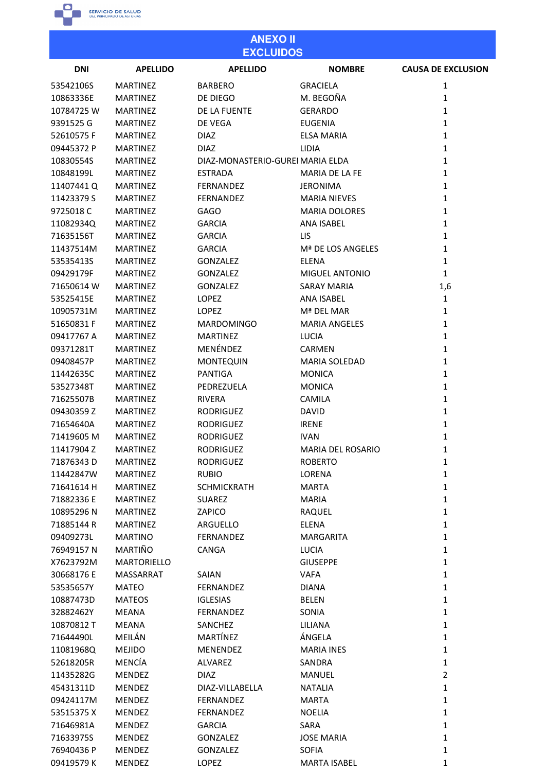## ANEXO II
## EXCLUIDOS

| DNI | APELLIDO | APELLIDO | NOMBRE | CAUSA DE EXCLUSION |
|---|---|---|---|---|
| 53542106S | MARTINEZ | BARBERO | GRACIELA | 1 |
| 10863336E | MARTINEZ | DE DIEGO | M. BEGOÑA | 1 |
| 10784725 W | MARTINEZ | DE LA FUENTE | GERARDO | 1 |
| 9391525 G | MARTINEZ | DE VEGA | EUGENIA | 1 |
| 52610575 F | MARTINEZ | DIAZ | ELSA MARIA | 1 |
| 09445372 P | MARTINEZ | DIAZ | LIDIA | 1 |
| 10830554S | MARTINEZ | DIAZ-MONASTERIO-GUREI | MARIA ELDA | 1 |
| 10848199L | MARTINEZ | ESTRADA | MARIA DE LA FE | 1 |
| 11407441 Q | MARTINEZ | FERNANDEZ | JERONIMA | 1 |
| 11423379 S | MARTINEZ | FERNANDEZ | MARIA NIEVES | 1 |
| 9725018 C | MARTINEZ | GAGO | MARIA DOLORES | 1 |
| 11082934Q | MARTINEZ | GARCIA | ANA ISABEL | 1 |
| 71635156T | MARTINEZ | GARCIA | LIS | 1 |
| 11437514M | MARTINEZ | GARCIA | Mª DE LOS ANGELES | 1 |
| 53535413S | MARTINEZ | GONZALEZ | ELENA | 1 |
| 09429179F | MARTINEZ | GONZALEZ | MIGUEL ANTONIO | 1 |
| 71650614 W | MARTINEZ | GONZALEZ | SARAY MARIA | 1,6 |
| 53525415E | MARTINEZ | LOPEZ | ANA ISABEL | 1 |
| 10905731M | MARTINEZ | LOPEZ | Mª DEL MAR | 1 |
| 51650831 F | MARTINEZ | MARDOMINGO | MARIA ANGELES | 1 |
| 09417767 A | MARTINEZ | MARTINEZ | LUCIA | 1 |
| 09371281T | MARTINEZ | MENÉNDEZ | CARMEN | 1 |
| 09408457P | MARTINEZ | MONTEQUIN | MARIA SOLEDAD | 1 |
| 11442635C | MARTINEZ | PANTIGA | MONICA | 1 |
| 53527348T | MARTINEZ | PEDREZUELA | MONICA | 1 |
| 71625507B | MARTINEZ | RIVERA | CAMILA | 1 |
| 09430359 Z | MARTINEZ | RODRIGUEZ | DAVID | 1 |
| 71654640A | MARTINEZ | RODRIGUEZ | IRENE | 1 |
| 71419605 M | MARTINEZ | RODRIGUEZ | IVAN | 1 |
| 11417904 Z | MARTINEZ | RODRIGUEZ | MARIA DEL ROSARIO | 1 |
| 71876343 D | MARTINEZ | RODRIGUEZ | ROBERTO | 1 |
| 11442847W | MARTINEZ | RUBIO | LORENA | 1 |
| 71641614 H | MARTINEZ | SCHMICKRATH | MARTA | 1 |
| 71882336 E | MARTINEZ | SUAREZ | MARIA | 1 |
| 10895296 N | MARTINEZ | ZAPICO | RAQUEL | 1 |
| 71885144 R | MARTINEZ | ARGUELLO | ELENA | 1 |
| 09409273L | MARTINO | FERNANDEZ | MARGARITA | 1 |
| 76949157 N | MARTIÑO | CANGA | LUCIA | 1 |
| X7623792M | MARTORIELLO | | GIUSEPPE | 1 |
| 30668176 E | MASSARRAT | SAIAN | VAFA | 1 |
| 53535657Y | MATEO | FERNANDEZ | DIANA | 1 |
| 10887473D | MATEOS | IGLESIAS | BELEN | 1 |
| 32882462Y | MEANA | FERNANDEZ | SONIA | 1 |
| 10870812 T | MEANA | SANCHEZ | LILIANA | 1 |
| 71644490L | MEILÁN | MARTÍNEZ | ÁNGELA | 1 |
| 11081968Q | MEJIDO | MENENDEZ | MARIA INES | 1 |
| 52618205R | MENCÍA | ALVAREZ | SANDRA | 1 |
| 11435282G | MENDEZ | DIAZ | MANUEL | 2 |
| 45431311D | MENDEZ | DIAZ-VILLABELLA | NATALIA | 1 |
| 09424117M | MENDEZ | FERNANDEZ | MARTA | 1 |
| 53515375 X | MENDEZ | FERNANDEZ | NOELIA | 1 |
| 71646981A | MENDEZ | GARCIA | SARA | 1 |
| 71633975S | MENDEZ | GONZALEZ | JOSE MARIA | 1 |
| 76940436 P | MENDEZ | GONZALEZ | SOFIA | 1 |
| 09419579 K | MENDEZ | LOPEZ | MARTA ISABEL | 1 |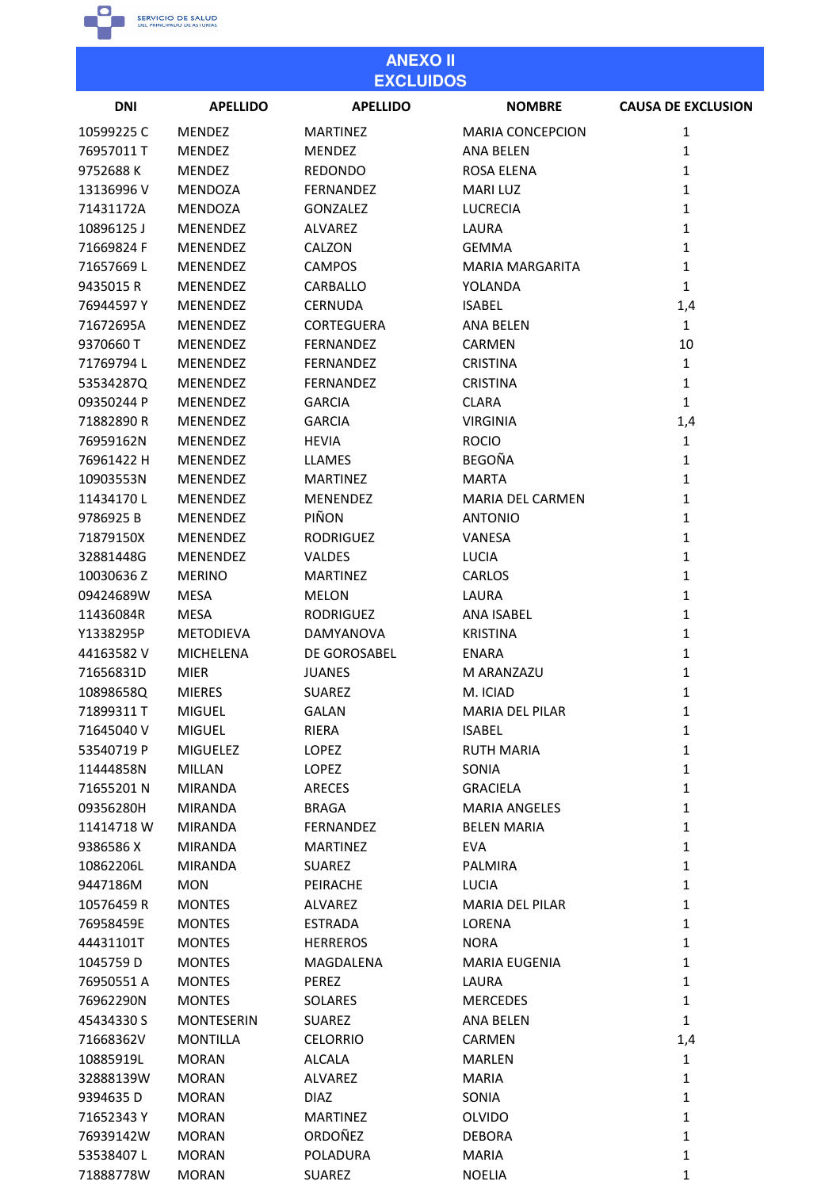## ANEXO II
## EXCLUIDOS

| DNI | APELLIDO | APELLIDO | NOMBRE | CAUSA DE EXCLUSION |
|---|---|---|---|---|
| 10599225 C | MENDEZ | MARTINEZ | MARIA CONCEPCION | 1 |
| 76957011 T | MENDEZ | MENDEZ | ANA BELEN | 1 |
| 9752688 K | MENDEZ | REDONDO | ROSA ELENA | 1 |
| 13136996 V | MENDOZA | FERNANDEZ | MARI LUZ | 1 |
| 71431172A | MENDOZA | GONZALEZ | LUCRECIA | 1 |
| 10896125 J | MENENDEZ | ALVAREZ | LAURA | 1 |
| 71669824 F | MENENDEZ | CALZON | GEMMA | 1 |
| 71657669 L | MENENDEZ | CAMPOS | MARIA MARGARITA | 1 |
| 9435015 R | MENENDEZ | CARBALLO | YOLANDA | 1 |
| 76944597 Y | MENENDEZ | CERNUDA | ISABEL | 1,4 |
| 71672695A | MENENDEZ | CORTEGUERA | ANA BELEN | 1 |
| 9370660 T | MENENDEZ | FERNANDEZ | CARMEN | 10 |
| 71769794 L | MENENDEZ | FERNANDEZ | CRISTINA | 1 |
| 53534287Q | MENENDEZ | FERNANDEZ | CRISTINA | 1 |
| 09350244 P | MENENDEZ | GARCIA | CLARA | 1 |
| 71882890 R | MENENDEZ | GARCIA | VIRGINIA | 1,4 |
| 76959162N | MENENDEZ | HEVIA | ROCIO | 1 |
| 76961422 H | MENENDEZ | LLAMES | BEGOÑA | 1 |
| 10903553N | MENENDEZ | MARTINEZ | MARTA | 1 |
| 11434170 L | MENENDEZ | MENENDEZ | MARIA DEL CARMEN | 1 |
| 9786925 B | MENENDEZ | PIÑON | ANTONIO | 1 |
| 71879150X | MENENDEZ | RODRIGUEZ | VANESA | 1 |
| 32881448G | MENENDEZ | VALDES | LUCIA | 1 |
| 10030636 Z | MERINO | MARTINEZ | CARLOS | 1 |
| 09424689W | MESA | MELON | LAURA | 1 |
| 11436084R | MESA | RODRIGUEZ | ANA ISABEL | 1 |
| Y1338295P | METODIEVA | DAMYANOVA | KRISTINA | 1 |
| 44163582 V | MICHELENA | DE GOROSABEL | ENARA | 1 |
| 71656831D | MIER | JUANES | M ARANZAZU | 1 |
| 10898658Q | MIERES | SUAREZ | M. ICIAD | 1 |
| 71899311 T | MIGUEL | GALAN | MARIA DEL PILAR | 1 |
| 71645040 V | MIGUEL | RIERA | ISABEL | 1 |
| 53540719 P | MIGUELEZ | LOPEZ | RUTH MARIA | 1 |
| 11444858N | MILLAN | LOPEZ | SONIA | 1 |
| 71655201 N | MIRANDA | ARECES | GRACIELA | 1 |
| 09356280H | MIRANDA | BRAGA | MARIA ANGELES | 1 |
| 11414718 W | MIRANDA | FERNANDEZ | BELEN MARIA | 1 |
| 9386586 X | MIRANDA | MARTINEZ | EVA | 1 |
| 10862206L | MIRANDA | SUAREZ | PALMIRA | 1 |
| 9447186M | MON | PEIRACHE | LUCIA | 1 |
| 10576459 R | MONTES | ALVAREZ | MARIA DEL PILAR | 1 |
| 76958459E | MONTES | ESTRADA | LORENA | 1 |
| 44431101T | MONTES | HERREROS | NORA | 1 |
| 1045759 D | MONTES | MAGDALENA | MARIA EUGENIA | 1 |
| 76950551 A | MONTES | PEREZ | LAURA | 1 |
| 76962290N | MONTES | SOLARES | MERCEDES | 1 |
| 45434330 S | MONTESERIN | SUAREZ | ANA BELEN | 1 |
| 71668362V | MONTILLA | CELORRIO | CARMEN | 1,4 |
| 10885919L | MORAN | ALCALA | MARLEN | 1 |
| 32888139W | MORAN | ALVAREZ | MARIA | 1 |
| 9394635 D | MORAN | DIAZ | SONIA | 1 |
| 71652343 Y | MORAN | MARTINEZ | OLVIDO | 1 |
| 76939142W | MORAN | ORDOÑEZ | DEBORA | 1 |
| 53538407 L | MORAN | POLADURA | MARIA | 1 |
| 71888778W | MORAN | SUAREZ | NOELIA | 1 |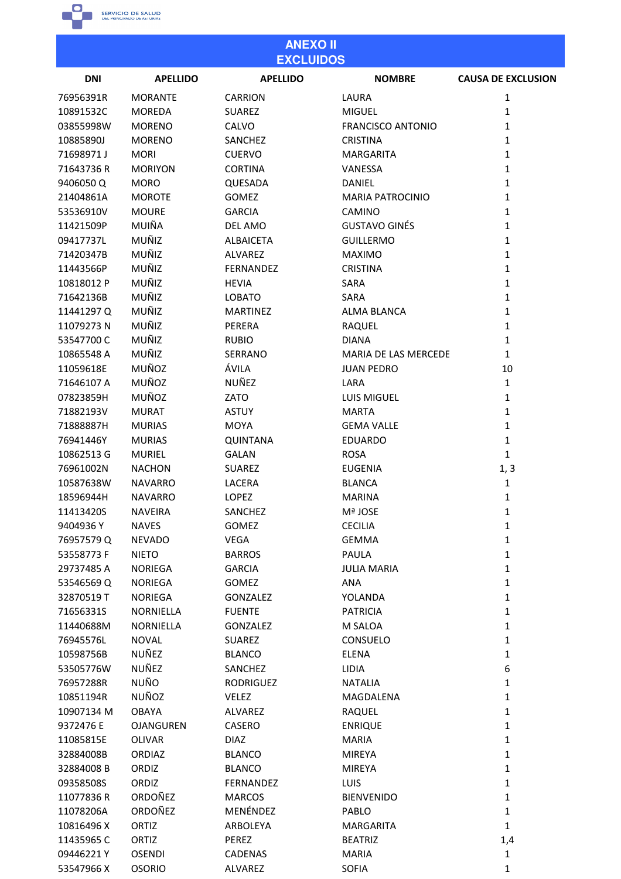## ANEXO II
## EXCLUIDOS

| DNI | APELLIDO | APELLIDO | NOMBRE | CAUSA DE EXCLUSION |
|---|---|---|---|---|
| 76956391R | MORANTE | CARRION | LAURA | 1 |
| 10891532C | MOREDA | SUAREZ | MIGUEL | 1 |
| 03855998W | MORENO | CALVO | FRANCISCO ANTONIO | 1 |
| 10885890J | MORENO | SANCHEZ | CRISTINA | 1 |
| 71698971 J | MORI | CUERVO | MARGARITA | 1 |
| 71643736 R | MORIYON | CORTINA | VANESSA | 1 |
| 9406050 Q | MORO | QUESADA | DANIEL | 1 |
| 21404861A | MOROTE | GOMEZ | MARIA PATROCINIO | 1 |
| 53536910V | MOURE | GARCIA | CAMINO | 1 |
| 11421509P | MUIÑA | DEL AMO | GUSTAVO GINÉS | 1 |
| 09417737L | MUÑIZ | ALBAICETA | GUILLERMO | 1 |
| 71420347B | MUÑIZ | ALVAREZ | MAXIMO | 1 |
| 11443566P | MUÑIZ | FERNANDEZ | CRISTINA | 1 |
| 10818012 P | MUÑIZ | HEVIA | SARA | 1 |
| 71642136B | MUÑIZ | LOBATO | SARA | 1 |
| 11441297 Q | MUÑIZ | MARTINEZ | ALMA BLANCA | 1 |
| 11079273 N | MUÑIZ | PERERA | RAQUEL | 1 |
| 53547700 C | MUÑIZ | RUBIO | DIANA | 1 |
| 10865548 A | MUÑIZ | SERRANO | MARIA DE LAS MERCEDE | 1 |
| 11059618E | MUÑOZ | ÁVILA | JUAN PEDRO | 10 |
| 71646107 A | MUÑOZ | NUÑEZ | LARA | 1 |
| 07823859H | MUÑOZ | ZATO | LUIS MIGUEL | 1 |
| 71882193V | MURAT | ASTUY | MARTA | 1 |
| 71888887H | MURIAS | MOYA | GEMA VALLE | 1 |
| 76941446Y | MURIAS | QUINTANA | EDUARDO | 1 |
| 10862513 G | MURIEL | GALAN | ROSA | 1 |
| 76961002N | NACHON | SUAREZ | EUGENIA | 1, 3 |
| 10587638W | NAVARRO | LACERA | BLANCA | 1 |
| 18596944H | NAVARRO | LOPEZ | MARINA | 1 |
| 11413420S | NAVEIRA | SANCHEZ | Mª JOSE | 1 |
| 9404936 Y | NAVES | GOMEZ | CECILIA | 1 |
| 76957579 Q | NEVADO | VEGA | GEMMA | 1 |
| 53558773 F | NIETO | BARROS | PAULA | 1 |
| 29737485 A | NORIEGA | GARCIA | JULIA MARIA | 1 |
| 53546569 Q | NORIEGA | GOMEZ | ANA | 1 |
| 32870519 T | NORIEGA | GONZALEZ | YOLANDA | 1 |
| 71656331S | NORNIELLA | FUENTE | PATRICIA | 1 |
| 11440688M | NORNIELLA | GONZALEZ | M SALOA | 1 |
| 76945576L | NOVAL | SUAREZ | CONSUELO | 1 |
| 10598756B | NUÑEZ | BLANCO | ELENA | 1 |
| 53505776W | NUÑEZ | SANCHEZ | LIDIA | 6 |
| 76957288R | NUÑO | RODRIGUEZ | NATALIA | 1 |
| 10851194R | NUÑOZ | VELEZ | MAGDALENA | 1 |
| 10907134 M | OBAYA | ALVAREZ | RAQUEL | 1 |
| 9372476 E | OJANGUREN | CASERO | ENRIQUE | 1 |
| 11085815E | OLIVAR | DIAZ | MARIA | 1 |
| 32884008B | ORDIAZ | BLANCO | MIREYA | 1 |
| 32884008 B | ORDIZ | BLANCO | MIREYA | 1 |
| 09358508S | ORDIZ | FERNANDEZ | LUIS | 1 |
| 11077836 R | ORDOÑEZ | MARCOS | BIENVENIDO | 1 |
| 11078206A | ORDOÑEZ | MENÉNDEZ | PABLO | 1 |
| 10816496 X | ORTIZ | ARBOLEYA | MARGARITA | 1 |
| 11435965 C | ORTIZ | PEREZ | BEATRIZ | 1,4 |
| 09446221 Y | OSENDI | CADENAS | MARIA | 1 |
| 53547966 X | OSORIO | ALVAREZ | SOFIA | 1 |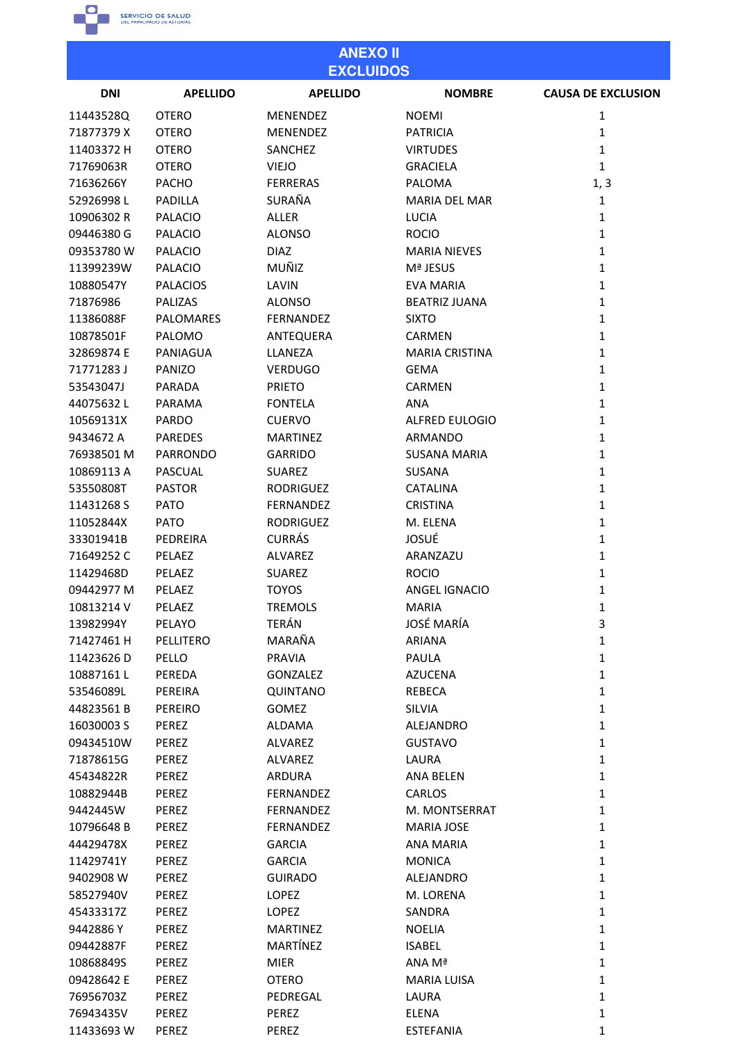## ANEXO II
## EXCLUIDOS

| DNI | APELLIDO | APELLIDO | NOMBRE | CAUSA DE EXCLUSION |
|---|---|---|---|---|
| 11443528Q | OTERO | MENENDEZ | NOEMI | 1 |
| 71877379 X | OTERO | MENENDEZ | PATRICIA | 1 |
| 11403372 H | OTERO | SANCHEZ | VIRTUDES | 1 |
| 71769063R | OTERO | VIEJO | GRACIELA | 1 |
| 71636266Y | PACHO | FERRERAS | PALOMA | 1, 3 |
| 52926998 L | PADILLA | SURAÑA | MARIA DEL MAR | 1 |
| 10906302 R | PALACIO | ALLER | LUCIA | 1 |
| 09446380 G | PALACIO | ALONSO | ROCIO | 1 |
| 09353780 W | PALACIO | DIAZ | MARIA NIEVES | 1 |
| 11399239W | PALACIO | MUÑIZ | Mª JESUS | 1 |
| 10880547Y | PALACIOS | LAVIN | EVA MARIA | 1 |
| 71876986 | PALIZAS | ALONSO | BEATRIZ JUANA | 1 |
| 11386088F | PALOMARES | FERNANDEZ | SIXTO | 1 |
| 10878501F | PALOMO | ANTEQUERA | CARMEN | 1 |
| 32869874 E | PANIAGUA | LLANEZA | MARIA CRISTINA | 1 |
| 71771283 J | PANIZO | VERDUGO | GEMA | 1 |
| 53543047J | PARADA | PRIETO | CARMEN | 1 |
| 44075632 L | PARAMA | FONTELA | ANA | 1 |
| 10569131X | PARDO | CUERVO | ALFRED EULOGIO | 1 |
| 9434672 A | PAREDES | MARTINEZ | ARMANDO | 1 |
| 76938501 M | PARRONDO | GARRIDO | SUSANA MARIA | 1 |
| 10869113 A | PASCUAL | SUAREZ | SUSANA | 1 |
| 53550808T | PASTOR | RODRIGUEZ | CATALINA | 1 |
| 11431268 S | PATO | FERNANDEZ | CRISTINA | 1 |
| 11052844X | PATO | RODRIGUEZ | M. ELENA | 1 |
| 33301941B | PEDREIRA | CURRÁS | JOSUÉ | 1 |
| 71649252 C | PELAEZ | ALVAREZ | ARANZAZU | 1 |
| 11429468D | PELAEZ | SUAREZ | ROCIO | 1 |
| 09442977 M | PELAEZ | TOYOS | ANGEL IGNACIO | 1 |
| 10813214 V | PELAEZ | TREMOLS | MARIA | 1 |
| 13982994Y | PELAYO | TERÁN | JOSÉ MARÍA | 3 |
| 71427461 H | PELLITERO | MARAÑA | ARIANA | 1 |
| 11423626 D | PELLO | PRAVIA | PAULA | 1 |
| 10887161 L | PEREDA | GONZALEZ | AZUCENA | 1 |
| 53546089L | PEREIRA | QUINTANO | REBECA | 1 |
| 44823561 B | PEREIRO | GOMEZ | SILVIA | 1 |
| 16030003 S | PEREZ | ALDAMA | ALEJANDRO | 1 |
| 09434510W | PEREZ | ALVAREZ | GUSTAVO | 1 |
| 71878615G | PEREZ | ALVAREZ | LAURA | 1 |
| 45434822R | PEREZ | ARDURA | ANA BELEN | 1 |
| 10882944B | PEREZ | FERNANDEZ | CARLOS | 1 |
| 9442445W | PEREZ | FERNANDEZ | M. MONTSERRAT | 1 |
| 10796648 B | PEREZ | FERNANDEZ | MARIA JOSE | 1 |
| 44429478X | PEREZ | GARCIA | ANA MARIA | 1 |
| 11429741Y | PEREZ | GARCIA | MONICA | 1 |
| 9402908 W | PEREZ | GUIRADO | ALEJANDRO | 1 |
| 58527940V | PEREZ | LOPEZ | M. LORENA | 1 |
| 45433317Z | PEREZ | LOPEZ | SANDRA | 1 |
| 9442886 Y | PEREZ | MARTINEZ | NOELIA | 1 |
| 09442887F | PEREZ | MARTÍNEZ | ISABEL | 1 |
| 10868849S | PEREZ | MIER | ANA Mª | 1 |
| 09428642 E | PEREZ | OTERO | MARIA LUISA | 1 |
| 76956703Z | PEREZ | PEDREGAL | LAURA | 1 |
| 76943435V | PEREZ | PEREZ | ELENA | 1 |
| 11433693 W | PEREZ | PEREZ | ESTEFANIA | 1 |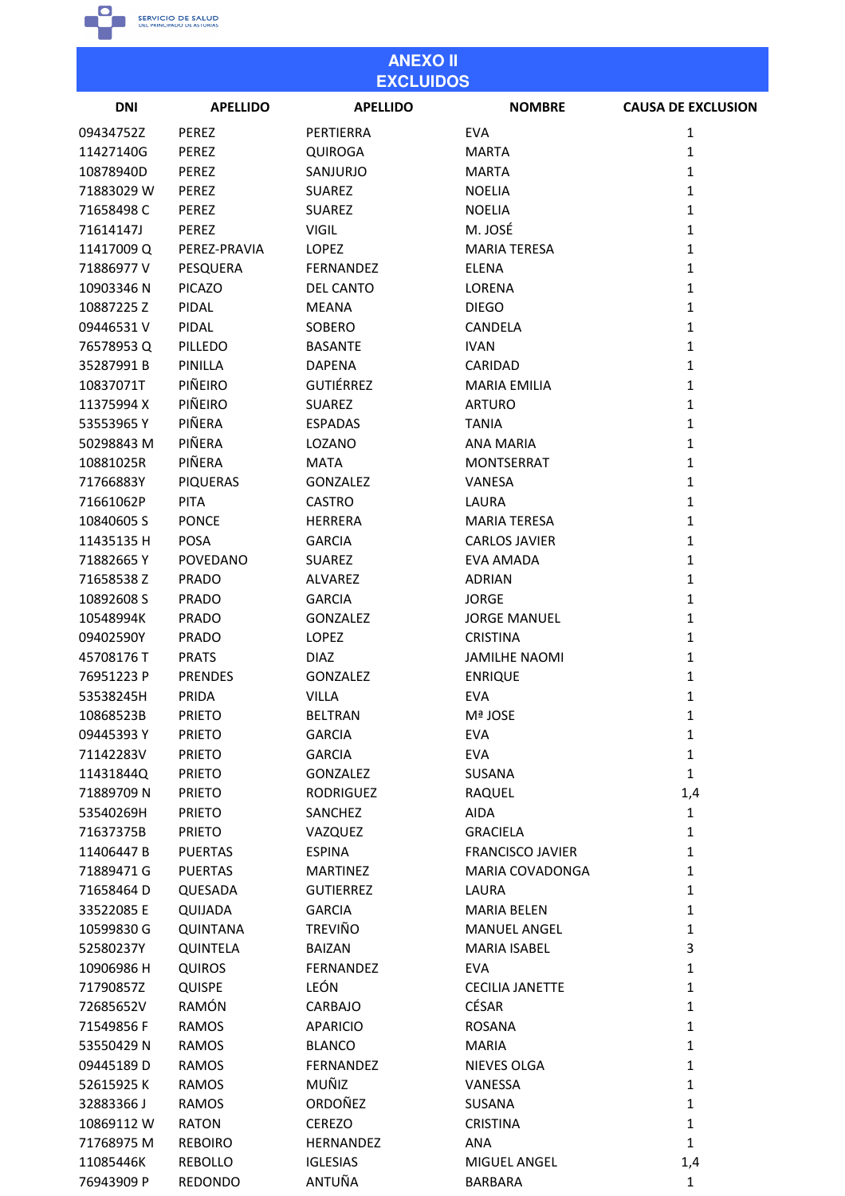# ANEXO II
## EXCLUIDOS

| DNI | APELLIDO | APELLIDO | NOMBRE | CAUSA DE EXCLUSION |
|---|---|---|---|---|
| 09434752Z | PEREZ | PERTIERRA | EVA | 1 |
| 11427140G | PEREZ | QUIROGA | MARTA | 1 |
| 10878940D | PEREZ | SANJURJO | MARTA | 1 |
| 71883029 W | PEREZ | SUAREZ | NOELIA | 1 |
| 71658498 C | PEREZ | SUAREZ | NOELIA | 1 |
| 71614147J | PEREZ | VIGIL | M. JOSÉ | 1 |
| 11417009 Q | PEREZ-PRAVIA | LOPEZ | MARIA TERESA | 1 |
| 71886977 V | PESQUERA | FERNANDEZ | ELENA | 1 |
| 10903346 N | PICAZO | DEL CANTO | LORENA | 1 |
| 10887225 Z | PIDAL | MEANA | DIEGO | 1 |
| 09446531 V | PIDAL | SOBERO | CANDELA | 1 |
| 76578953 Q | PILLEDO | BASANTE | IVAN | 1 |
| 35287991 B | PINILLA | DAPENA | CARIDAD | 1 |
| 10837071T | PIÑEIRO | GUTIÉRREZ | MARIA EMILIA | 1 |
| 11375994 X | PIÑEIRO | SUAREZ | ARTURO | 1 |
| 53553965 Y | PIÑERA | ESPADAS | TANIA | 1 |
| 50298843 M | PIÑERA | LOZANO | ANA MARIA | 1 |
| 10881025R | PIÑERA | MATA | MONTSERRAT | 1 |
| 71766883Y | PIQUERAS | GONZALEZ | VANESA | 1 |
| 71661062P | PITA | CASTRO | LAURA | 1 |
| 10840605 S | PONCE | HERRERA | MARIA TERESA | 1 |
| 11435135 H | POSA | GARCIA | CARLOS JAVIER | 1 |
| 71882665 Y | POVEDANO | SUAREZ | EVA AMADA | 1 |
| 71658538 Z | PRADO | ALVAREZ | ADRIAN | 1 |
| 10892608 S | PRADO | GARCIA | JORGE | 1 |
| 10548994K | PRADO | GONZALEZ | JORGE MANUEL | 1 |
| 09402590Y | PRADO | LOPEZ | CRISTINA | 1 |
| 45708176 T | PRATS | DIAZ | JAMILHE NAOMI | 1 |
| 76951223 P | PRENDES | GONZALEZ | ENRIQUE | 1 |
| 53538245H | PRIDA | VILLA | EVA | 1 |
| 10868523B | PRIETO | BELTRAN | Mª JOSE | 1 |
| 09445393 Y | PRIETO | GARCIA | EVA | 1 |
| 71142283V | PRIETO | GARCIA | EVA | 1 |
| 11431844Q | PRIETO | GONZALEZ | SUSANA | 1 |
| 71889709 N | PRIETO | RODRIGUEZ | RAQUEL | 1,4 |
| 53540269H | PRIETO | SANCHEZ | AIDA | 1 |
| 71637375B | PRIETO | VAZQUEZ | GRACIELA | 1 |
| 11406447 B | PUERTAS | ESPINA | FRANCISCO JAVIER | 1 |
| 71889471 G | PUERTAS | MARTINEZ | MARIA COVADONGA | 1 |
| 71658464 D | QUESADA | GUTIERREZ | LAURA | 1 |
| 33522085 E | QUIJADA | GARCIA | MARIA BELEN | 1 |
| 10599830 G | QUINTANA | TREVIÑO | MANUEL ANGEL | 1 |
| 52580237Y | QUINTELA | BAIZAN | MARIA ISABEL | 3 |
| 10906986 H | QUIROS | FERNANDEZ | EVA | 1 |
| 71790857Z | QUISPE | LEÓN | CECILIA JANETTE | 1 |
| 72685652V | RAMÓN | CARBAJO | CÉSAR | 1 |
| 71549856 F | RAMOS | APARICIO | ROSANA | 1 |
| 53550429 N | RAMOS | BLANCO | MARIA | 1 |
| 09445189 D | RAMOS | FERNANDEZ | NIEVES OLGA | 1 |
| 52615925 K | RAMOS | MUÑIZ | VANESSA | 1 |
| 32883366 J | RAMOS | ORDOÑEZ | SUSANA | 1 |
| 10869112 W | RATON | CEREZO | CRISTINA | 1 |
| 71768975 M | REBOIRO | HERNANDEZ | ANA | 1 |
| 11085446K | REBOLLO | IGLESIAS | MIGUEL ANGEL | 1,4 |
| 76943909 P | REDONDO | ANTUÑA | BARBARA | 1 |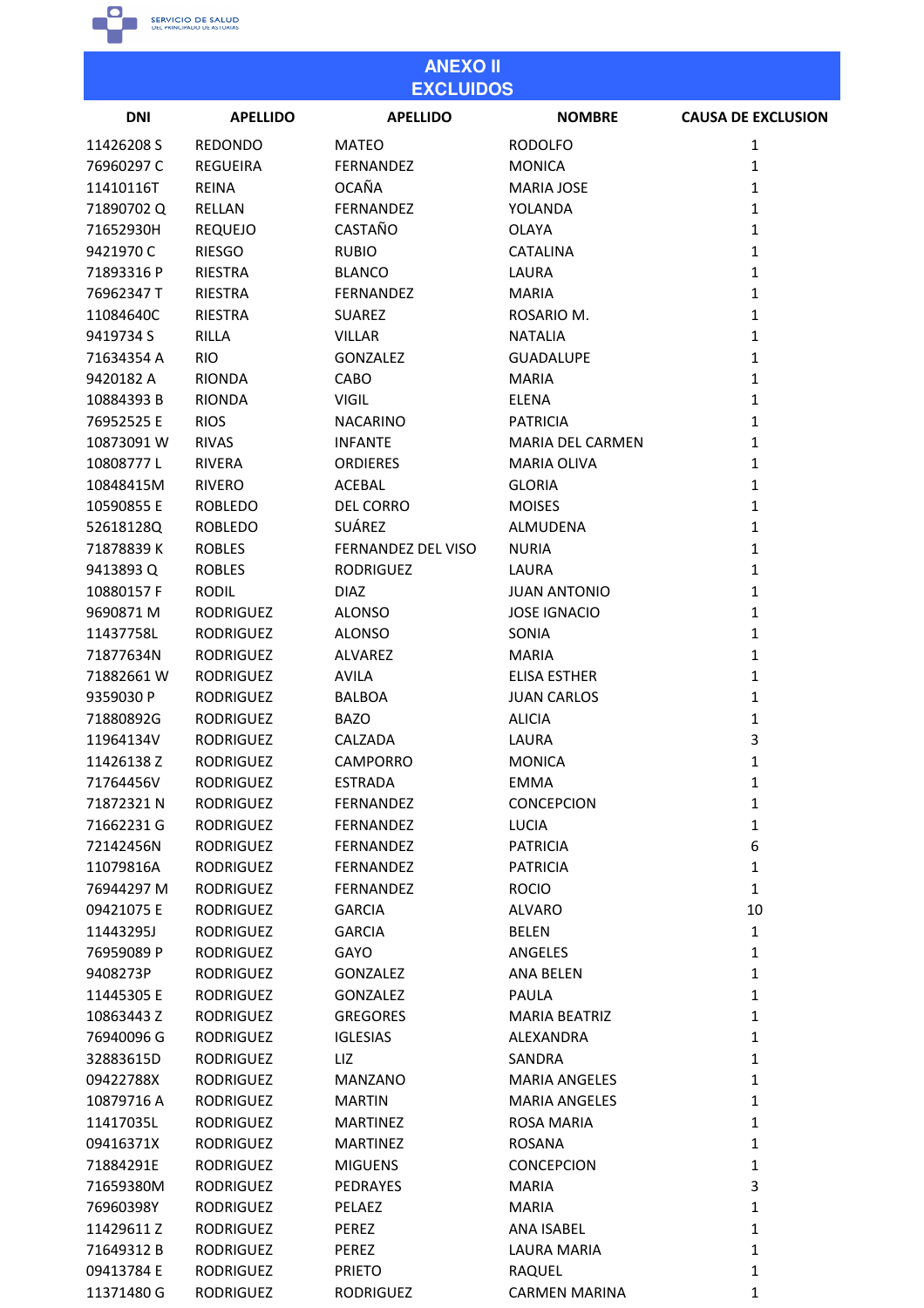## ANEXO II
## EXCLUIDOS

| DNI | APELLIDO | APELLIDO | NOMBRE | CAUSA DE EXCLUSION |
|---|---|---|---|---|
| 11426208 S | REDONDO | MATEO | RODOLFO | 1 |
| 76960297 C | REGUEIRA | FERNANDEZ | MONICA | 1 |
| 11410116T | REINA | OCAÑA | MARIA JOSE | 1 |
| 71890702 Q | RELLAN | FERNANDEZ | YOLANDA | 1 |
| 71652930H | REQUEJO | CASTAÑO | OLAYA | 1 |
| 9421970 C | RIESGO | RUBIO | CATALINA | 1 |
| 71893316 P | RIESTRA | BLANCO | LAURA | 1 |
| 76962347 T | RIESTRA | FERNANDEZ | MARIA | 1 |
| 11084640C | RIESTRA | SUAREZ | ROSARIO M. | 1 |
| 9419734 S | RILLA | VILLAR | NATALIA | 1 |
| 71634354 A | RIO | GONZALEZ | GUADALUPE | 1 |
| 9420182 A | RIONDA | CABO | MARIA | 1 |
| 10884393 B | RIONDA | VIGIL | ELENA | 1 |
| 76952525 E | RIOS | NACARINO | PATRICIA | 1 |
| 10873091 W | RIVAS | INFANTE | MARIA DEL CARMEN | 1 |
| 10808777 L | RIVERA | ORDIERES | MARIA OLIVA | 1 |
| 10848415M | RIVERO | ACEBAL | GLORIA | 1 |
| 10590855 E | ROBLEDO | DEL CORRO | MOISES | 1 |
| 52618128Q | ROBLEDO | SUÁREZ | ALMUDENA | 1 |
| 71878839 K | ROBLES | FERNANDEZ DEL VISO | NURIA | 1 |
| 9413893 Q | ROBLES | RODRIGUEZ | LAURA | 1 |
| 10880157 F | RODIL | DIAZ | JUAN ANTONIO | 1 |
| 9690871 M | RODRIGUEZ | ALONSO | JOSE IGNACIO | 1 |
| 11437758L | RODRIGUEZ | ALONSO | SONIA | 1 |
| 71877634N | RODRIGUEZ | ALVAREZ | MARIA | 1 |
| 71882661 W | RODRIGUEZ | AVILA | ELISA ESTHER | 1 |
| 9359030 P | RODRIGUEZ | BALBOA | JUAN CARLOS | 1 |
| 71880892G | RODRIGUEZ | BAZO | ALICIA | 1 |
| 11964134V | RODRIGUEZ | CALZADA | LAURA | 3 |
| 11426138 Z | RODRIGUEZ | CAMPORRO | MONICA | 1 |
| 71764456V | RODRIGUEZ | ESTRADA | EMMA | 1 |
| 71872321 N | RODRIGUEZ | FERNANDEZ | CONCEPCION | 1 |
| 71662231 G | RODRIGUEZ | FERNANDEZ | LUCIA | 1 |
| 72142456N | RODRIGUEZ | FERNANDEZ | PATRICIA | 6 |
| 11079816A | RODRIGUEZ | FERNANDEZ | PATRICIA | 1 |
| 76944297 M | RODRIGUEZ | FERNANDEZ | ROCIO | 1 |
| 09421075 E | RODRIGUEZ | GARCIA | ALVARO | 10 |
| 11443295J | RODRIGUEZ | GARCIA | BELEN | 1 |
| 76959089 P | RODRIGUEZ | GAYO | ANGELES | 1 |
| 9408273P | RODRIGUEZ | GONZALEZ | ANA BELEN | 1 |
| 11445305 E | RODRIGUEZ | GONZALEZ | PAULA | 1 |
| 10863443 Z | RODRIGUEZ | GREGORES | MARIA BEATRIZ | 1 |
| 76940096 G | RODRIGUEZ | IGLESIAS | ALEXANDRA | 1 |
| 32883615D | RODRIGUEZ | LIZ | SANDRA | 1 |
| 09422788X | RODRIGUEZ | MANZANO | MARIA ANGELES | 1 |
| 10879716 A | RODRIGUEZ | MARTIN | MARIA ANGELES | 1 |
| 11417035L | RODRIGUEZ | MARTINEZ | ROSA MARIA | 1 |
| 09416371X | RODRIGUEZ | MARTINEZ | ROSANA | 1 |
| 71884291E | RODRIGUEZ | MIGUENS | CONCEPCION | 1 |
| 71659380M | RODRIGUEZ | PEDRAYES | MARIA | 3 |
| 76960398Y | RODRIGUEZ | PELAEZ | MARIA | 1 |
| 11429611 Z | RODRIGUEZ | PEREZ | ANA ISABEL | 1 |
| 71649312 B | RODRIGUEZ | PEREZ | LAURA MARIA | 1 |
| 09413784 E | RODRIGUEZ | PRIETO | RAQUEL | 1 |
| 11371480 G | RODRIGUEZ | RODRIGUEZ | CARMEN MARINA | 1 |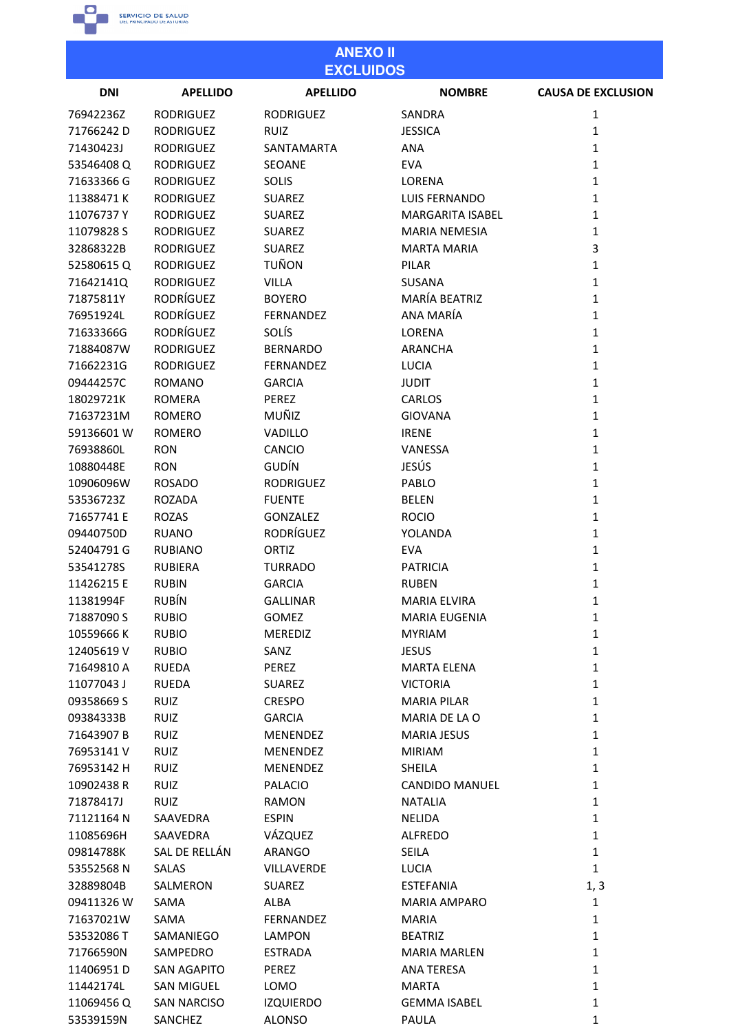## ANEXO II
## EXCLUIDOS

| DNI | APELLIDO | APELLIDO | NOMBRE | CAUSA DE EXCLUSION |
|---|---|---|---|---|
| 76942236Z | RODRIGUEZ | RODRIGUEZ | SANDRA | 1 |
| 71766242 D | RODRIGUEZ | RUIZ | JESSICA | 1 |
| 71430423J | RODRIGUEZ | SANTAMARTA | ANA | 1 |
| 53546408 Q | RODRIGUEZ | SEOANE | EVA | 1 |
| 71633366 G | RODRIGUEZ | SOLIS | LORENA | 1 |
| 11388471 K | RODRIGUEZ | SUAREZ | LUIS FERNANDO | 1 |
| 11076737 Y | RODRIGUEZ | SUAREZ | MARGARITA ISABEL | 1 |
| 11079828 S | RODRIGUEZ | SUAREZ | MARIA NEMESIA | 1 |
| 32868322B | RODRIGUEZ | SUAREZ | MARTA MARIA | 3 |
| 52580615 Q | RODRIGUEZ | TUÑON | PILAR | 1 |
| 71642141Q | RODRIGUEZ | VILLA | SUSANA | 1 |
| 71875811Y | RODRÍGUEZ | BOYERO | MARÍA BEATRIZ | 1 |
| 76951924L | RODRÍGUEZ | FERNANDEZ | ANA MARÍA | 1 |
| 71633366G | RODRÍGUEZ | SOLÍS | LORENA | 1 |
| 71884087W | RODRIGUEZ | BERNARDO | ARANCHA | 1 |
| 71662231G | RODRIGUEZ | FERNANDEZ | LUCIA | 1 |
| 09444257C | ROMANO | GARCIA | JUDIT | 1 |
| 18029721K | ROMERA | PEREZ | CARLOS | 1 |
| 71637231M | ROMERO | MUÑIZ | GIOVANA | 1 |
| 59136601 W | ROMERO | VADILLO | IRENE | 1 |
| 76938860L | RON | CANCIO | VANESSA | 1 |
| 10880448E | RON | GUDÍN | JESÚS | 1 |
| 10906096W | ROSADO | RODRIGUEZ | PABLO | 1 |
| 53536723Z | ROZADA | FUENTE | BELEN | 1 |
| 71657741 E | ROZAS | GONZALEZ | ROCIO | 1 |
| 09440750D | RUANO | RODRÍGUEZ | YOLANDA | 1 |
| 52404791 G | RUBIANO | ORTIZ | EVA | 1 |
| 53541278S | RUBIERA | TURRADO | PATRICIA | 1 |
| 11426215 E | RUBIN | GARCIA | RUBEN | 1 |
| 11381994F | RUBÍN | GALLINAR | MARIA ELVIRA | 1 |
| 71887090 S | RUBIO | GOMEZ | MARIA EUGENIA | 1 |
| 10559666 K | RUBIO | MEREDIZ | MYRIAM | 1 |
| 12405619 V | RUBIO | SANZ | JESUS | 1 |
| 71649810 A | RUEDA | PEREZ | MARTA ELENA | 1 |
| 11077043 J | RUEDA | SUAREZ | VICTORIA | 1 |
| 09358669 S | RUIZ | CRESPO | MARIA PILAR | 1 |
| 09384333B | RUIZ | GARCIA | MARIA DE LA O | 1 |
| 71643907 B | RUIZ | MENENDEZ | MARIA JESUS | 1 |
| 76953141 V | RUIZ | MENENDEZ | MIRIAM | 1 |
| 76953142 H | RUIZ | MENENDEZ | SHEILA | 1 |
| 10902438 R | RUIZ | PALACIO | CANDIDO MANUEL | 1 |
| 71878417J | RUIZ | RAMON | NATALIA | 1 |
| 71121164 N | SAAVEDRA | ESPIN | NELIDA | 1 |
| 11085696H | SAAVEDRA | VÁZQUEZ | ALFREDO | 1 |
| 09814788K | SAL DE RELLÁN | ARANGO | SEILA | 1 |
| 53552568 N | SALAS | VILLAVERDE | LUCIA | 1 |
| 32889804B | SALMERON | SUAREZ | ESTEFANIA | 1, 3 |
| 09411326 W | SAMA | ALBA | MARIA AMPARO | 1 |
| 71637021W | SAMA | FERNANDEZ | MARIA | 1 |
| 53532086 T | SAMANIEGO | LAMPON | BEATRIZ | 1 |
| 71766590N | SAMPEDRO | ESTRADA | MARIA MARLEN | 1 |
| 11406951 D | SAN AGAPITO | PEREZ | ANA TERESA | 1 |
| 11442174L | SAN MIGUEL | LOMO | MARTA | 1 |
| 11069456 Q | SAN NARCISO | IZQUIERDO | GEMMA ISABEL | 1 |
| 53539159N | SANCHEZ | ALONSO | PAULA | 1 |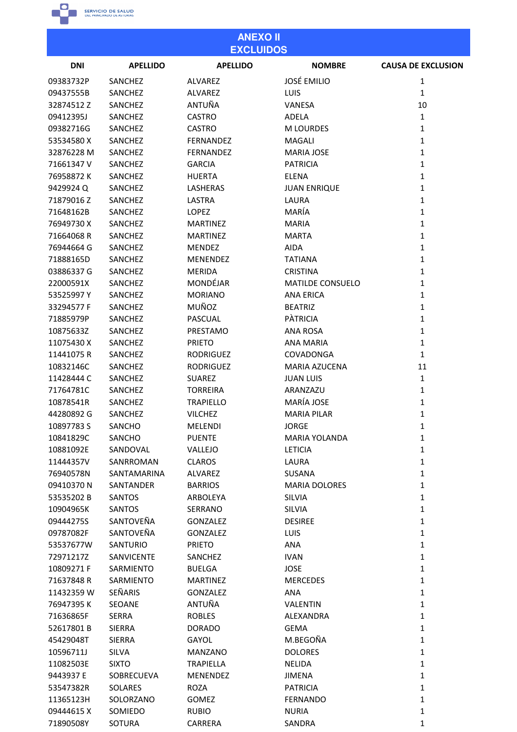## ANEXO II
## EXCLUIDOS

| DNI | APELLIDO | APELLIDO | NOMBRE | CAUSA DE EXCLUSION |
|---|---|---|---|---|
| 09383732P | SANCHEZ | ALVAREZ | JOSÉ EMILIO | 1 |
| 09437555B | SANCHEZ | ALVAREZ | LUIS | 1 |
| 32874512 Z | SANCHEZ | ANTUÑA | VANESA | 10 |
| 09412395J | SANCHEZ | CASTRO | ADELA | 1 |
| 09382716G | SANCHEZ | CASTRO | M LOURDES | 1 |
| 53534580 X | SANCHEZ | FERNANDEZ | MAGALI | 1 |
| 32876228 M | SANCHEZ | FERNANDEZ | MARIA JOSE | 1 |
| 71661347 V | SANCHEZ | GARCIA | PATRICIA | 1 |
| 76958872 K | SANCHEZ | HUERTA | ELENA | 1 |
| 9429924 Q | SANCHEZ | LASHERAS | JUAN ENRIQUE | 1 |
| 71879016 Z | SANCHEZ | LASTRA | LAURA | 1 |
| 71648162B | SANCHEZ | LOPEZ | MARÍA | 1 |
| 76949730 X | SANCHEZ | MARTINEZ | MARIA | 1 |
| 71664068 R | SANCHEZ | MARTINEZ | MARTA | 1 |
| 76944664 G | SANCHEZ | MENDEZ | AIDA | 1 |
| 71888165D | SANCHEZ | MENENDEZ | TATIANA | 1 |
| 03886337 G | SANCHEZ | MERIDA | CRISTINA | 1 |
| 22000591X | SANCHEZ | MONDÉJAR | MATILDE CONSUELO | 1 |
| 53525997 Y | SANCHEZ | MORIANO | ANA ERICA | 1 |
| 33294577 F | SANCHEZ | MUÑOZ | BEATRIZ | 1 |
| 71885979P | SANCHEZ | PASCUAL | PÀTRICIA | 1 |
| 10875633Z | SANCHEZ | PRESTAMO | ANA ROSA | 1 |
| 11075430 X | SANCHEZ | PRIETO | ANA MARIA | 1 |
| 11441075 R | SANCHEZ | RODRIGUEZ | COVADONGA | 1 |
| 10832146C | SANCHEZ | RODRIGUEZ | MARIA AZUCENA | 11 |
| 11428444 C | SANCHEZ | SUAREZ | JUAN LUIS | 1 |
| 71764781C | SANCHEZ | TORREIRA | ARANZAZU | 1 |
| 10878541R | SANCHEZ | TRAPIELLO | MARÍA JOSE | 1 |
| 44280892 G | SANCHEZ | VILCHEZ | MARIA PILAR | 1 |
| 10897783 S | SANCHO | MELENDI | JORGE | 1 |
| 10841829C | SANCHO | PUENTE | MARIA YOLANDA | 1 |
| 10881092E | SANDOVAL | VALLEJO | LETICIA | 1 |
| 11444357V | SANRROMAN | CLAROS | LAURA | 1 |
| 76940578N | SANTAMARINA | ALVAREZ | SUSANA | 1 |
| 09410370 N | SANTANDER | BARRIOS | MARIA DOLORES | 1 |
| 53535202 B | SANTOS | ARBOLEYA | SILVIA | 1 |
| 10904965K | SANTOS | SERRANO | SILVIA | 1 |
| 09444275S | SANTOVEÑA | GONZALEZ | DESIREE | 1 |
| 09787082F | SANTOVEÑA | GONZALEZ | LUIS | 1 |
| 53537677W | SANTURIO | PRIETO | ANA | 1 |
| 72971217Z | SANVICENTE | SANCHEZ | IVAN | 1 |
| 10809271 F | SARMIENTO | BUELGA | JOSE | 1 |
| 71637848 R | SARMIENTO | MARTINEZ | MERCEDES | 1 |
| 11432359 W | SEÑARIS | GONZALEZ | ANA | 1 |
| 76947395 K | SEOANE | ANTUÑA | VALENTIN | 1 |
| 71636865F | SERRA | ROBLES | ALEXANDRA | 1 |
| 52617801 B | SIERRA | DORADO | GEMA | 1 |
| 45429048T | SIERRA | GAYOL | M.BEGOÑA | 1 |
| 10596711J | SILVA | MANZANO | DOLORES | 1 |
| 11082503E | SIXTO | TRAPIELLA | NELIDA | 1 |
| 9443937 E | SOBRECUEVA | MENENDEZ | JIMENA | 1 |
| 53547382R | SOLARES | ROZA | PATRICIA | 1 |
| 11365123H | SOLORZANO | GOMEZ | FERNANDO | 1 |
| 09444615 X | SOMIEDO | RUBIO | NURIA | 1 |
| 71890508Y | SOTURA | CARRERA | SANDRA | 1 |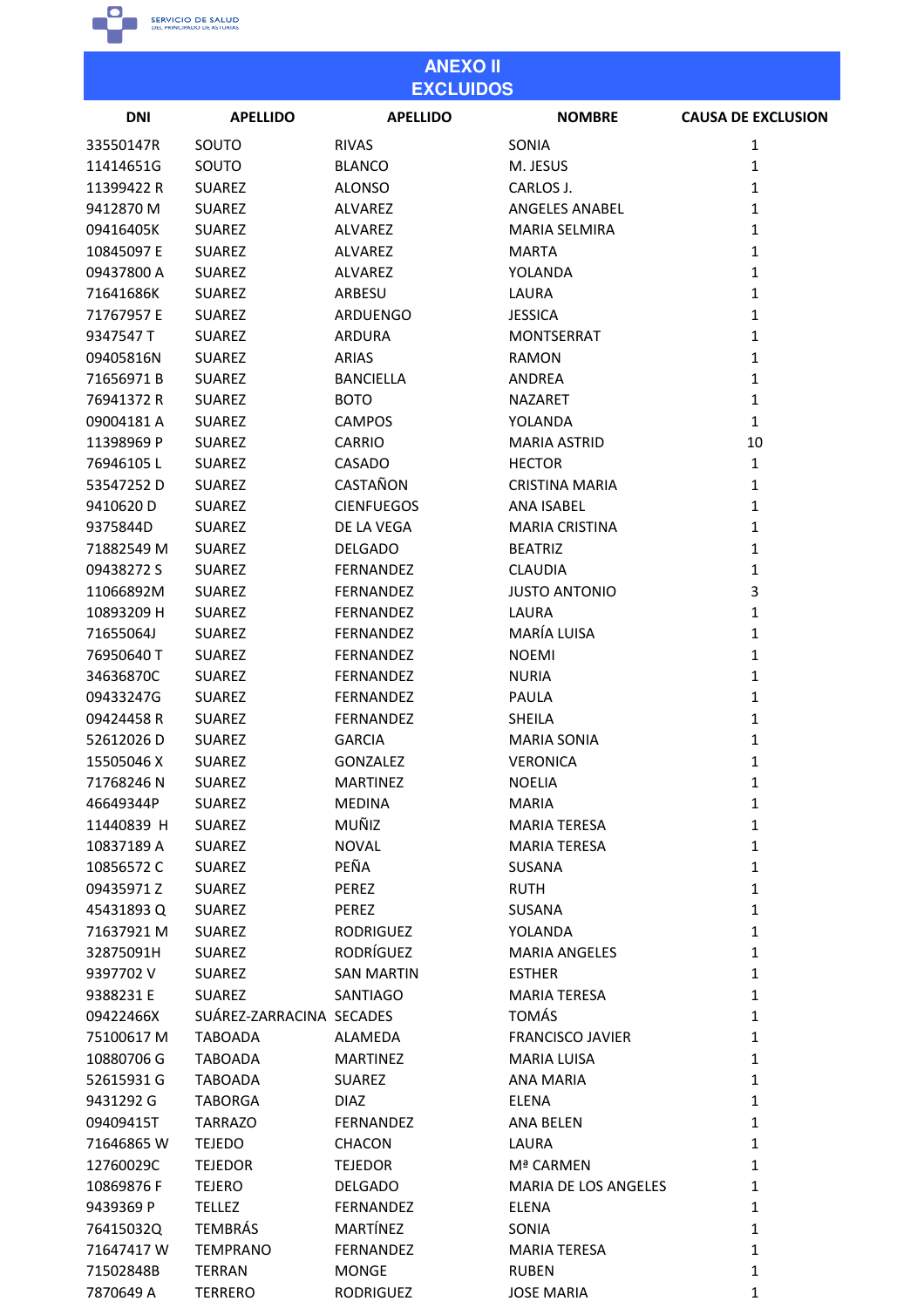## ANEXO II
## EXCLUIDOS

| DNI | APELLIDO | APELLIDO | NOMBRE | CAUSA DE EXCLUSION |
|---|---|---|---|---|
| 33550147R | SOUTO | RIVAS | SONIA | 1 |
| 11414651G | SOUTO | BLANCO | M. JESUS | 1 |
| 11399422 R | SUAREZ | ALONSO | CARLOS J. | 1 |
| 9412870 M | SUAREZ | ALVAREZ | ANGELES ANABEL | 1 |
| 09416405K | SUAREZ | ALVAREZ | MARIA SELMIRA | 1 |
| 10845097 E | SUAREZ | ALVAREZ | MARTA | 1 |
| 09437800 A | SUAREZ | ALVAREZ | YOLANDA | 1 |
| 71641686K | SUAREZ | ARBESU | LAURA | 1 |
| 71767957 E | SUAREZ | ARDUENGO | JESSICA | 1 |
| 9347547 T | SUAREZ | ARDURA | MONTSERRAT | 1 |
| 09405816N | SUAREZ | ARIAS | RAMON | 1 |
| 71656971 B | SUAREZ | BANCIELLA | ANDREA | 1 |
| 76941372 R | SUAREZ | BOTO | NAZARET | 1 |
| 09004181 A | SUAREZ | CAMPOS | YOLANDA | 1 |
| 11398969 P | SUAREZ | CARRIO | MARIA ASTRID | 10 |
| 76946105 L | SUAREZ | CASADO | HECTOR | 1 |
| 53547252 D | SUAREZ | CASTAÑON | CRISTINA MARIA | 1 |
| 9410620 D | SUAREZ | CIENFUEGOS | ANA ISABEL | 1 |
| 9375844D | SUAREZ | DE LA VEGA | MARIA CRISTINA | 1 |
| 71882549 M | SUAREZ | DELGADO | BEATRIZ | 1 |
| 09438272 S | SUAREZ | FERNANDEZ | CLAUDIA | 1 |
| 11066892M | SUAREZ | FERNANDEZ | JUSTO ANTONIO | 3 |
| 10893209 H | SUAREZ | FERNANDEZ | LAURA | 1 |
| 71655064J | SUAREZ | FERNANDEZ | MARÍA LUISA | 1 |
| 76950640 T | SUAREZ | FERNANDEZ | NOEMI | 1 |
| 34636870C | SUAREZ | FERNANDEZ | NURIA | 1 |
| 09433247G | SUAREZ | FERNANDEZ | PAULA | 1 |
| 09424458 R | SUAREZ | FERNANDEZ | SHEILA | 1 |
| 52612026 D | SUAREZ | GARCIA | MARIA SONIA | 1 |
| 15505046 X | SUAREZ | GONZALEZ | VERONICA | 1 |
| 71768246 N | SUAREZ | MARTINEZ | NOELIA | 1 |
| 46649344P | SUAREZ | MEDINA | MARIA | 1 |
| 11440839 H | SUAREZ | MUÑIZ | MARIA TERESA | 1 |
| 10837189 A | SUAREZ | NOVAL | MARIA TERESA | 1 |
| 10856572 C | SUAREZ | PEÑA | SUSANA | 1 |
| 09435971 Z | SUAREZ | PEREZ | RUTH | 1 |
| 45431893 Q | SUAREZ | PEREZ | SUSANA | 1 |
| 71637921 M | SUAREZ | RODRIGUEZ | YOLANDA | 1 |
| 32875091H | SUAREZ | RODRÍGUEZ | MARIA ANGELES | 1 |
| 9397702 V | SUAREZ | SAN MARTIN | ESTHER | 1 |
| 9388231 E | SUAREZ | SANTIAGO | MARIA TERESA | 1 |
| 09422466X | SUÁREZ-ZARRACINA | SECADES | TOMÁS | 1 |
| 75100617 M | TABOADA | ALAMEDA | FRANCISCO JAVIER | 1 |
| 10880706 G | TABOADA | MARTINEZ | MARIA LUISA | 1 |
| 52615931 G | TABOADA | SUAREZ | ANA MARIA | 1 |
| 9431292 G | TABORGA | DIAZ | ELENA | 1 |
| 09409415T | TARRAZO | FERNANDEZ | ANA BELEN | 1 |
| 71646865 W | TEJEDO | CHACON | LAURA | 1 |
| 12760029C | TEJEDOR | TEJEDOR | Mª CARMEN | 1 |
| 10869876 F | TEJERO | DELGADO | MARIA DE LOS ANGELES | 1 |
| 9439369 P | TELLEZ | FERNANDEZ | ELENA | 1 |
| 76415032Q | TEMBRÁS | MARTÍNEZ | SONIA | 1 |
| 71647417 W | TEMPRANO | FERNANDEZ | MARIA TERESA | 1 |
| 71502848B | TERRAN | MONGE | RUBEN | 1 |
| 7870649 A | TERRERO | RODRIGUEZ | JOSE MARIA | 1 |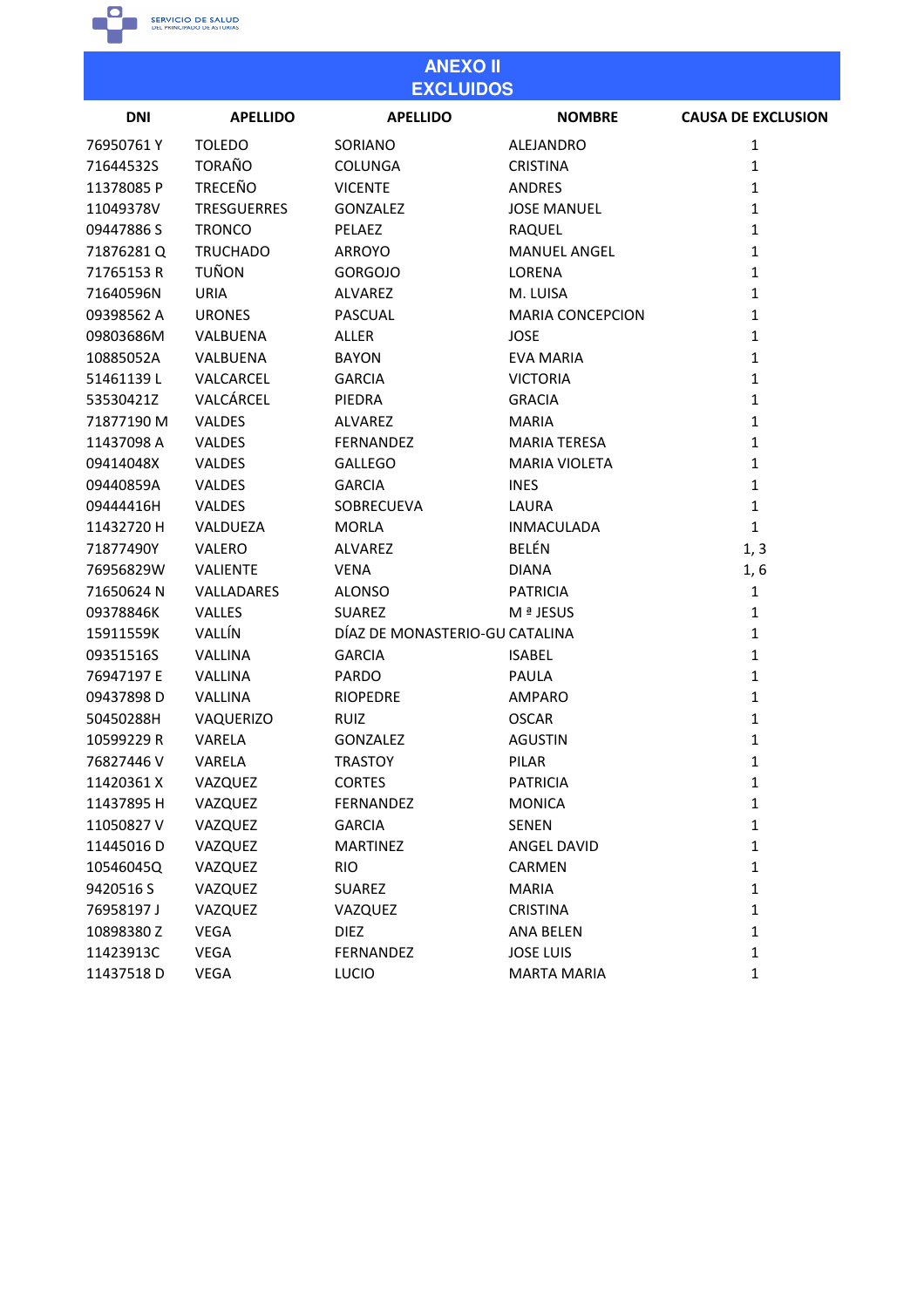# ANEXO II
## EXCLUIDOS

| DNI | APELLIDO | APELLIDO | NOMBRE | CAUSA DE EXCLUSION |
|---|---|---|---|---|
| 76950761 Y | TOLEDO | SORIANO | ALEJANDRO | 1 |
| 71644532S | TORAÑO | COLUNGA | CRISTINA | 1 |
| 11378085 P | TRECEÑO | VICENTE | ANDRES | 1 |
| 11049378V | TRESGUERRES | GONZALEZ | JOSE MANUEL | 1 |
| 09447886 S | TRONCO | PELAEZ | RAQUEL | 1 |
| 71876281 Q | TRUCHADO | ARROYO | MANUEL ANGEL | 1 |
| 71765153 R | TUÑON | GORGOJO | LORENA | 1 |
| 71640596N | URIA | ALVAREZ | M. LUISA | 1 |
| 09398562 A | URONES | PASCUAL | MARIA CONCEPCION | 1 |
| 09803686M | VALBUENA | ALLER | JOSE | 1 |
| 10885052A | VALBUENA | BAYON | EVA MARIA | 1 |
| 51461139 L | VALCARCEL | GARCIA | VICTORIA | 1 |
| 53530421Z | VALCÁRCEL | PIEDRA | GRACIA | 1 |
| 71877190 M | VALDES | ALVAREZ | MARIA | 1 |
| 11437098 A | VALDES | FERNANDEZ | MARIA TERESA | 1 |
| 09414048X | VALDES | GALLEGO | MARIA VIOLETA | 1 |
| 09440859A | VALDES | GARCIA | INES | 1 |
| 09444416H | VALDES | SOBRECUEVA | LAURA | 1 |
| 11432720 H | VALDUEZA | MORLA | INMACULADA | 1 |
| 71877490Y | VALERO | ALVAREZ | BELÉN | 1, 3 |
| 76956829W | VALIENTE | VENA | DIANA | 1, 6 |
| 71650624 N | VALLADARES | ALONSO | PATRICIA | 1 |
| 09378846K | VALLES | SUAREZ | M ª JESUS | 1 |
| 15911559K | VALLÍN | DÍAZ DE MONASTERIO-GU | CATALINA | 1 |
| 09351516S | VALLINA | GARCIA | ISABEL | 1 |
| 76947197 E | VALLINA | PARDO | PAULA | 1 |
| 09437898 D | VALLINA | RIOPEDRE | AMPARO | 1 |
| 50450288H | VAQUERIZO | RUIZ | OSCAR | 1 |
| 10599229 R | VARELA | GONZALEZ | AGUSTIN | 1 |
| 76827446 V | VARELA | TRASTOY | PILAR | 1 |
| 11420361 X | VAZQUEZ | CORTES | PATRICIA | 1 |
| 11437895 H | VAZQUEZ | FERNANDEZ | MONICA | 1 |
| 11050827 V | VAZQUEZ | GARCIA | SENEN | 1 |
| 11445016 D | VAZQUEZ | MARTINEZ | ANGEL DAVID | 1 |
| 10546045Q | VAZQUEZ | RIO | CARMEN | 1 |
| 9420516 S | VAZQUEZ | SUAREZ | MARIA | 1 |
| 76958197 J | VAZQUEZ | VAZQUEZ | CRISTINA | 1 |
| 10898380 Z | VEGA | DIEZ | ANA BELEN | 1 |
| 11423913C | VEGA | FERNANDEZ | JOSE LUIS | 1 |
| 11437518 D | VEGA | LUCIO | MARTA MARIA | 1 |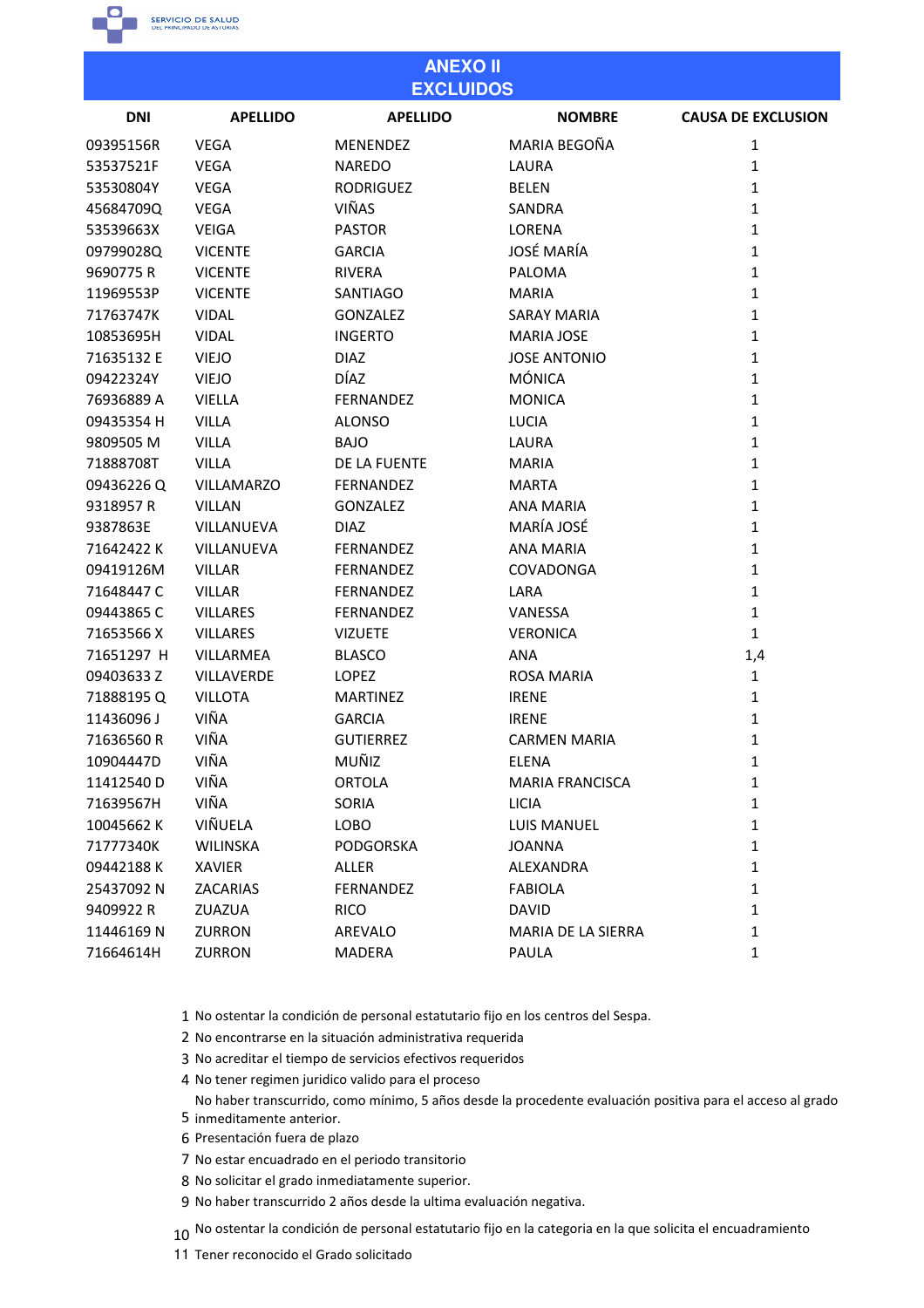# ANEXO II
# EXCLUIDOS

| DNI | APELLIDO | APELLIDO | NOMBRE | CAUSA DE EXCLUSION |
|---|---|---|---|---|
| 09395156R | VEGA | MENENDEZ | MARIA BEGOÑA | 1 |
| 53537521F | VEGA | NAREDO | LAURA | 1 |
| 53530804Y | VEGA | RODRIGUEZ | BELEN | 1 |
| 45684709Q | VEGA | VIÑAS | SANDRA | 1 |
| 53539663X | VEIGA | PASTOR | LORENA | 1 |
| 09799028Q | VICENTE | GARCIA | JOSÉ MARÍA | 1 |
| 9690775 R | VICENTE | RIVERA | PALOMA | 1 |
| 11969553P | VICENTE | SANTIAGO | MARIA | 1 |
| 71763747K | VIDAL | GONZALEZ | SARAY MARIA | 1 |
| 10853695H | VIDAL | INGERTO | MARIA JOSE | 1 |
| 71635132 E | VIEJO | DIAZ | JOSE ANTONIO | 1 |
| 09422324Y | VIEJO | DÍAZ | MÓNICA | 1 |
| 76936889 A | VIELLA | FERNANDEZ | MONICA | 1 |
| 09435354 H | VILLA | ALONSO | LUCIA | 1 |
| 9809505 M | VILLA | BAJO | LAURA | 1 |
| 71888708T | VILLA | DE LA FUENTE | MARIA | 1 |
| 09436226 Q | VILLAMARZO | FERNANDEZ | MARTA | 1 |
| 9318957 R | VILLAN | GONZALEZ | ANA MARIA | 1 |
| 9387863E | VILLANUEVA | DIAZ | MARÍA JOSÉ | 1 |
| 71642422 K | VILLANUEVA | FERNANDEZ | ANA MARIA | 1 |
| 09419126M | VILLAR | FERNANDEZ | COVADONGA | 1 |
| 71648447 C | VILLAR | FERNANDEZ | LARA | 1 |
| 09443865 C | VILLARES | FERNANDEZ | VANESSA | 1 |
| 71653566 X | VILLARES | VIZUETE | VERONICA | 1 |
| 71651297 H | VILLARMEA | BLASCO | ANA | 1,4 |
| 09403633 Z | VILLAVERDE | LOPEZ | ROSA MARIA | 1 |
| 71888195 Q | VILLOTA | MARTINEZ | IRENE | 1 |
| 11436096 J | VIÑA | GARCIA | IRENE | 1 |
| 71636560 R | VIÑA | GUTIERREZ | CARMEN MARIA | 1 |
| 10904447D | VIÑA | MUÑIZ | ELENA | 1 |
| 11412540 D | VIÑA | ORTOLA | MARIA FRANCISCA | 1 |
| 71639567H | VIÑA | SORIA | LICIA | 1 |
| 10045662 K | VIÑUELA | LOBO | LUIS MANUEL | 1 |
| 71777340K | WILINSKA | PODGORSKA | JOANNA | 1 |
| 09442188 K | XAVIER | ALLER | ALEXANDRA | 1 |
| 25437092 N | ZACARIAS | FERNANDEZ | FABIOLA | 1 |
| 9409922 R | ZUAZUA | RICO | DAVID | 1 |
| 11446169 N | ZURRON | AREVALO | MARIA DE LA SIERRA | 1 |
| 71664614H | ZURRON | MADERA | PAULA | 1 |

1 No ostentar la condición de personal estatutario fijo en los centros del Sespa.
2 No encontrarse en la situación administrativa requerida
3 No acreditar el tiempo de servicios efectivos requeridos
4 No tener regimen juridico valido para el proceso
5 No haber transcurrido, como mínimo, 5 años desde la procedente evaluación positiva para el acceso al grado inmeditamente anterior.
6 Presentación fuera de plazo
7 No estar encuadrado en el periodo transitorio
8 No solicitar el grado inmediatamente superior.
9 No haber transcurrido 2 años desde la ultima evaluación negativa.
10 No ostentar la condición de personal estatutario fijo en la categoria en la que solicita el encuadramiento
11 Tener reconocido el Grado solicitado